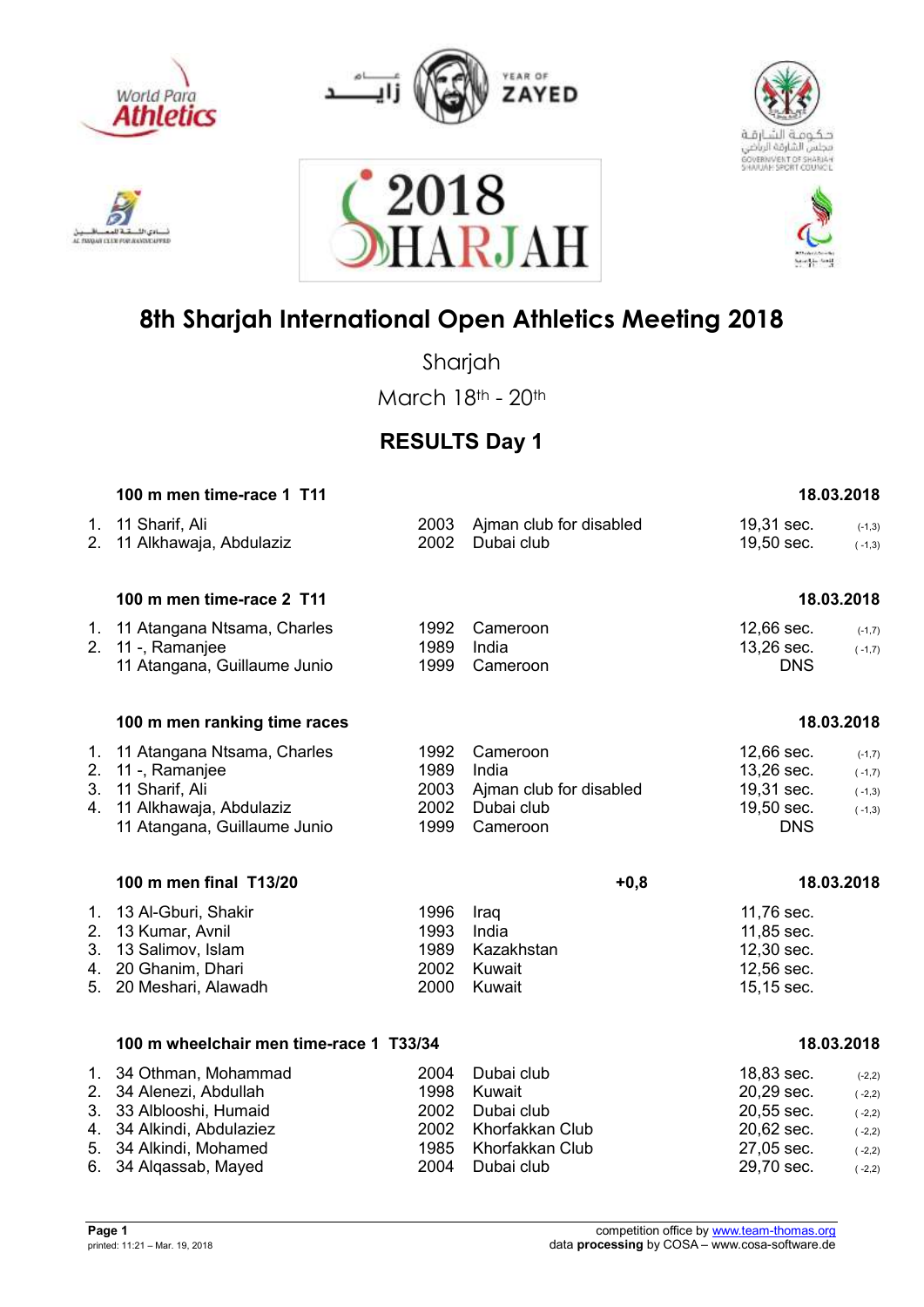# 8th Sharjah International Open Athletics Meeting 2018

Sharjah

March 18th - 20th

## RESULTS Day 1

### 100 m men time-race 1 T11 — 18.03.2018

| | | | | | |
|---|---|---|---|---|---|
| 1. | 11 Sharif, Ali | 2003 | Ajman club for disabled | 19,31 sec. | (-1,3) |
| 2. | 11 Alkhawaja, Abdulaziz | 2002 | Dubai club | 19,50 sec. | (-1,3) |

### 100 m men time-race 2 T11 — 18.03.2018

| | | | | | |
|---|---|---|---|---|---|
| 1. | 11 Atangana Ntsama, Charles | 1992 | Cameroon | 12,66 sec. | (-1,7) |
| 2. | 11 -, Ramanjee | 1989 | India | 13,26 sec. | (-1,7) |
| | 11 Atangana, Guillaume Junio | 1999 | Cameroon | DNS | |

### 100 m men ranking time races — 18.03.2018

| | | | | | |
|---|---|---|---|---|---|
| 1. | 11 Atangana Ntsama, Charles | 1992 | Cameroon | 12,66 sec. | (-1,7) |
| 2. | 11 -, Ramanjee | 1989 | India | 13,26 sec. | (-1,7) |
| 3. | 11 Sharif, Ali | 2003 | Ajman club for disabled | 19,31 sec. | (-1,3) |
| 4. | 11 Alkhawaja, Abdulaziz | 2002 | Dubai club | 19,50 sec. | (-1,3) |
| | 11 Atangana, Guillaume Junio | 1999 | Cameroon | DNS | |

### 100 m men final T13/20 — +0,8 — 18.03.2018

| | | | | |
|---|---|---|---|---|
| 1. | 13 Al-Gburi, Shakir | 1996 | Iraq | 11,76 sec. |
| 2. | 13 Kumar, Avnil | 1993 | India | 11,85 sec. |
| 3. | 13 Salimov, Islam | 1989 | Kazakhstan | 12,30 sec. |
| 4. | 20 Ghanim, Dhari | 2002 | Kuwait | 12,56 sec. |
| 5. | 20 Meshari, Alawadh | 2000 | Kuwait | 15,15 sec. |

### 100 m wheelchair men time-race 1 T33/34 — 18.03.2018

| | | | | | |
|---|---|---|---|---|---|
| 1. | 34 Othman, Mohammad | 2004 | Dubai club | 18,83 sec. | (-2,2) |
| 2. | 34 Alenezi, Abdullah | 1998 | Kuwait | 20,29 sec. | (-2,2) |
| 3. | 33 Alblooshi, Humaid | 2002 | Dubai club | 20,55 sec. | (-2,2) |
| 4. | 34 Alkindi, Abdulaziez | 2002 | Khorfakkan Club | 20,62 sec. | (-2,2) |
| 5. | 34 Alkindi, Mohamed | 1985 | Khorfakkan Club | 27,05 sec. | (-2,2) |
| 6. | 34 Alqassab, Mayed | 2004 | Dubai club | 29,70 sec. | (-2,2) |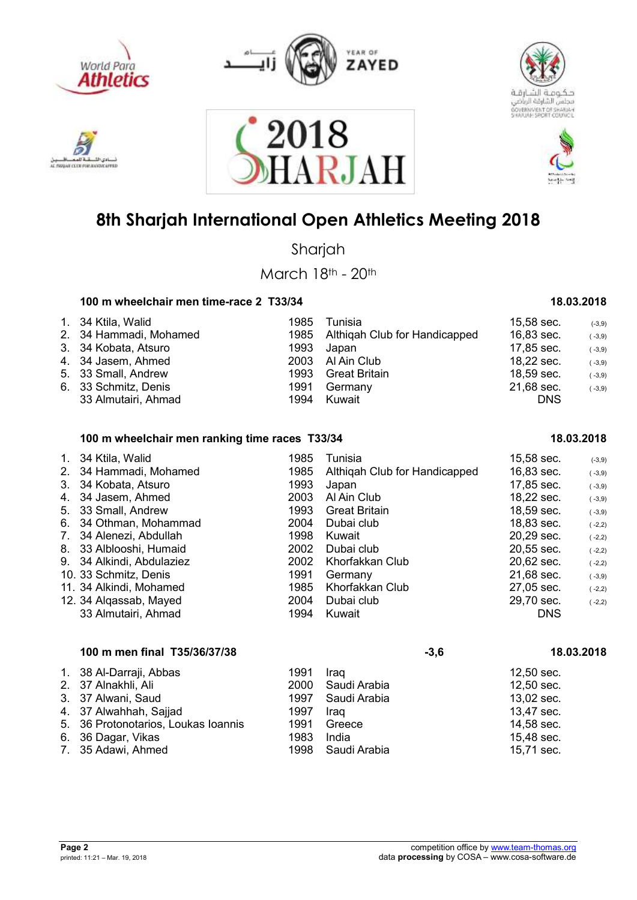# 8th Sharjah International Open Athletics Meeting 2018

Sharjah

March 18th - 20th

### 100 m wheelchair men time-race 2 T33/34 — 18.03.2018

| | Class | Name | Year | Club/Country | Result | Wind |
|---|---|---|---|---|---|---|
| 1. | 34 | Ktila, Walid | 1985 | Tunisia | 15,58 sec. | (-3,9) |
| 2. | 34 | Hammadi, Mohamed | 1985 | Althiqah Club for Handicapped | 16,83 sec. | (-3,9) |
| 3. | 34 | Kobata, Atsuro | 1993 | Japan | 17,85 sec. | (-3,9) |
| 4. | 34 | Jasem, Ahmed | 2003 | Al Ain Club | 18,22 sec. | (-3,9) |
| 5. | 33 | Small, Andrew | 1993 | Great Britain | 18,59 sec. | (-3,9) |
| 6. | 33 | Schmitz, Denis | 1991 | Germany | 21,68 sec. | (-3,9) |
| | 33 | Almutairi, Ahmad | 1994 | Kuwait | DNS | |

### 100 m wheelchair men ranking time races T33/34 — 18.03.2018

| | Class | Name | Year | Club/Country | Result | Wind |
|---|---|---|---|---|---|---|
| 1. | 34 | Ktila, Walid | 1985 | Tunisia | 15,58 sec. | (-3,9) |
| 2. | 34 | Hammadi, Mohamed | 1985 | Althiqah Club for Handicapped | 16,83 sec. | (-3,9) |
| 3. | 34 | Kobata, Atsuro | 1993 | Japan | 17,85 sec. | (-3,9) |
| 4. | 34 | Jasem, Ahmed | 2003 | Al Ain Club | 18,22 sec. | (-3,9) |
| 5. | 33 | Small, Andrew | 1993 | Great Britain | 18,59 sec. | (-3,9) |
| 6. | 34 | Othman, Mohammad | 2004 | Dubai club | 18,83 sec. | (-2,2) |
| 7. | 34 | Alenezi, Abdullah | 1998 | Kuwait | 20,29 sec. | (-2,2) |
| 8. | 33 | Alblooshi, Humaid | 2002 | Dubai club | 20,55 sec. | (-2,2) |
| 9. | 34 | Alkindi, Abdulaziez | 2002 | Khorfakkan Club | 20,62 sec. | (-2,2) |
| 10. | 33 | Schmitz, Denis | 1991 | Germany | 21,68 sec. | (-3,9) |
| 11. | 34 | Alkindi, Mohamed | 1985 | Khorfakkan Club | 27,05 sec. | (-2,2) |
| 12. | 34 | Alqassab, Mayed | 2004 | Dubai club | 29,70 sec. | (-2,2) |
| | 33 | Almutairi, Ahmad | 1994 | Kuwait | DNS | |

### 100 m men final T35/36/37/38 — -3,6 — 18.03.2018

| | Class | Name | Year | Club/Country | Result |
|---|---|---|---|---|---|
| 1. | 38 | Al-Darraji, Abbas | 1991 | Iraq | 12,50 sec. |
| 2. | 37 | Alnakhli, Ali | 2000 | Saudi Arabia | 12,50 sec. |
| 3. | 37 | Alwani, Saud | 1997 | Saudi Arabia | 13,02 sec. |
| 4. | 37 | Alwahhah, Sajjad | 1997 | Iraq | 13,47 sec. |
| 5. | 36 | Protonotarios, Loukas Ioannis | 1991 | Greece | 14,58 sec. |
| 6. | 36 | Dagar, Vikas | 1983 | India | 15,48 sec. |
| 7. | 35 | Adawi, Ahmed | 1998 | Saudi Arabia | 15,71 sec. |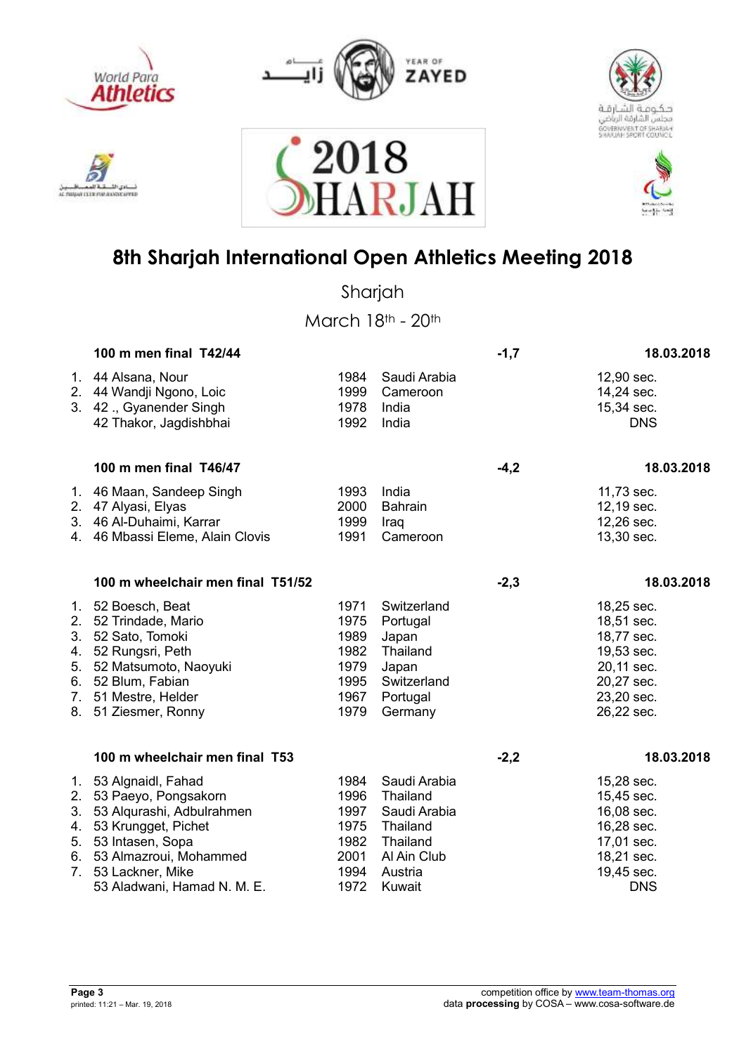# 8th Sharjah International Open Athletics Meeting 2018

Sharjah

March 18th - 20th

### 100 m men final T42/44

Wind: -1,7 — 18.03.2018

| Rank | Class | Name | Year | Country | Result |
|---|---|---|---|---|---|
| 1. | 44 | Alsana, Nour | 1984 | Saudi Arabia | 12,90 sec. |
| 2. | 44 | Wandji Ngono, Loic | 1999 | Cameroon | 14,24 sec. |
| 3. | 42 | ., Gyanender Singh | 1978 | India | 15,34 sec. |
| | 42 | Thakor, Jagdishbhai | 1992 | India | DNS |

### 100 m men final T46/47

Wind: -4,2 — 18.03.2018

| Rank | Class | Name | Year | Country | Result |
|---|---|---|---|---|---|
| 1. | 46 | Maan, Sandeep Singh | 1993 | India | 11,73 sec. |
| 2. | 47 | Alyasi, Elyas | 2000 | Bahrain | 12,19 sec. |
| 3. | 46 | Al-Duhaimi, Karrar | 1999 | Iraq | 12,26 sec. |
| 4. | 46 | Mbassi Eleme, Alain Clovis | 1991 | Cameroon | 13,30 sec. |

### 100 m wheelchair men final T51/52

Wind: -2,3 — 18.03.2018

| Rank | Class | Name | Year | Country | Result |
|---|---|---|---|---|---|
| 1. | 52 | Boesch, Beat | 1971 | Switzerland | 18,25 sec. |
| 2. | 52 | Trindade, Mario | 1975 | Portugal | 18,51 sec. |
| 3. | 52 | Sato, Tomoki | 1989 | Japan | 18,77 sec. |
| 4. | 52 | Rungsri, Peth | 1982 | Thailand | 19,53 sec. |
| 5. | 52 | Matsumoto, Naoyuki | 1979 | Japan | 20,11 sec. |
| 6. | 52 | Blum, Fabian | 1995 | Switzerland | 20,27 sec. |
| 7. | 51 | Mestre, Helder | 1967 | Portugal | 23,20 sec. |
| 8. | 51 | Ziesmer, Ronny | 1979 | Germany | 26,22 sec. |

### 100 m wheelchair men final T53

Wind: -2,2 — 18.03.2018

| Rank | Class | Name | Year | Country | Result |
|---|---|---|---|---|---|
| 1. | 53 | Algnaidl, Fahad | 1984 | Saudi Arabia | 15,28 sec. |
| 2. | 53 | Paeyo, Pongsakorn | 1996 | Thailand | 15,45 sec. |
| 3. | 53 | Alqurashi, Adbulrahmen | 1997 | Saudi Arabia | 16,08 sec. |
| 4. | 53 | Krungget, Pichet | 1975 | Thailand | 16,28 sec. |
| 5. | 53 | Intasen, Sopa | 1982 | Thailand | 17,01 sec. |
| 6. | 53 | Almazroui, Mohammed | 2001 | Al Ain Club | 18,21 sec. |
| 7. | 53 | Lackner, Mike | 1994 | Austria | 19,45 sec. |
| | 53 | Aladwani, Hamad N. M. E. | 1972 | Kuwait | DNS |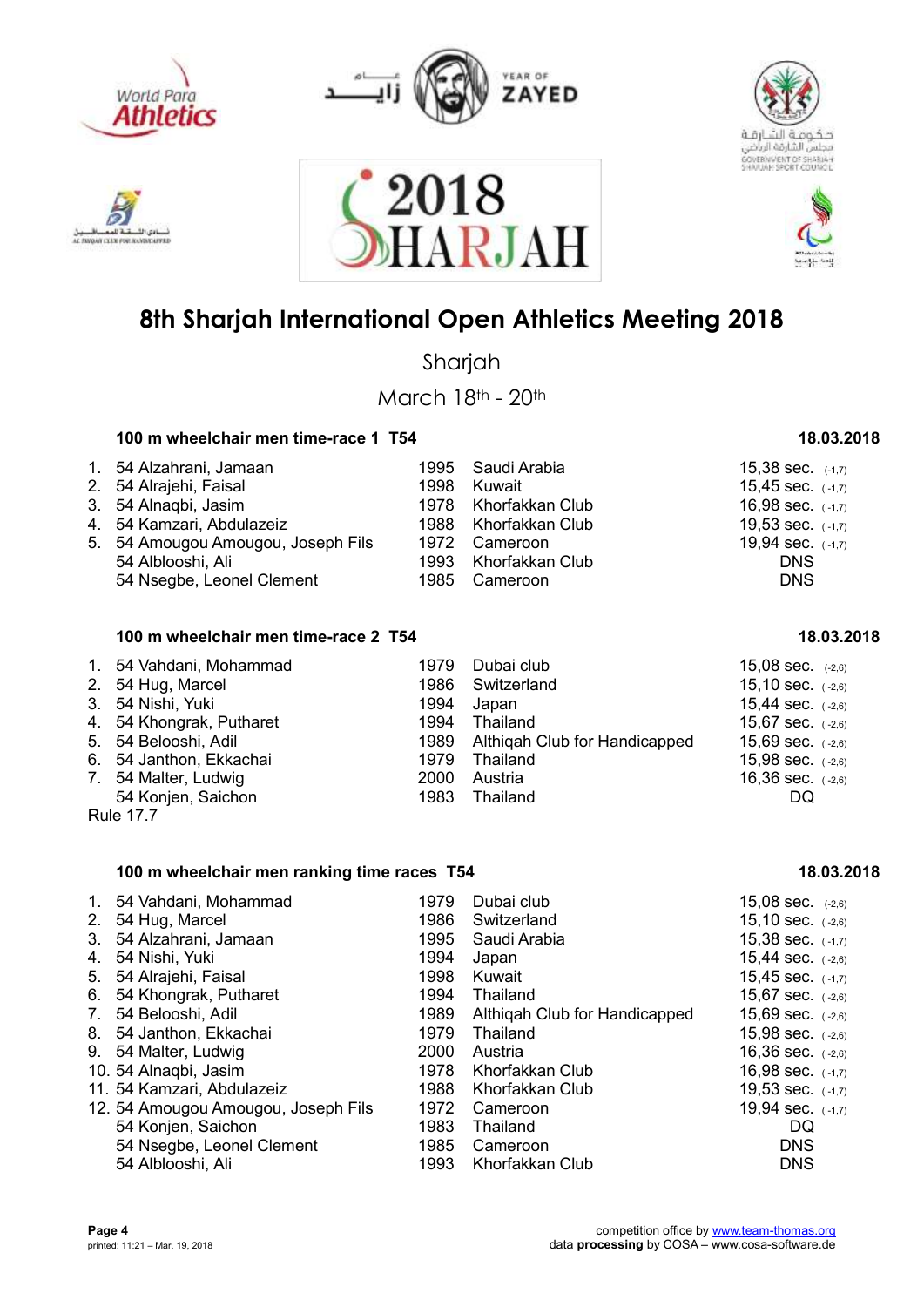# 8th Sharjah International Open Athletics Meeting 2018

Sharjah

March 18th - 20th

### 100 m wheelchair men time-race 1 T54 — 18.03.2018

| Rank | Class | Name | Year | Country/Club | Result | Wind |
|---|---|---|---|---|---|---|
| 1. | 54 | Alzahrani, Jamaan | 1995 | Saudi Arabia | 15,38 sec. | (-1,7) |
| 2. | 54 | Alrajehi, Faisal | 1998 | Kuwait | 15,45 sec. | (-1,7) |
| 3. | 54 | Alnaqbi, Jasim | 1978 | Khorfakkan Club | 16,98 sec. | (-1,7) |
| 4. | 54 | Kamzari, Abdulazeiz | 1988 | Khorfakkan Club | 19,53 sec. | (-1,7) |
| 5. | 54 | Amougou Amougou, Joseph Fils | 1972 | Cameroon | 19,94 sec. | (-1,7) |
| | 54 | Alblooshi, Ali | 1993 | Khorfakkan Club | DNS | |
| | 54 | Nsegbe, Leonel Clement | 1985 | Cameroon | DNS | |

### 100 m wheelchair men time-race 2 T54 — 18.03.2018

| Rank | Class | Name | Year | Country/Club | Result | Wind |
|---|---|---|---|---|---|---|
| 1. | 54 | Vahdani, Mohammad | 1979 | Dubai club | 15,08 sec. | (-2,6) |
| 2. | 54 | Hug, Marcel | 1986 | Switzerland | 15,10 sec. | (-2,6) |
| 3. | 54 | Nishi, Yuki | 1994 | Japan | 15,44 sec. | (-2,6) |
| 4. | 54 | Khongrak, Putharet | 1994 | Thailand | 15,67 sec. | (-2,6) |
| 5. | 54 | Belooshi, Adil | 1989 | Althiqah Club for Handicapped | 15,69 sec. | (-2,6) |
| 6. | 54 | Janthon, Ekkachai | 1979 | Thailand | 15,98 sec. | (-2,6) |
| 7. | 54 | Malter, Ludwig | 2000 | Austria | 16,36 sec. | (-2,6) |
| | 54 | Konjen, Saichon | 1983 | Thailand | DQ | |

Rule 17.7

### 100 m wheelchair men ranking time races T54 — 18.03.2018

| Rank | Class | Name | Year | Country/Club | Result | Wind |
|---|---|---|---|---|---|---|
| 1. | 54 | Vahdani, Mohammad | 1979 | Dubai club | 15,08 sec. | (-2,6) |
| 2. | 54 | Hug, Marcel | 1986 | Switzerland | 15,10 sec. | (-2,6) |
| 3. | 54 | Alzahrani, Jamaan | 1995 | Saudi Arabia | 15,38 sec. | (-1,7) |
| 4. | 54 | Nishi, Yuki | 1994 | Japan | 15,44 sec. | (-2,6) |
| 5. | 54 | Alrajehi, Faisal | 1998 | Kuwait | 15,45 sec. | (-1,7) |
| 6. | 54 | Khongrak, Putharet | 1994 | Thailand | 15,67 sec. | (-2,6) |
| 7. | 54 | Belooshi, Adil | 1989 | Althiqah Club for Handicapped | 15,69 sec. | (-2,6) |
| 8. | 54 | Janthon, Ekkachai | 1979 | Thailand | 15,98 sec. | (-2,6) |
| 9. | 54 | Malter, Ludwig | 2000 | Austria | 16,36 sec. | (-2,6) |
| 10. | 54 | Alnaqbi, Jasim | 1978 | Khorfakkan Club | 16,98 sec. | (-1,7) |
| 11. | 54 | Kamzari, Abdulazeiz | 1988 | Khorfakkan Club | 19,53 sec. | (-1,7) |
| 12. | 54 | Amougou Amougou, Joseph Fils | 1972 | Cameroon | 19,94 sec. | (-1,7) |
| | 54 | Konjen, Saichon | 1983 | Thailand | DQ | |
| | 54 | Nsegbe, Leonel Clement | 1985 | Cameroon | DNS | |
| | 54 | Alblooshi, Ali | 1993 | Khorfakkan Club | DNS | |

printed: 11:21 – Mar. 19, 2018

competition office by www.team-thomas.org
data **processing** by COSA – www.cosa-software.de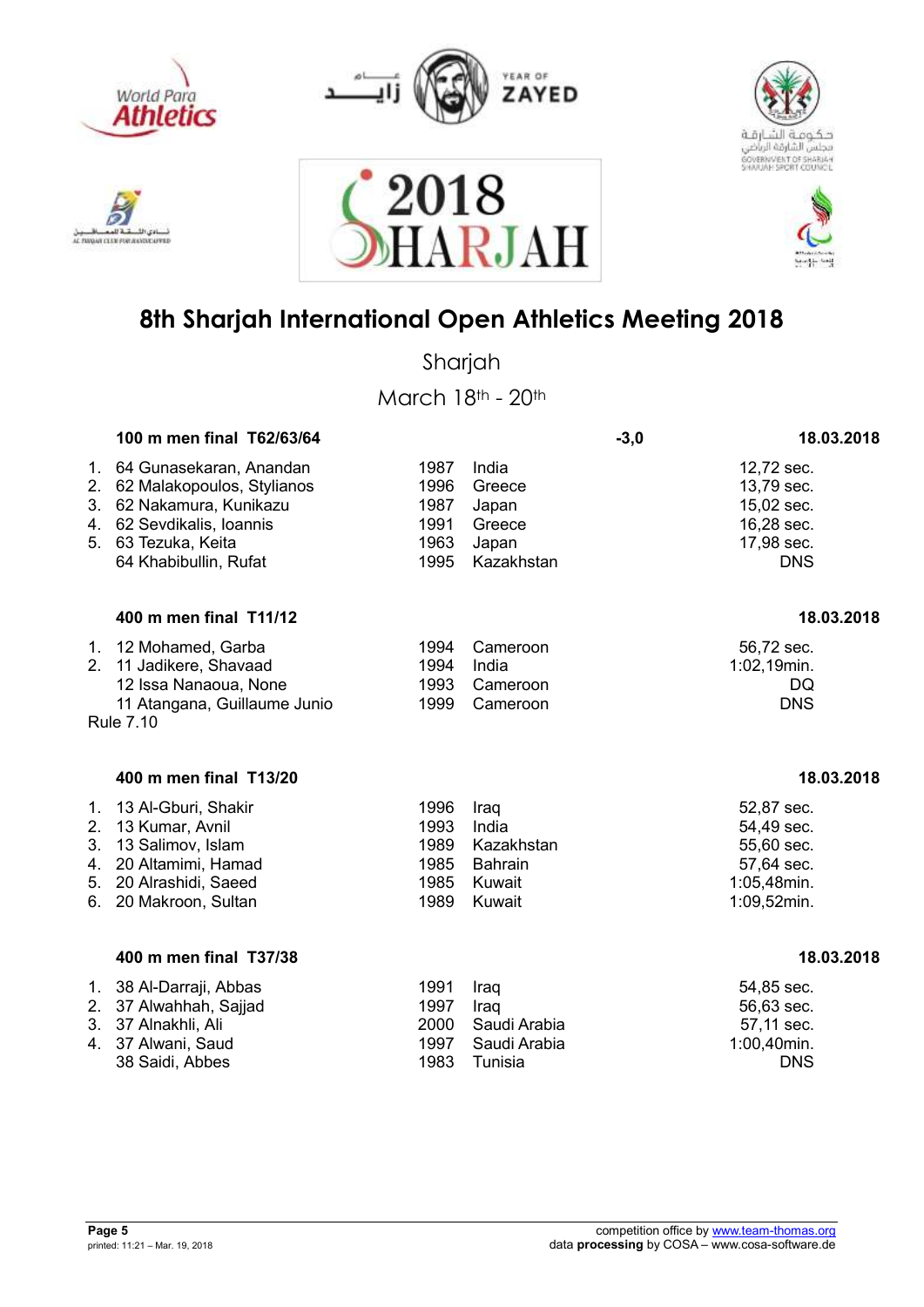# 8th Sharjah International Open Athletics Meeting 2018

Sharjah

March 18th - 20th

### 100 m men final T62/63/64 — -3,0 — 18.03.2018

| Pl. | Class | Name | Year | Country | Result |
|---|---|---|---|---|---|
| 1. | 64 | Gunasekaran, Anandan | 1987 | India | 12,72 sec. |
| 2. | 62 | Malakopoulos, Stylianos | 1996 | Greece | 13,79 sec. |
| 3. | 62 | Nakamura, Kunikazu | 1987 | Japan | 15,02 sec. |
| 4. | 62 | Sevdikalis, Ioannis | 1991 | Greece | 16,28 sec. |
| 5. | 63 | Tezuka, Keita | 1963 | Japan | 17,98 sec. |
| | 64 | Khabibullin, Rufat | 1995 | Kazakhstan | DNS |

### 400 m men final T11/12 — 18.03.2018

| Pl. | Class | Name | Year | Country | Result |
|---|---|---|---|---|---|
| 1. | 12 | Mohamed, Garba | 1994 | Cameroon | 56,72 sec. |
| 2. | 11 | Jadikere, Shavaad | 1994 | India | 1:02,19min. |
| | 12 | Issa Nanaoua, None | 1993 | Cameroon | DQ |
| | 11 | Atangana, Guillaume Junio | 1999 | Cameroon | DNS |

Rule 7.10

### 400 m men final T13/20 — 18.03.2018

| Pl. | Class | Name | Year | Country | Result |
|---|---|---|---|---|---|
| 1. | 13 | Al-Gburi, Shakir | 1996 | Iraq | 52,87 sec. |
| 2. | 13 | Kumar, Avnil | 1993 | India | 54,49 sec. |
| 3. | 13 | Salimov, Islam | 1989 | Kazakhstan | 55,60 sec. |
| 4. | 20 | Altamimi, Hamad | 1985 | Bahrain | 57,64 sec. |
| 5. | 20 | Alrashidi, Saeed | 1985 | Kuwait | 1:05,48min. |
| 6. | 20 | Makroon, Sultan | 1989 | Kuwait | 1:09,52min. |

### 400 m men final T37/38 — 18.03.2018

| Pl. | Class | Name | Year | Country | Result |
|---|---|---|---|---|---|
| 1. | 38 | Al-Darraji, Abbas | 1991 | Iraq | 54,85 sec. |
| 2. | 37 | Alwahhah, Sajjad | 1997 | Iraq | 56,63 sec. |
| 3. | 37 | Alnakhli, Ali | 2000 | Saudi Arabia | 57,11 sec. |
| 4. | 37 | Alwani, Saud | 1997 | Saudi Arabia | 1:00,40min. |
| | 38 | Saidi, Abbes | 1983 | Tunisia | DNS |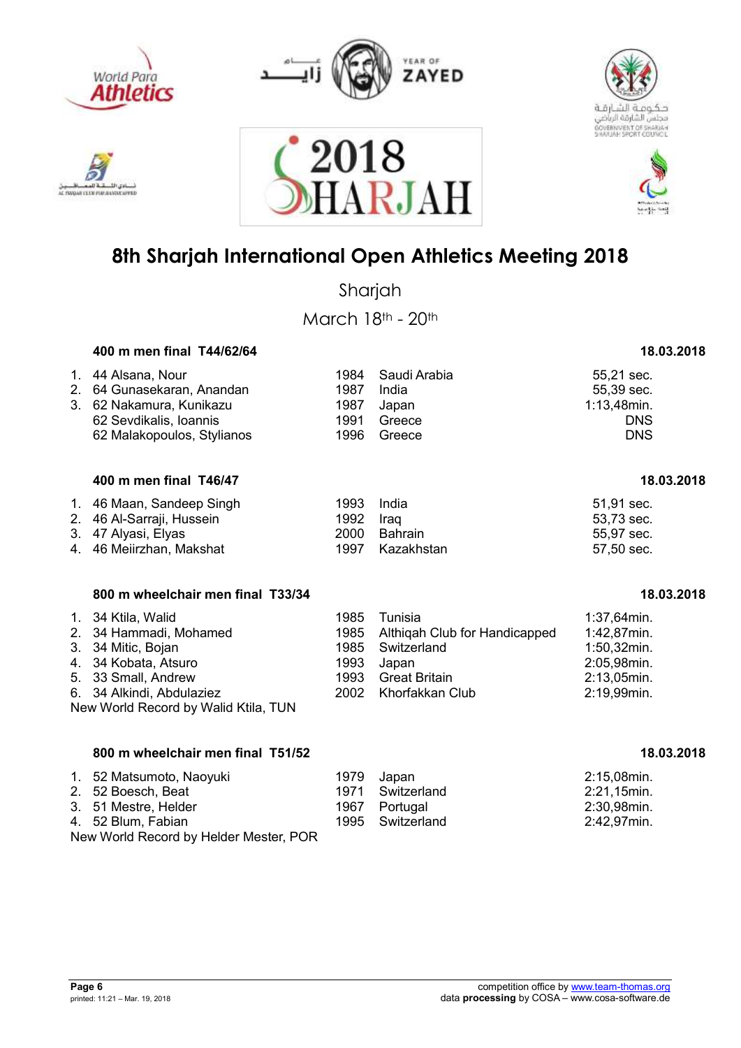# 8th Sharjah International Open Athletics Meeting 2018

Sharjah

March 18th - 20th

### 400 m men final T44/62/64 — 18.03.2018

| Rank | Class | Name | Year | Country | Result |
|---|---|---|---|---|---|
| 1. | 44 | Alsana, Nour | 1984 | Saudi Arabia | 55,21 sec. |
| 2. | 64 | Gunasekaran, Anandan | 1987 | India | 55,39 sec. |
| 3. | 62 | Nakamura, Kunikazu | 1987 | Japan | 1:13,48min. |
| | 62 | Sevdikalis, Ioannis | 1991 | Greece | DNS |
| | 62 | Malakopoulos, Stylianos | 1996 | Greece | DNS |

### 400 m men final T46/47 — 18.03.2018

| Rank | Class | Name | Year | Country | Result |
|---|---|---|---|---|---|
| 1. | 46 | Maan, Sandeep Singh | 1993 | India | 51,91 sec. |
| 2. | 46 | Al-Sarraji, Hussein | 1992 | Iraq | 53,73 sec. |
| 3. | 47 | Alyasi, Elyas | 2000 | Bahrain | 55,97 sec. |
| 4. | 46 | Meiirzhan, Makshat | 1997 | Kazakhstan | 57,50 sec. |

### 800 m wheelchair men final T33/34 — 18.03.2018

| Rank | Class | Name | Year | Country | Result |
|---|---|---|---|---|---|
| 1. | 34 | Ktila, Walid | 1985 | Tunisia | 1:37,64min. |
| 2. | 34 | Hammadi, Mohamed | 1985 | Althiqah Club for Handicapped | 1:42,87min. |
| 3. | 34 | Mitic, Bojan | 1985 | Switzerland | 1:50,32min. |
| 4. | 34 | Kobata, Atsuro | 1993 | Japan | 2:05,98min. |
| 5. | 33 | Small, Andrew | 1993 | Great Britain | 2:13,05min. |
| 6. | 34 | Alkindi, Abdulaziez | 2002 | Khorfakkan Club | 2:19,99min. |

New World Record by Walid Ktila, TUN

### 800 m wheelchair men final T51/52 — 18.03.2018

| Rank | Class | Name | Year | Country | Result |
|---|---|---|---|---|---|
| 1. | 52 | Matsumoto, Naoyuki | 1979 | Japan | 2:15,08min. |
| 2. | 52 | Boesch, Beat | 1971 | Switzerland | 2:21,15min. |
| 3. | 51 | Mestre, Helder | 1967 | Portugal | 2:30,98min. |
| 4. | 52 | Blum, Fabian | 1995 | Switzerland | 2:42,97min. |

New World Record by Helder Mester, POR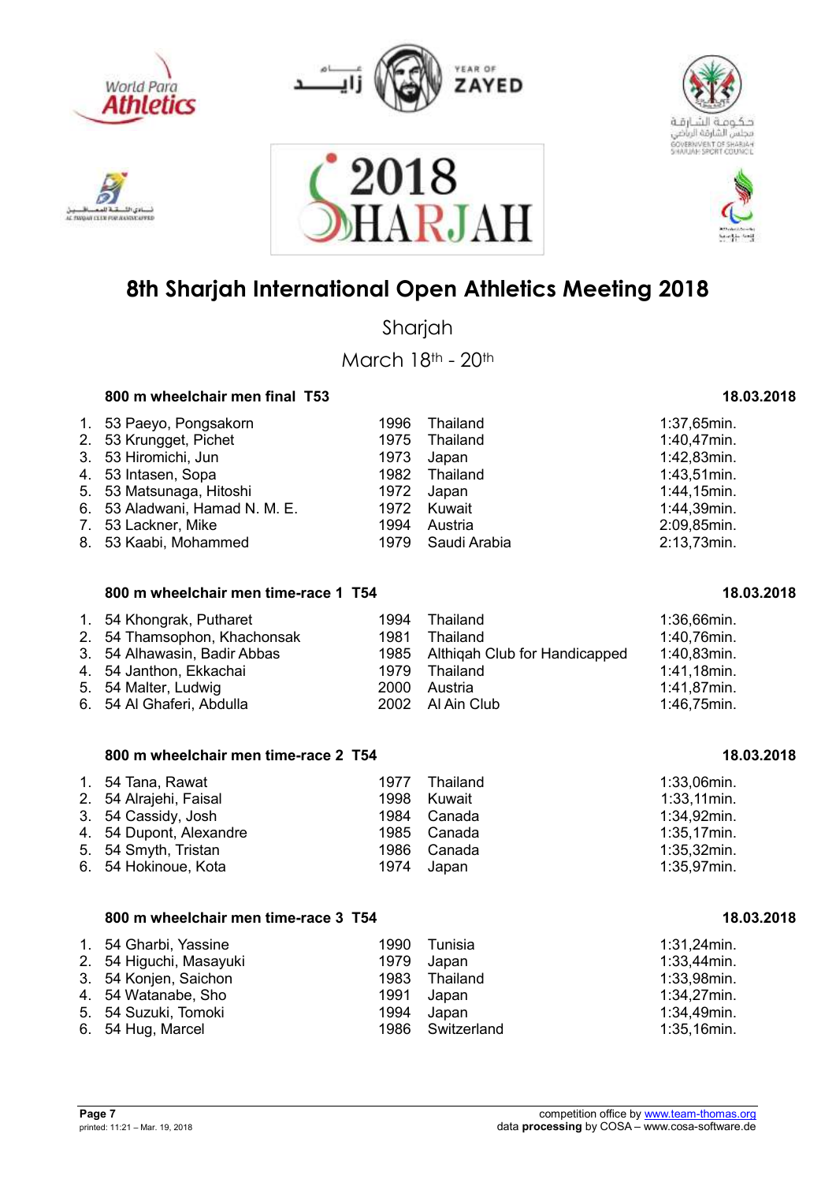# 8th Sharjah International Open Athletics Meeting 2018

Sharjah

March 18th - 20th

### 800 m wheelchair men final T53 — 18.03.2018

| | Name | Year | Country | Result |
|---|---|---|---|---|
| 1. | 53 Paeyo, Pongsakorn | 1996 | Thailand | 1:37,65min. |
| 2. | 53 Krungget, Pichet | 1975 | Thailand | 1:40,47min. |
| 3. | 53 Hiromichi, Jun | 1973 | Japan | 1:42,83min. |
| 4. | 53 Intasen, Sopa | 1982 | Thailand | 1:43,51min. |
| 5. | 53 Matsunaga, Hitoshi | 1972 | Japan | 1:44,15min. |
| 6. | 53 Aladwani, Hamad N. M. E. | 1972 | Kuwait | 1:44,39min. |
| 7. | 53 Lackner, Mike | 1994 | Austria | 2:09,85min. |
| 8. | 53 Kaabi, Mohammed | 1979 | Saudi Arabia | 2:13,73min. |

### 800 m wheelchair men time-race 1 T54 — 18.03.2018

| | Name | Year | Country | Result |
|---|---|---|---|---|
| 1. | 54 Khongrak, Putharet | 1994 | Thailand | 1:36,66min. |
| 2. | 54 Thamsophon, Khachonsak | 1981 | Thailand | 1:40,76min. |
| 3. | 54 Alhawasin, Badir Abbas | 1985 | Althiqah Club for Handicapped | 1:40,83min. |
| 4. | 54 Janthon, Ekkachai | 1979 | Thailand | 1:41,18min. |
| 5. | 54 Malter, Ludwig | 2000 | Austria | 1:41,87min. |
| 6. | 54 Al Ghaferi, Abdulla | 2002 | Al Ain Club | 1:46,75min. |

### 800 m wheelchair men time-race 2 T54 — 18.03.2018

| | Name | Year | Country | Result |
|---|---|---|---|---|
| 1. | 54 Tana, Rawat | 1977 | Thailand | 1:33,06min. |
| 2. | 54 Alrajehi, Faisal | 1998 | Kuwait | 1:33,11min. |
| 3. | 54 Cassidy, Josh | 1984 | Canada | 1:34,92min. |
| 4. | 54 Dupont, Alexandre | 1985 | Canada | 1:35,17min. |
| 5. | 54 Smyth, Tristan | 1986 | Canada | 1:35,32min. |
| 6. | 54 Hokinoue, Kota | 1974 | Japan | 1:35,97min. |

### 800 m wheelchair men time-race 3 T54 — 18.03.2018

| | Name | Year | Country | Result |
|---|---|---|---|---|
| 1. | 54 Gharbi, Yassine | 1990 | Tunisia | 1:31,24min. |
| 2. | 54 Higuchi, Masayuki | 1979 | Japan | 1:33,44min. |
| 3. | 54 Konjen, Saichon | 1983 | Thailand | 1:33,98min. |
| 4. | 54 Watanabe, Sho | 1991 | Japan | 1:34,27min. |
| 5. | 54 Suzuki, Tomoki | 1994 | Japan | 1:34,49min. |
| 6. | 54 Hug, Marcel | 1986 | Switzerland | 1:35,16min. |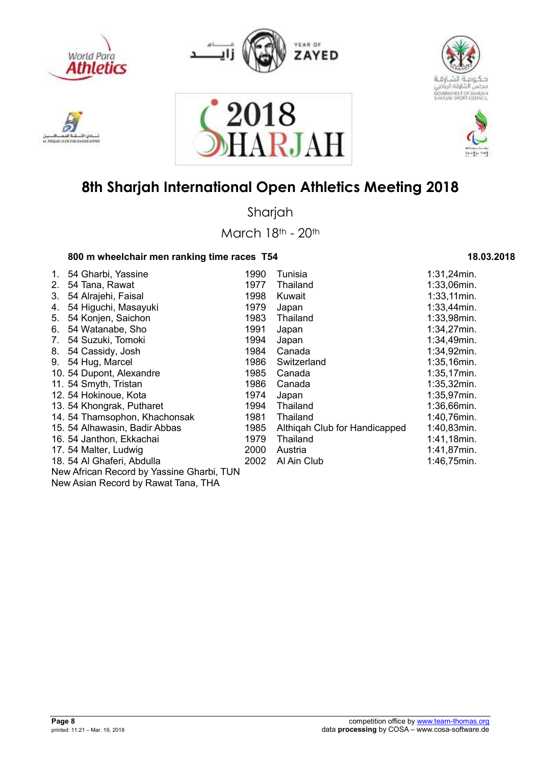# 8th Sharjah International Open Athletics Meeting 2018

Sharjah

March 18th - 20th

### 800 m wheelchair men ranking time races T54

18.03.2018

| | | | | |
|---|---|---|---|---|
| 1. | 54 Gharbi, Yassine | 1990 | Tunisia | 1:31,24min. |
| 2. | 54 Tana, Rawat | 1977 | Thailand | 1:33,06min. |
| 3. | 54 Alrajehi, Faisal | 1998 | Kuwait | 1:33,11min. |
| 4. | 54 Higuchi, Masayuki | 1979 | Japan | 1:33,44min. |
| 5. | 54 Konjen, Saichon | 1983 | Thailand | 1:33,98min. |
| 6. | 54 Watanabe, Sho | 1991 | Japan | 1:34,27min. |
| 7. | 54 Suzuki, Tomoki | 1994 | Japan | 1:34,49min. |
| 8. | 54 Cassidy, Josh | 1984 | Canada | 1:34,92min. |
| 9. | 54 Hug, Marcel | 1986 | Switzerland | 1:35,16min. |
| 10. | 54 Dupont, Alexandre | 1985 | Canada | 1:35,17min. |
| 11. | 54 Smyth, Tristan | 1986 | Canada | 1:35,32min. |
| 12. | 54 Hokinoue, Kota | 1974 | Japan | 1:35,97min. |
| 13. | 54 Khongrak, Putharet | 1994 | Thailand | 1:36,66min. |
| 14. | 54 Thamsophon, Khachonsak | 1981 | Thailand | 1:40,76min. |
| 15. | 54 Alhawasin, Badir Abbas | 1985 | Althiqah Club for Handicapped | 1:40,83min. |
| 16. | 54 Janthon, Ekkachai | 1979 | Thailand | 1:41,18min. |
| 17. | 54 Malter, Ludwig | 2000 | Austria | 1:41,87min. |
| 18. | 54 Al Ghaferi, Abdulla | 2002 | Al Ain Club | 1:46,75min. |

New African Record by Yassine Gharbi, TUN

New Asian Record by Rawat Tana, THA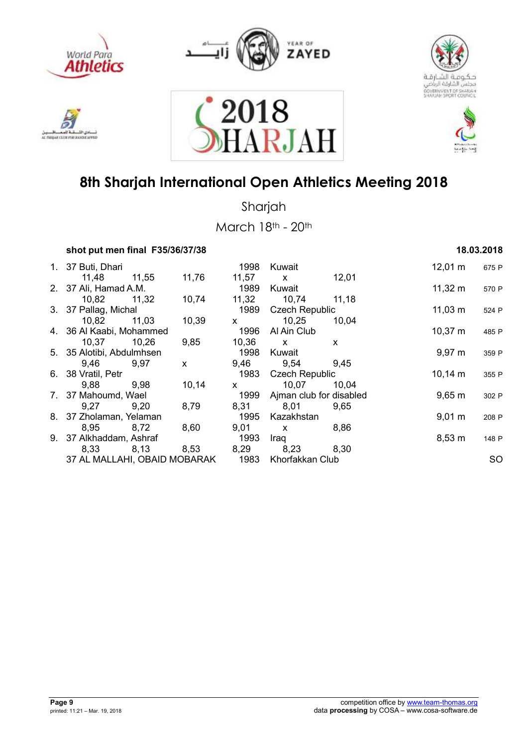# 8th Sharjah International Open Athletics Meeting 2018

Sharjah

March 18th - 20th

**shot put men final F35/36/37/38** **18.03.2018**

| Rank | Class | Name | Year | Club/Country | Result | Points |
|---|---|---|---|---|---|---|
| 1. | 37 | Buti, Dhari | 1998 | Kuwait | 12,01 m | 675 P |
| | | 11,48 / 11,55 / 11,76 / 11,57 / x / 12,01 | | | | |
| 2. | 37 | Ali, Hamad A.M. | 1989 | Kuwait | 11,32 m | 570 P |
| | | 10,82 / 11,32 / 10,74 / 11,32 / 10,74 / 11,18 | | | | |
| 3. | 37 | Pallag, Michal | 1989 | Czech Republic | 11,03 m | 524 P |
| | | 10,82 / 11,03 / 10,39 / x / 10,25 / 10,04 | | | | |
| 4. | 36 | Al Kaabi, Mohammed | 1996 | Al Ain Club | 10,37 m | 485 P |
| | | 10,37 / 10,26 / 9,85 / 10,36 / x / x | | | | |
| 5. | 35 | Alotibi, Abdulmhsen | 1998 | Kuwait | 9,97 m | 359 P |
| | | 9,46 / 9,97 / x / 9,46 / 9,54 / 9,45 | | | | |
| 6. | 38 | Vratil, Petr | 1983 | Czech Republic | 10,14 m | 355 P |
| | | 9,88 / 9,98 / 10,14 / x / 10,07 / 10,04 | | | | |
| 7. | 37 | Mahoumd, Wael | 1999 | Ajman club for disabled | 9,65 m | 302 P |
| | | 9,27 / 9,20 / 8,79 / 8,31 / 8,01 / 9,65 | | | | |
| 8. | 37 | Zholaman, Yelaman | 1995 | Kazakhstan | 9,01 m | 208 P |
| | | 8,95 / 8,72 / 8,60 / 9,01 / x / 8,86 | | | | |
| 9. | 37 | Alkhaddam, Ashraf | 1993 | Iraq | 8,53 m | 148 P |
| | | 8,33 / 8,13 / 8,53 / 8,29 / 8,23 / 8,30 | | | | |
| | 37 | AL MALLAHI, OBAID MOBARAK | 1983 | Khorfakkan Club | SO | |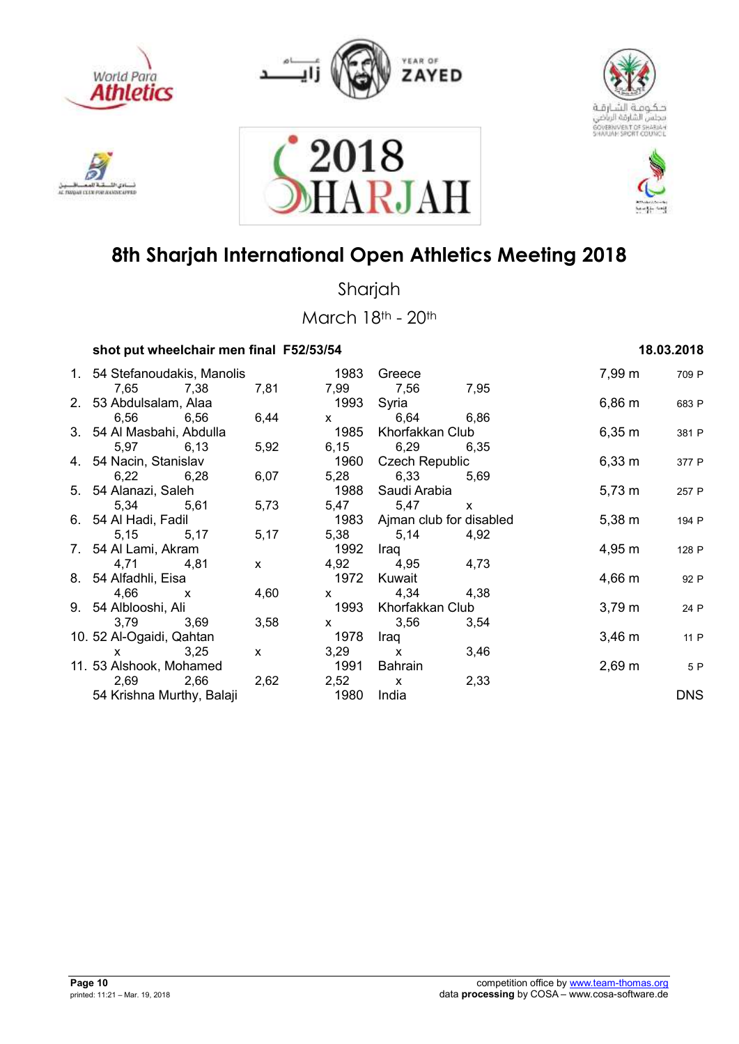# 8th Sharjah International Open Athletics Meeting 2018

Sharjah

March 18th - 20th

### shot put wheelchair men final F52/53/54 — 18.03.2018

| Rank | Class | Name | Born | Country/Club | Result | Points |
|---|---|---|---|---|---|---|
| 1. | 54 | Stefanoudakis, Manolis | 1983 | Greece | 7,99 m | 709 P |
| | | 7,65 · 7,38 · 7,81 · 7,99 · 7,56 · 7,95 | | | | |
| 2. | 53 | Abdulsalam, Alaa | 1993 | Syria | 6,86 m | 683 P |
| | | 6,56 · 6,56 · 6,44 · x · 6,64 · 6,86 | | | | |
| 3. | 54 | Al Masbahi, Abdulla | 1985 | Khorfakkan Club | 6,35 m | 381 P |
| | | 5,97 · 6,13 · 5,92 · 6,15 · 6,29 · 6,35 | | | | |
| 4. | 54 | Nacin, Stanislav | 1960 | Czech Republic | 6,33 m | 377 P |
| | | 6,22 · 6,28 · 6,07 · 5,28 · 6,33 · 5,69 | | | | |
| 5. | 54 | Alanazi, Saleh | 1988 | Saudi Arabia | 5,73 m | 257 P |
| | | 5,34 · 5,61 · 5,73 · 5,47 · 5,47 · x | | | | |
| 6. | 54 | Al Hadi, Fadil | 1983 | Ajman club for disabled | 5,38 m | 194 P |
| | | 5,15 · 5,17 · 5,17 · 5,38 · 5,14 · 4,92 | | | | |
| 7. | 54 | Al Lami, Akram | 1992 | Iraq | 4,95 m | 128 P |
| | | 4,71 · 4,81 · x · 4,92 · 4,95 · 4,73 | | | | |
| 8. | 54 | Alfadhli, Eisa | 1972 | Kuwait | 4,66 m | 92 P |
| | | 4,66 · x · 4,60 · x · 4,34 · 4,38 | | | | |
| 9. | 54 | Alblooshi, Ali | 1993 | Khorfakkan Club | 3,79 m | 24 P |
| | | 3,79 · 3,69 · 3,58 · x · 3,56 · 3,54 | | | | |
| 10. | 52 | Al-Ogaidi, Qahtan | 1978 | Iraq | 3,46 m | 11 P |
| | | x · 3,25 · x · 3,29 · x · 3,46 | | | | |
| 11. | 53 | Alshook, Mohamed | 1991 | Bahrain | 2,69 m | 5 P |
| | | 2,69 · 2,66 · 2,62 · 2,52 · x · 2,33 | | | | |
| | 54 | Krishna Murthy, Balaji | 1980 | India | DNS | |

printed: 11:21 – Mar. 19, 2018

competition office by www.team-thomas.org
data **processing** by COSA – www.cosa-software.de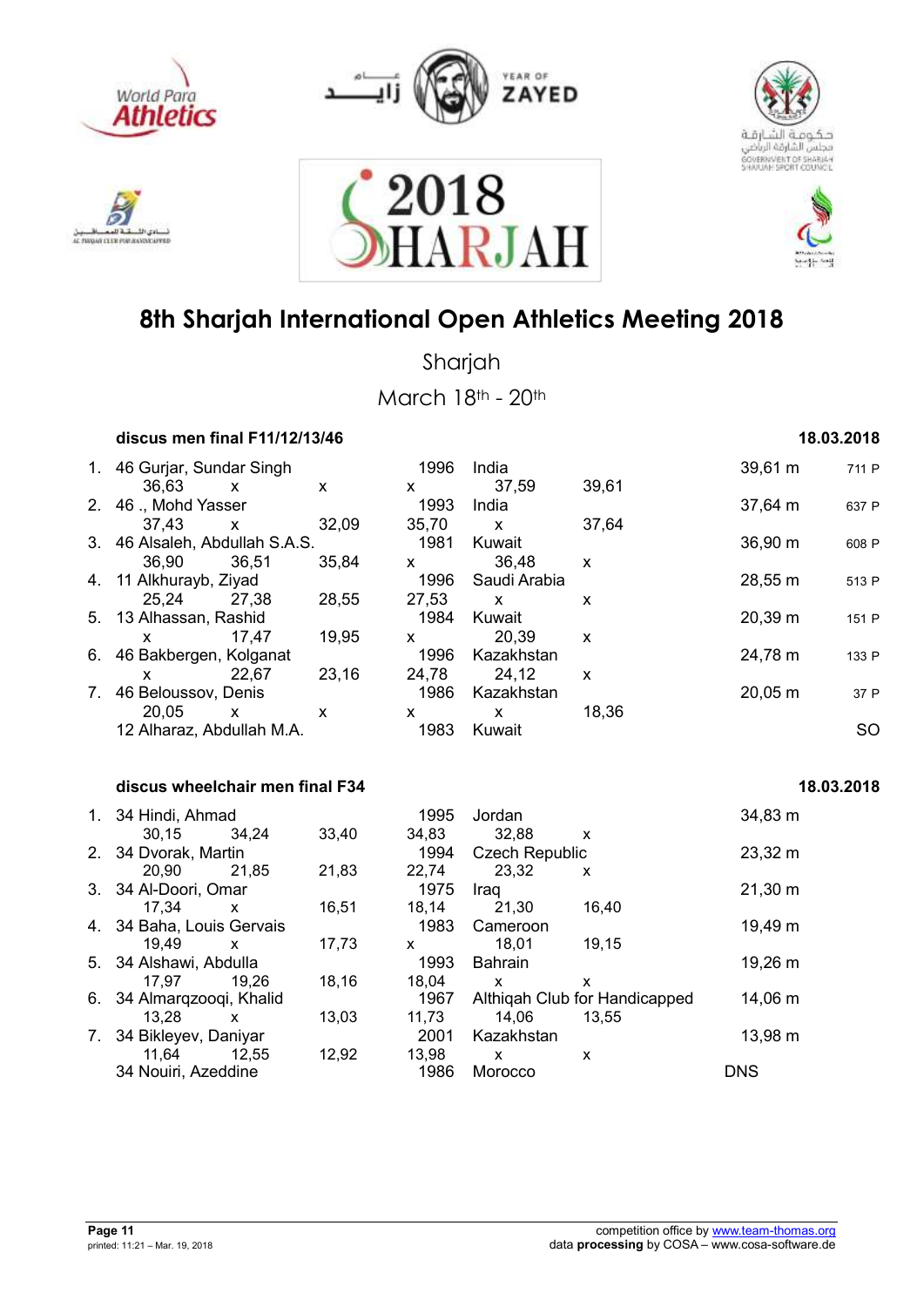# 8th Sharjah International Open Athletics Meeting 2018

Sharjah

March 18th - 20th

### discus men final F11/12/13/46 — 18.03.2018

| Rank | Class | Name | Year | Country | Result | Points |
|---|---|---|---|---|---|---|
| 1. | 46 | Gurjar, Sundar Singh | 1996 | India | 39,61 m | 711 P |
| | | 36,63 / x / x / x / 37,59 / 39,61 | | | | |
| 2. | 46 | ., Mohd Yasser | 1993 | India | 37,64 m | 637 P |
| | | 37,43 / x / 32,09 / 35,70 / x / 37,64 | | | | |
| 3. | 46 | Alsaleh, Abdullah S.A.S. | 1981 | Kuwait | 36,90 m | 608 P |
| | | 36,90 / 36,51 / 35,84 / x / 36,48 / x | | | | |
| 4. | 11 | Alkhurayb, Ziyad | 1996 | Saudi Arabia | 28,55 m | 513 P |
| | | 25,24 / 27,38 / 28,55 / 27,53 / x / x | | | | |
| 5. | 13 | Alhassan, Rashid | 1984 | Kuwait | 20,39 m | 151 P |
| | | x / 17,47 / 19,95 / x / 20,39 / x | | | | |
| 6. | 46 | Bakbergen, Kolganat | 1996 | Kazakhstan | 24,78 m | 133 P |
| | | x / 22,67 / 23,16 / 24,78 / 24,12 / x | | | | |
| 7. | 46 | Beloussov, Denis | 1986 | Kazakhstan | 20,05 m | 37 P |
| | | 20,05 / x / x / x / x / 18,36 | | | | |
| | 12 | Alharaz, Abdullah M.A. | 1983 | Kuwait | | SO |

### discus wheelchair men final F34 — 18.03.2018

| Rank | Class | Name | Year | Country | Result |
|---|---|---|---|---|---|
| 1. | 34 | Hindi, Ahmad | 1995 | Jordan | 34,83 m |
| | | 30,15 / 34,24 / 33,40 / 34,83 / 32,88 / x | | | |
| 2. | 34 | Dvorak, Martin | 1994 | Czech Republic | 23,32 m |
| | | 20,90 / 21,85 / 21,83 / 22,74 / 23,32 / x | | | |
| 3. | 34 | Al-Doori, Omar | 1975 | Iraq | 21,30 m |
| | | 17,34 / x / 16,51 / 18,14 / 21,30 / 16,40 | | | |
| 4. | 34 | Baha, Louis Gervais | 1983 | Cameroon | 19,49 m |
| | | 19,49 / x / 17,73 / x / 18,01 / 19,15 | | | |
| 5. | 34 | Alshawi, Abdulla | 1993 | Bahrain | 19,26 m |
| | | 17,97 / 19,26 / 18,16 / 18,04 / x / x | | | |
| 6. | 34 | Almarqzooqi, Khalid | 1967 | Althiqah Club for Handicapped | 14,06 m |
| | | 13,28 / x / 13,03 / 11,73 / 14,06 / 13,55 | | | |
| 7. | 34 | Bikleyev, Daniyar | 2001 | Kazakhstan | 13,98 m |
| | | 11,64 / 12,55 / 12,92 / 13,98 / x / x | | | |
| | 34 | Nouiri, Azeddine | 1986 | Morocco | DNS |

printed: 11:21 – Mar. 19, 2018

competition office by www.team-thomas.org
data **processing** by COSA – www.cosa-software.de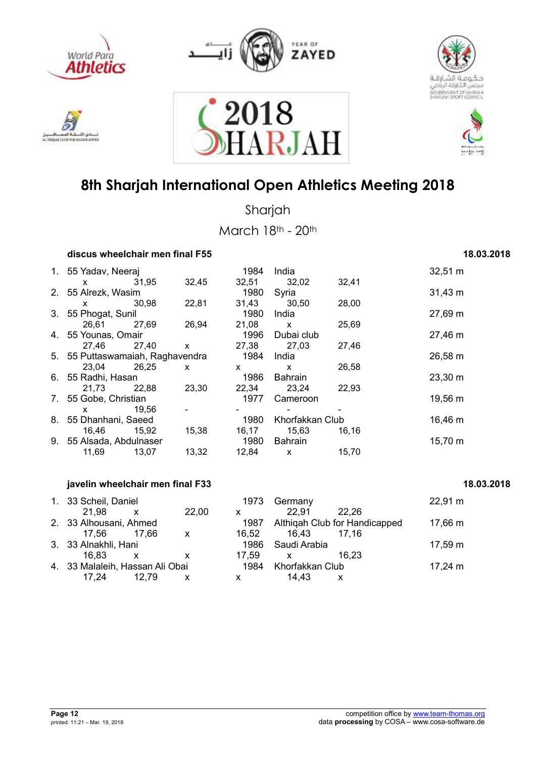# 8th Sharjah International Open Athletics Meeting 2018

Sharjah

March 18th - 20th

### discus wheelchair men final F55 — 18.03.2018

| Rank | Class | Name | Year | Country/Club | Result |
|---|---|---|---|---|---|
| 1. | 55 | Yadav, Neeraj | 1984 | India | 32,51 m |
| | | x / 31,95 / 32,45 / 32,51 / 32,02 / 32,41 | | | |
| 2. | 55 | Alrezk, Wasim | 1980 | Syria | 31,43 m |
| | | x / 30,98 / 22,81 / 31,43 / 30,50 / 28,00 | | | |
| 3. | 55 | Phogat, Sunil | 1980 | India | 27,69 m |
| | | 26,61 / 27,69 / 26,94 / 21,08 / x / 25,69 | | | |
| 4. | 55 | Younas, Omair | 1996 | Dubai club | 27,46 m |
| | | 27,46 / 27,40 / x / 27,38 / 27,03 / 27,46 | | | |
| 5. | 55 | Puttaswamaiah, Raghavendra | 1984 | India | 26,58 m |
| | | 23,04 / 26,25 / x / x / x / 26,58 | | | |
| 6. | 55 | Radhi, Hasan | 1986 | Bahrain | 23,30 m |
| | | 21,73 / 22,88 / 23,30 / 22,34 / 23,24 / 22,93 | | | |
| 7. | 55 | Gobe, Christian | 1977 | Cameroon | 19,56 m |
| | | x / 19,56 / - / - / - / - | | | |
| 8. | 55 | Dhanhani, Saeed | 1980 | Khorfakkan Club | 16,46 m |
| | | 16,46 / 15,92 / 15,38 / 16,17 / 15,63 / 16,16 | | | |
| 9. | 55 | Alsada, Abdulnaser | 1980 | Bahrain | 15,70 m |
| | | 11,69 / 13,07 / 13,32 / 12,84 / x / 15,70 | | | |

### javelin wheelchair men final F33 — 18.03.2018

| Rank | Class | Name | Year | Country/Club | Result |
|---|---|---|---|---|---|
| 1. | 33 | Scheil, Daniel | 1973 | Germany | 22,91 m |
| | | 21,98 / x / 22,00 / x / 22,91 / 22,26 | | | |
| 2. | 33 | Alhousani, Ahmed | 1987 | Althiqah Club for Handicapped | 17,66 m |
| | | 17,56 / 17,66 / x / 16,52 / 16,43 / 17,16 | | | |
| 3. | 33 | Alnakhli, Hani | 1986 | Saudi Arabia | 17,59 m |
| | | 16,83 / x / x / 17,59 / x / 16,23 | | | |
| 4. | 33 | Malaleih, Hassan Ali Obai | 1984 | Khorfakkan Club | 17,24 m |
| | | 17,24 / 12,79 / x / x / 14,43 / x | | | |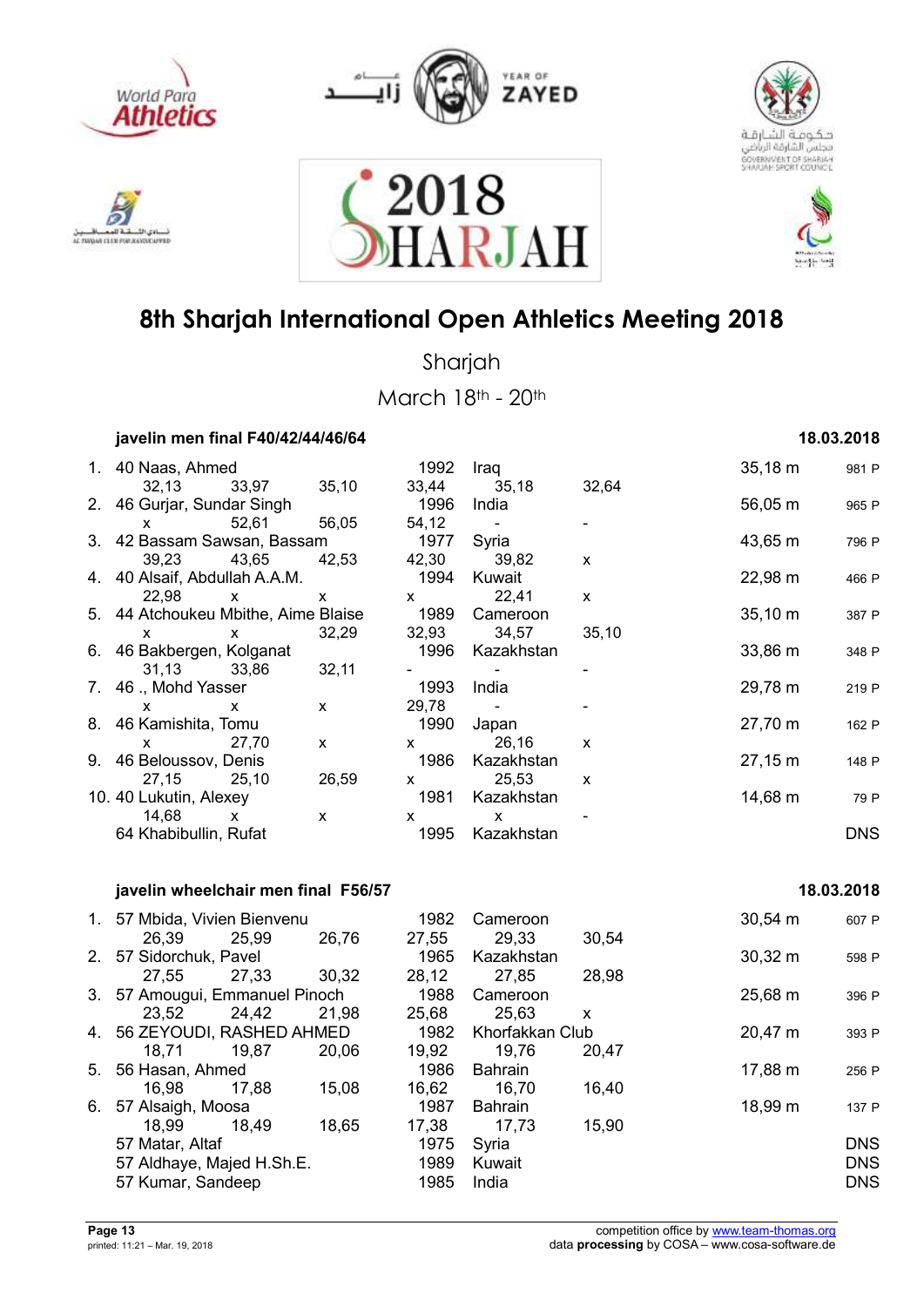# 8th Sharjah International Open Athletics Meeting 2018

Sharjah

March 18th - 20th

### javelin men final F40/42/44/46/64 — 18.03.2018

| Rank | Class | Name | Year | Country | Result | Points |
|---|---|---|---|---|---|---|
| 1. | 40 | Naas, Ahmed | 1992 | Iraq | 35,18 m | 981 P |
| | | 32,13 · 33,97 · 35,10 · 33,44 · 35,18 · 32,64 | | | | |
| 2. | 46 | Gurjar, Sundar Singh | 1996 | India | 56,05 m | 965 P |
| | | x · 52,61 · 56,05 · 54,12 · - · - | | | | |
| 3. | 42 | Bassam Sawsan, Bassam | 1977 | Syria | 43,65 m | 796 P |
| | | 39,23 · 43,65 · 42,53 · 42,30 · 39,82 · x | | | | |
| 4. | 40 | Alsaif, Abdullah A.A.M. | 1994 | Kuwait | 22,98 m | 466 P |
| | | 22,98 · x · x · x · 22,41 · x | | | | |
| 5. | 44 | Atchoukeu Mbithe, Aime Blaise | 1989 | Cameroon | 35,10 m | 387 P |
| | | x · x · 32,29 · 32,93 · 34,57 · 35,10 | | | | |
| 6. | 46 | Bakbergen, Kolganat | 1996 | Kazakhstan | 33,86 m | 348 P |
| | | 31,13 · 33,86 · 32,11 · - · - · - | | | | |
| 7. | 46 | ., Mohd Yasser | 1993 | India | 29,78 m | 219 P |
| | | x · x · x · 29,78 · - · - | | | | |
| 8. | 46 | Kamishita, Tomu | 1990 | Japan | 27,70 m | 162 P |
| | | x · 27,70 · x · x · 26,16 · x | | | | |
| 9. | 46 | Beloussov, Denis | 1986 | Kazakhstan | 27,15 m | 148 P |
| | | 27,15 · 25,10 · 26,59 · x · 25,53 · x | | | | |
| 10. | 40 | Lukutin, Alexey | 1981 | Kazakhstan | 14,68 m | 79 P |
| | | 14,68 · x · x · x · x · - | | | | |
| | 64 | Khabibullin, Rufat | 1995 | Kazakhstan | DNS | |

### javelin wheelchair men final F56/57 — 18.03.2018

| Rank | Class | Name | Year | Country | Result | Points |
|---|---|---|---|---|---|---|
| 1. | 57 | Mbida, Vivien Bienvenu | 1982 | Cameroon | 30,54 m | 607 P |
| | | 26,39 · 25,99 · 26,76 · 27,55 · 29,33 · 30,54 | | | | |
| 2. | 57 | Sidorchuk, Pavel | 1965 | Kazakhstan | 30,32 m | 598 P |
| | | 27,55 · 27,33 · 30,32 · 28,12 · 27,85 · 28,98 | | | | |
| 3. | 57 | Amougui, Emmanuel Pinoch | 1988 | Cameroon | 25,68 m | 396 P |
| | | 23,52 · 24,42 · 21,98 · 25,68 · 25,63 · x | | | | |
| 4. | 56 | ZEYOUDI, RASHED AHMED | 1982 | Khorfakkan Club | 20,47 m | 393 P |
| | | 18,71 · 19,87 · 20,06 · 19,92 · 19,76 · 20,47 | | | | |
| 5. | 56 | Hasan, Ahmed | 1986 | Bahrain | 17,88 m | 256 P |
| | | 16,98 · 17,88 · 15,08 · 16,62 · 16,70 · 16,40 | | | | |
| 6. | 57 | Alsaigh, Moosa | 1987 | Bahrain | 18,99 m | 137 P |
| | | 18,99 · 18,49 · 18,65 · 17,38 · 17,73 · 15,90 | | | | |
| | 57 | Matar, Altaf | 1975 | Syria | DNS | |
| | 57 | Aldhaye, Majed H.Sh.E. | 1989 | Kuwait | DNS | |
| | 57 | Kumar, Sandeep | 1985 | India | DNS | |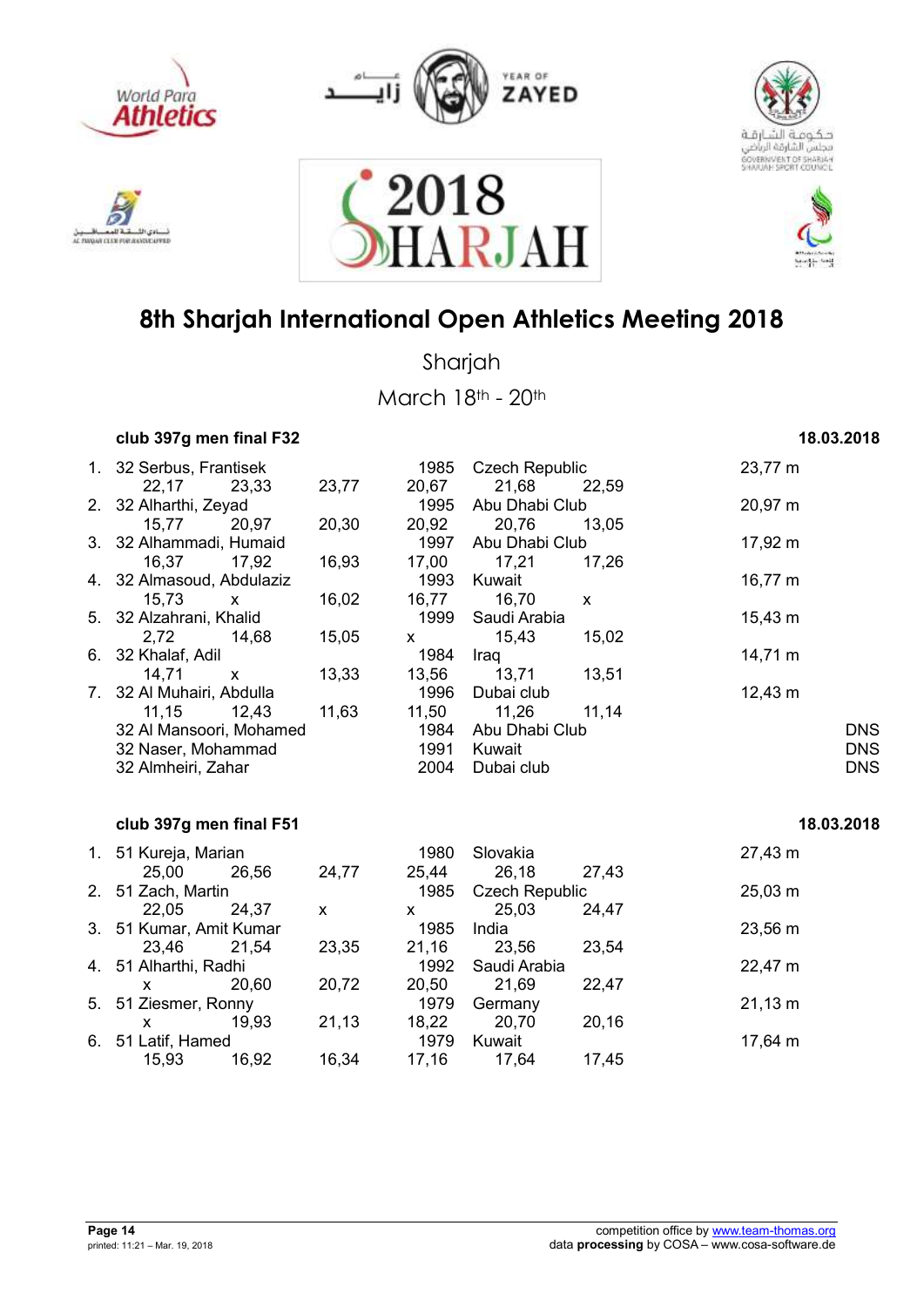# 8th Sharjah International Open Athletics Meeting 2018

Sharjah

March 18th - 20th

### club 397g men final F32

18.03.2018

| Rank | Name | Year | Team | Result |
|---|---|---|---|---|
| 1. | 32 Serbus, Frantisek | 1985 | Czech Republic | 23,77 m |
| | 22,17 / 23,33 / 23,77 / 20,67 / 21,68 / 22,59 | | | |
| 2. | 32 Alharthi, Zeyad | 1995 | Abu Dhabi Club | 20,97 m |
| | 15,77 / 20,97 / 20,30 / 20,92 / 20,76 / 13,05 | | | |
| 3. | 32 Alhammadi, Humaid | 1997 | Abu Dhabi Club | 17,92 m |
| | 16,37 / 17,92 / 16,93 / 17,00 / 17,21 / 17,26 | | | |
| 4. | 32 Almasoud, Abdulaziz | 1993 | Kuwait | 16,77 m |
| | 15,73 / x / 16,02 / 16,77 / 16,70 / x | | | |
| 5. | 32 Alzahrani, Khalid | 1999 | Saudi Arabia | 15,43 m |
| | 2,72 / 14,68 / 15,05 / x / 15,43 / 15,02 | | | |
| 6. | 32 Khalaf, Adil | 1984 | Iraq | 14,71 m |
| | 14,71 / x / 13,33 / 13,56 / 13,71 / 13,51 | | | |
| 7. | 32 Al Muhairi, Abdulla | 1996 | Dubai club | 12,43 m |
| | 11,15 / 12,43 / 11,63 / 11,50 / 11,26 / 11,14 | | | |
| | 32 Al Mansoori, Mohamed | 1984 | Abu Dhabi Club | DNS |
| | 32 Naser, Mohammad | 1991 | Kuwait | DNS |
| | 32 Almheiri, Zahar | 2004 | Dubai club | DNS |

### club 397g men final F51

18.03.2018

| Rank | Name | Year | Team | Result |
|---|---|---|---|---|
| 1. | 51 Kureja, Marian | 1980 | Slovakia | 27,43 m |
| | 25,00 / 26,56 / 24,77 / 25,44 / 26,18 / 27,43 | | | |
| 2. | 51 Zach, Martin | 1985 | Czech Republic | 25,03 m |
| | 22,05 / 24,37 / x / x / 25,03 / 24,47 | | | |
| 3. | 51 Kumar, Amit Kumar | 1985 | India | 23,56 m |
| | 23,46 / 21,54 / 23,35 / 21,16 / 23,56 / 23,54 | | | |
| 4. | 51 Alharthi, Radhi | 1992 | Saudi Arabia | 22,47 m |
| | x / 20,60 / 20,72 / 20,50 / 21,69 / 22,47 | | | |
| 5. | 51 Ziesmer, Ronny | 1979 | Germany | 21,13 m |
| | x / 19,93 / 21,13 / 18,22 / 20,70 / 20,16 | | | |
| 6. | 51 Latif, Hamed | 1979 | Kuwait | 17,64 m |
| | 15,93 / 16,92 / 16,34 / 17,16 / 17,64 / 17,45 | | | |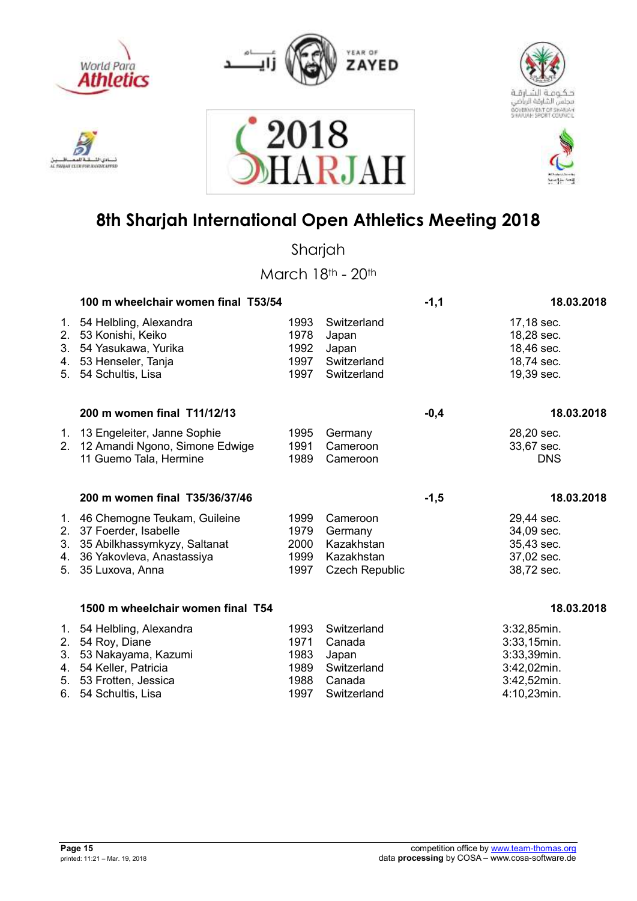# 8th Sharjah International Open Athletics Meeting 2018

Sharjah

March 18th - 20th

### 100 m wheelchair women final T53/54 — -1,1 — 18.03.2018

| | | | | |
|---|---|---|---|---|
| 1. | 54 Helbling, Alexandra | 1993 | Switzerland | 17,18 sec. |
| 2. | 53 Konishi, Keiko | 1978 | Japan | 18,28 sec. |
| 3. | 54 Yasukawa, Yurika | 1992 | Japan | 18,46 sec. |
| 4. | 53 Henseler, Tanja | 1997 | Switzerland | 18,74 sec. |
| 5. | 54 Schultis, Lisa | 1997 | Switzerland | 19,39 sec. |

### 200 m women final T11/12/13 — -0,4 — 18.03.2018

| | | | | |
|---|---|---|---|---|
| 1. | 13 Engeleiter, Janne Sophie | 1995 | Germany | 28,20 sec. |
| 2. | 12 Amandi Ngono, Simone Edwige | 1991 | Cameroon | 33,67 sec. |
| | 11 Guemo Tala, Hermine | 1989 | Cameroon | DNS |

### 200 m women final T35/36/37/46 — -1,5 — 18.03.2018

| | | | | |
|---|---|---|---|---|
| 1. | 46 Chemogne Teukam, Guileine | 1999 | Cameroon | 29,44 sec. |
| 2. | 37 Foerder, Isabelle | 1979 | Germany | 34,09 sec. |
| 3. | 35 Abilkhassymkyzy, Saltanat | 2000 | Kazakhstan | 35,43 sec. |
| 4. | 36 Yakovleva, Anastassiya | 1999 | Kazakhstan | 37,02 sec. |
| 5. | 35 Luxova, Anna | 1997 | Czech Republic | 38,72 sec. |

### 1500 m wheelchair women final T54 — 18.03.2018

| | | | | |
|---|---|---|---|---|
| 1. | 54 Helbling, Alexandra | 1993 | Switzerland | 3:32,85min. |
| 2. | 54 Roy, Diane | 1971 | Canada | 3:33,15min. |
| 3. | 53 Nakayama, Kazumi | 1983 | Japan | 3:33,39min. |
| 4. | 54 Keller, Patricia | 1989 | Switzerland | 3:42,02min. |
| 5. | 53 Frotten, Jessica | 1988 | Canada | 3:42,52min. |
| 6. | 54 Schultis, Lisa | 1997 | Switzerland | 4:10,23min. |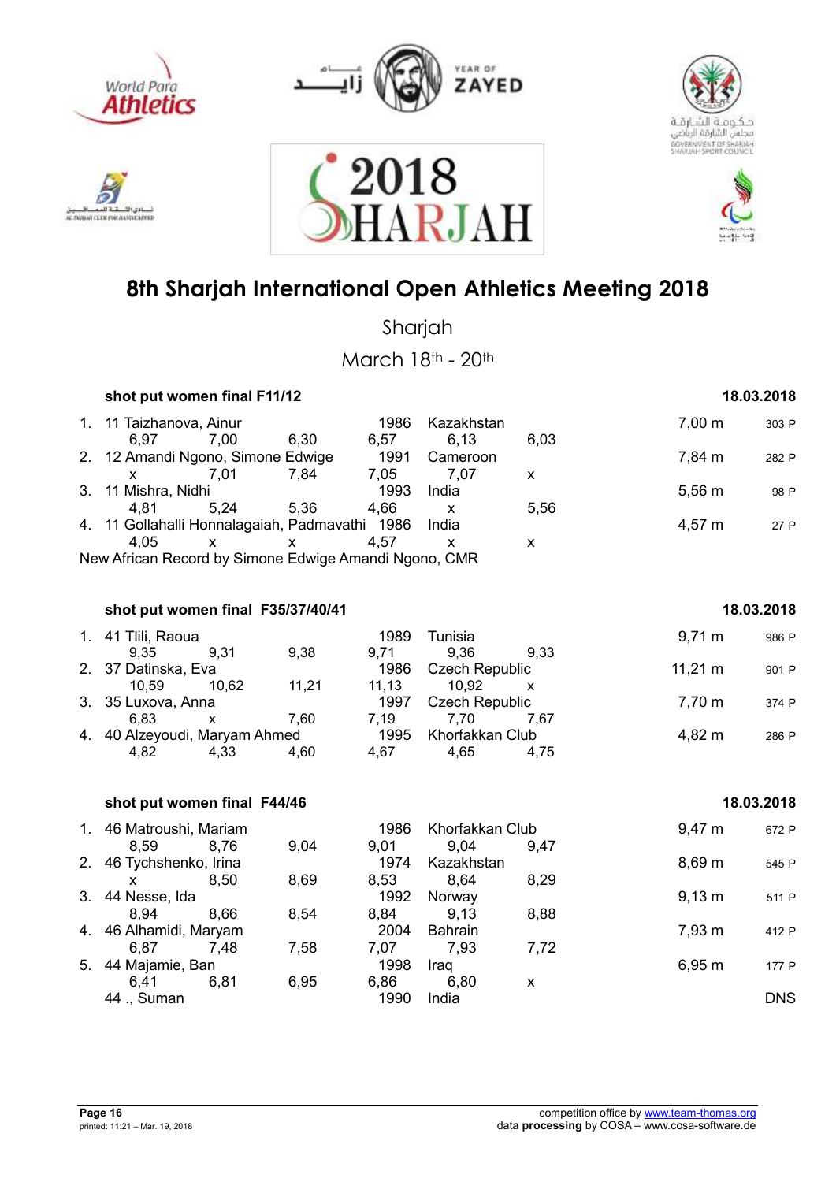# 8th Sharjah International Open Athletics Meeting 2018

Sharjah

March 18th - 20th

## shot put women final F11/12

18.03.2018

| Rank | Class | Name | Year | Country | Result | Points |
|---|---|---|---|---|---|---|
| 1. | 11 | Taizhanova, Ainur | 1986 | Kazakhstan | 7,00 m | 303 P |
| | | 6,97 7,00 6,30 6,57 6,13 6,03 | | | | |
| 2. | 12 | Amandi Ngono, Simone Edwige | 1991 | Cameroon | 7,84 m | 282 P |
| | | x 7,01 7,84 7,05 7,07 x | | | | |
| 3. | 11 | Mishra, Nidhi | 1993 | India | 5,56 m | 98 P |
| | | 4,81 5,24 5,36 4,66 x 5,56 | | | | |
| 4. | 11 | Gollahalli Honnalagaiah, Padmavathi | 1986 | India | 4,57 m | 27 P |
| | | 4,05 x x 4,57 x x | | | | |

New African Record by Simone Edwige Amandi Ngono, CMR

## shot put women final F35/37/40/41

18.03.2018

| Rank | Class | Name | Year | Country | Result | Points |
|---|---|---|---|---|---|---|
| 1. | 41 | Tlili, Raoua | 1989 | Tunisia | 9,71 m | 986 P |
| | | 9,35 9,31 9,38 9,71 9,36 9,33 | | | | |
| 2. | 37 | Datinska, Eva | 1986 | Czech Republic | 11,21 m | 901 P |
| | | 10,59 10,62 11,21 11,13 10,92 x | | | | |
| 3. | 35 | Luxova, Anna | 1997 | Czech Republic | 7,70 m | 374 P |
| | | 6,83 x 7,60 7,19 7,70 7,67 | | | | |
| 4. | 40 | Alzeyoudi, Maryam Ahmed | 1995 | Khorfakkan Club | 4,82 m | 286 P |
| | | 4,82 4,33 4,60 4,67 4,65 4,75 | | | | |

## shot put women final F44/46

18.03.2018

| Rank | Class | Name | Year | Country | Result | Points |
|---|---|---|---|---|---|---|
| 1. | 46 | Matroushi, Mariam | 1986 | Khorfakkan Club | 9,47 m | 672 P |
| | | 8,59 8,76 9,04 9,01 9,04 9,47 | | | | |
| 2. | 46 | Tychshenko, Irina | 1974 | Kazakhstan | 8,69 m | 545 P |
| | | x 8,50 8,69 8,53 8,64 8,29 | | | | |
| 3. | 44 | Nesse, Ida | 1992 | Norway | 9,13 m | 511 P |
| | | 8,94 8,66 8,54 8,84 9,13 8,88 | | | | |
| 4. | 46 | Alhamidi, Maryam | 2004 | Bahrain | 7,93 m | 412 P |
| | | 6,87 7,48 7,58 7,07 7,93 7,72 | | | | |
| 5. | 44 | Majamie, Ban | 1998 | Iraq | 6,95 m | 177 P |
| | | 6,41 6,81 6,95 6,86 6,80 x | | | | |
| | 44 | ., Suman | 1990 | India | DNS | |

competition office by www.team-thomas.org
data **processing** by COSA – www.cosa-software.de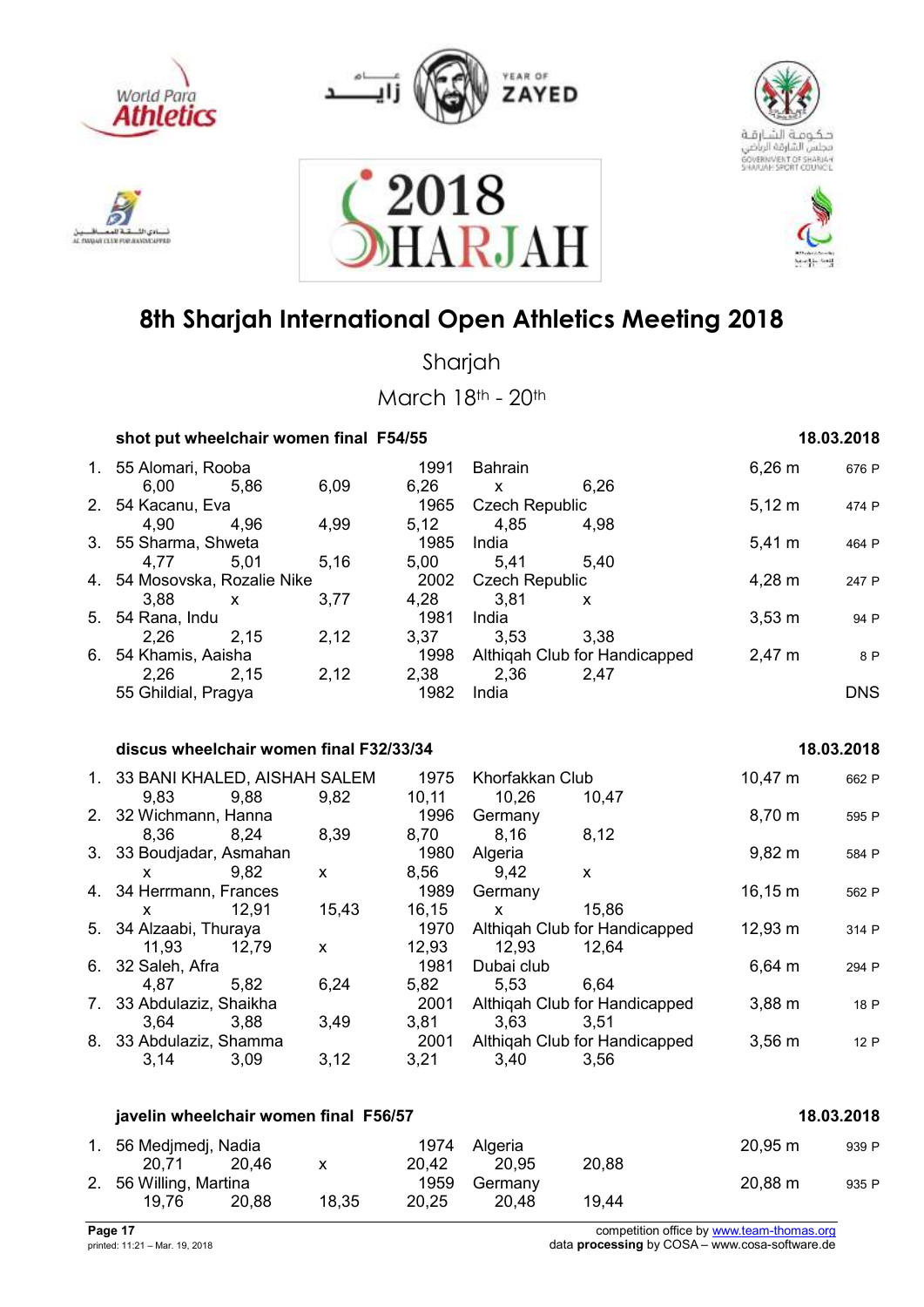# 8th Sharjah International Open Athletics Meeting 2018

Sharjah

March 18th - 20th

### shot put wheelchair women final F54/55 — 18.03.2018

| Rank | Class | Name | Year | Nation/Club | Result | Points |
|---|---|---|---|---|---|---|
| 1. | 55 | Alomari, Rooba | 1991 | Bahrain | 6,26 m | 676 P |
| | | 6,00 · 5,86 · 6,09 · 6,26 · x · 6,26 | | | | |
| 2. | 54 | Kacanu, Eva | 1965 | Czech Republic | 5,12 m | 474 P |
| | | 4,90 · 4,96 · 4,99 · 5,12 · 4,85 · 4,98 | | | | |
| 3. | 55 | Sharma, Shweta | 1985 | India | 5,41 m | 464 P |
| | | 4,77 · 5,01 · 5,16 · 5,00 · 5,41 · 5,40 | | | | |
| 4. | 54 | Mosovska, Rozalie Nike | 2002 | Czech Republic | 4,28 m | 247 P |
| | | 3,88 · x · 3,77 · 4,28 · 3,81 · x | | | | |
| 5. | 54 | Rana, Indu | 1981 | India | 3,53 m | 94 P |
| | | 2,26 · 2,15 · 2,12 · 3,37 · 3,53 · 3,38 | | | | |
| 6. | 54 | Khamis, Aaisha | 1998 | Althiqah Club for Handicapped | 2,47 m | 8 P |
| | | 2,26 · 2,15 · 2,12 · 2,38 · 2,36 · 2,47 | | | | |
| | 55 | Ghildial, Pragya | 1982 | India | DNS | |

### discus wheelchair women final F32/33/34 — 18.03.2018

| Rank | Class | Name | Year | Nation/Club | Result | Points |
|---|---|---|---|---|---|---|
| 1. | 33 | BANI KHALED, AISHAH SALEM | 1975 | Khorfakkan Club | 10,47 m | 662 P |
| | | 9,83 · 9,88 · 9,82 · 10,11 · 10,26 · 10,47 | | | | |
| 2. | 32 | Wichmann, Hanna | 1996 | Germany | 8,70 m | 595 P |
| | | 8,36 · 8,24 · 8,39 · 8,70 · 8,16 · 8,12 | | | | |
| 3. | 33 | Boudjadar, Asmahan | 1980 | Algeria | 9,82 m | 584 P |
| | | x · 9,82 · x · 8,56 · 9,42 · x | | | | |
| 4. | 34 | Herrmann, Frances | 1989 | Germany | 16,15 m | 562 P |
| | | x · 12,91 · 15,43 · 16,15 · x · 15,86 | | | | |
| 5. | 34 | Alzaabi, Thuraya | 1970 | Althiqah Club for Handicapped | 12,93 m | 314 P |
| | | 11,93 · 12,79 · x · 12,93 · 12,93 · 12,64 | | | | |
| 6. | 32 | Saleh, Afra | 1981 | Dubai club | 6,64 m | 294 P |
| | | 4,87 · 5,82 · 6,24 · 5,82 · 5,53 · 6,64 | | | | |
| 7. | 33 | Abdulaziz, Shaikha | 2001 | Althiqah Club for Handicapped | 3,88 m | 18 P |
| | | 3,64 · 3,88 · 3,49 · 3,81 · 3,63 · 3,51 | | | | |
| 8. | 33 | Abdulaziz, Shamma | 2001 | Althiqah Club for Handicapped | 3,56 m | 12 P |
| | | 3,14 · 3,09 · 3,12 · 3,21 · 3,40 · 3,56 | | | | |

### javelin wheelchair women final F56/57 — 18.03.2018

| Rank | Class | Name | Year | Nation/Club | Result | Points |
|---|---|---|---|---|---|---|
| 1. | 56 | Medjmedj, Nadia | 1974 | Algeria | 20,95 m | 939 P |
| | | 20,71 · 20,46 · x · 20,42 · 20,95 · 20,88 | | | | |
| 2. | 56 | Willing, Martina | 1959 | Germany | 20,88 m | 935 P |
| | | 19,76 · 20,88 · 18,35 · 20,25 · 20,48 · 19,44 | | | | |

printed: 11:21 – Mar. 19, 2018

competition office by www.team-thomas.org
data **processing** by COSA – www.cosa-software.de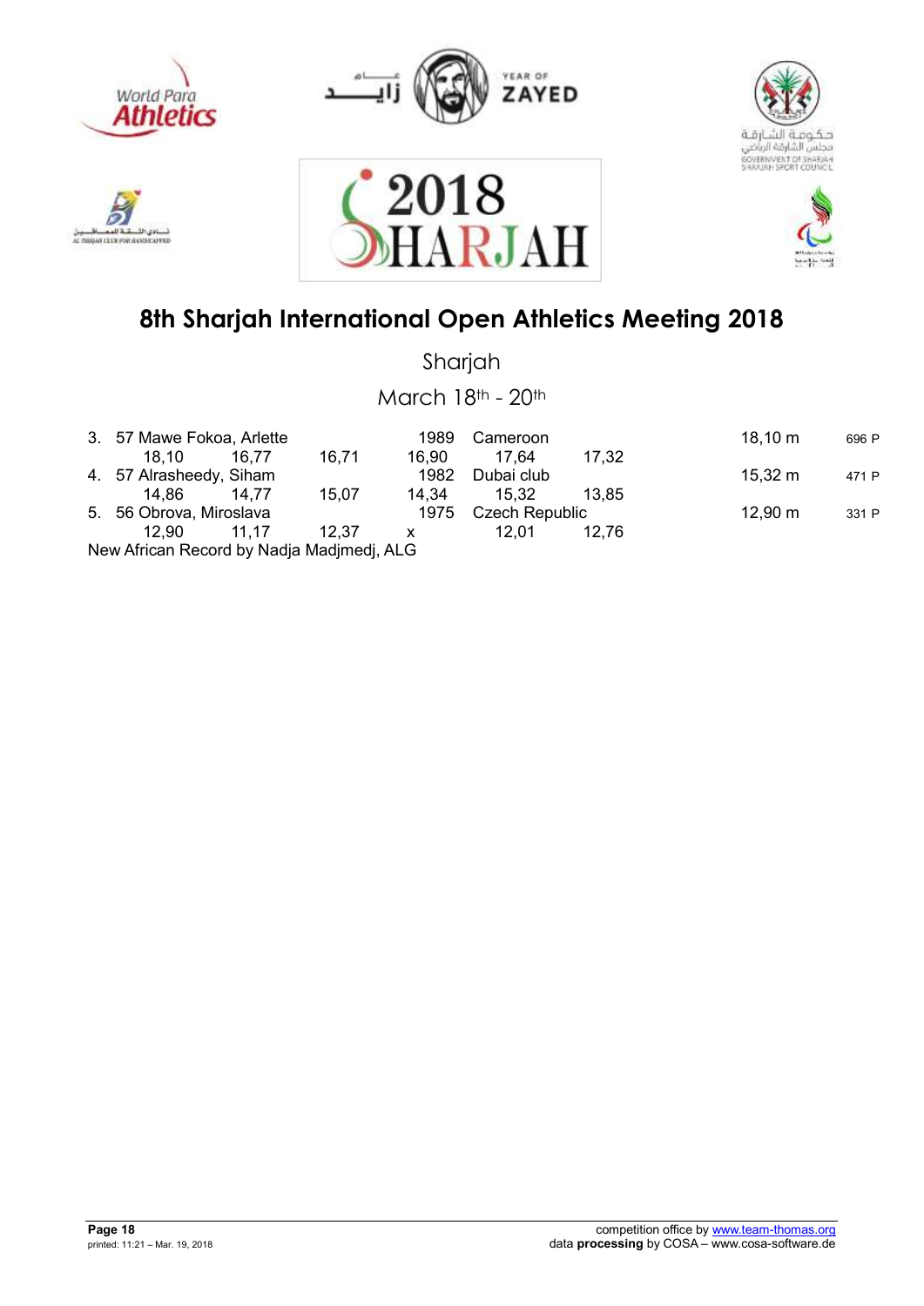# 8th Sharjah International Open Athletics Meeting 2018

Sharjah

March 18th - 20th

| Rank | Bib | Name | | | Year | Country | | Result | Points |
|---|---|---|---|---|---|---|---|---|---|
| 3. | 57 | Mawe Fokoa, Arlette | | | 1989 | Cameroon | | 18,10 m | 696 P |
| | 18,10 | 16,77 | 16,71 | | 16,90 | 17,64 | 17,32 | | |
| 4. | 57 | Alrasheedy, Siham | | | 1982 | Dubai club | | 15,32 m | 471 P |
| | 14,86 | 14,77 | 15,07 | | 14,34 | 15,32 | 13,85 | | |
| 5. | 56 | Obrova, Miroslava | | | 1975 | Czech Republic | | 12,90 m | 331 P |
| | 12,90 | 11,17 | 12,37 | | x | 12,01 | 12,76 | | |

New African Record by Nadja Madjmedj, ALG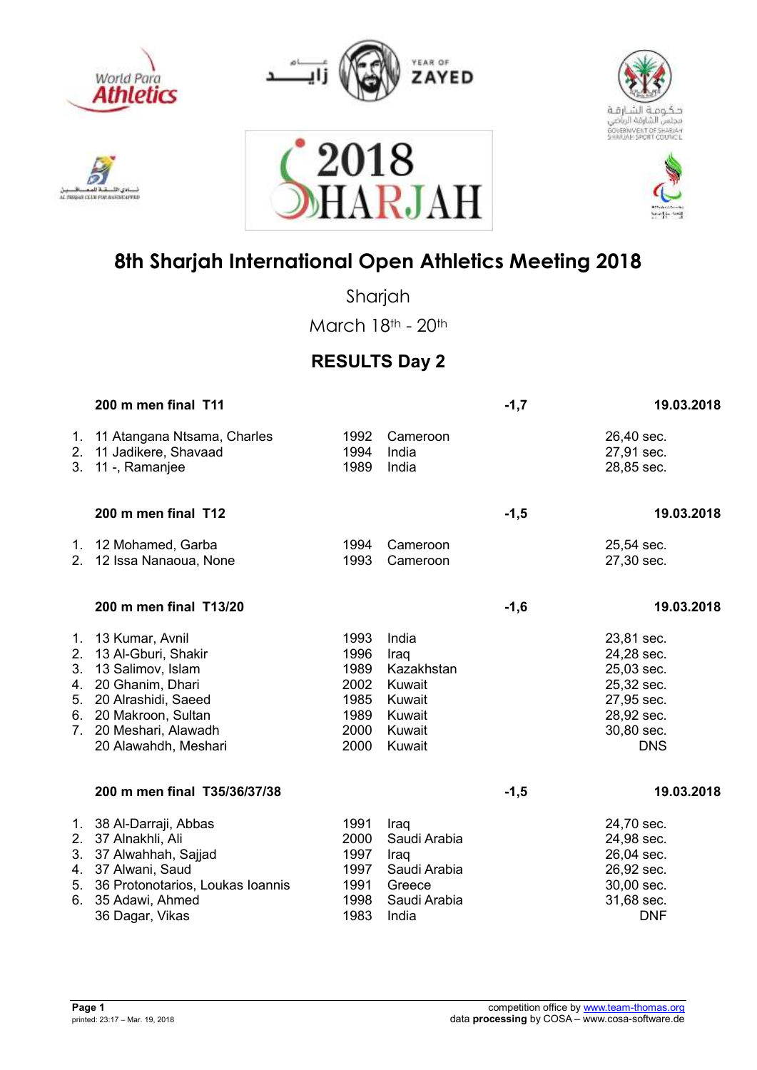# 8th Sharjah International Open Athletics Meeting 2018

Sharjah

March 18th - 20th

## RESULTS Day 2

### 200 m men final T11 — -1,7 — 19.03.2018

| Rank | Class | Name | Year | Country | Result |
|---|---|---|---|---|---|
| 1. | 11 | Atangana Ntsama, Charles | 1992 | Cameroon | 26,40 sec. |
| 2. | 11 | Jadikere, Shavaad | 1994 | India | 27,91 sec. |
| 3. | 11 | -, Ramanjee | 1989 | India | 28,85 sec. |

### 200 m men final T12 — -1,5 — 19.03.2018

| Rank | Class | Name | Year | Country | Result |
|---|---|---|---|---|---|
| 1. | 12 | Mohamed, Garba | 1994 | Cameroon | 25,54 sec. |
| 2. | 12 | Issa Nanaoua, None | 1993 | Cameroon | 27,30 sec. |

### 200 m men final T13/20 — -1,6 — 19.03.2018

| Rank | Class | Name | Year | Country | Result |
|---|---|---|---|---|---|
| 1. | 13 | Kumar, Avnil | 1993 | India | 23,81 sec. |
| 2. | 13 | Al-Gburi, Shakir | 1996 | Iraq | 24,28 sec. |
| 3. | 13 | Salimov, Islam | 1989 | Kazakhstan | 25,03 sec. |
| 4. | 20 | Ghanim, Dhari | 2002 | Kuwait | 25,32 sec. |
| 5. | 20 | Alrashidi, Saeed | 1985 | Kuwait | 27,95 sec. |
| 6. | 20 | Makroon, Sultan | 1989 | Kuwait | 28,92 sec. |
| 7. | 20 | Meshari, Alawadh | 2000 | Kuwait | 30,80 sec. |
| | 20 | Alawadh, Meshari | 2000 | Kuwait | DNS |

### 200 m men final T35/36/37/38 — -1,5 — 19.03.2018

| Rank | Class | Name | Year | Country | Result |
|---|---|---|---|---|---|
| 1. | 38 | Al-Darraji, Abbas | 1991 | Iraq | 24,70 sec. |
| 2. | 37 | Alnakhli, Ali | 2000 | Saudi Arabia | 24,98 sec. |
| 3. | 37 | Alwahhah, Sajjad | 1997 | Iraq | 26,04 sec. |
| 4. | 37 | Alwani, Saud | 1997 | Saudi Arabia | 26,92 sec. |
| 5. | 36 | Protonotarios, Loukas Ioannis | 1991 | Greece | 30,00 sec. |
| 6. | 35 | Adawi, Ahmed | 1998 | Saudi Arabia | 31,68 sec. |
| | 36 | Dagar, Vikas | 1983 | India | DNF |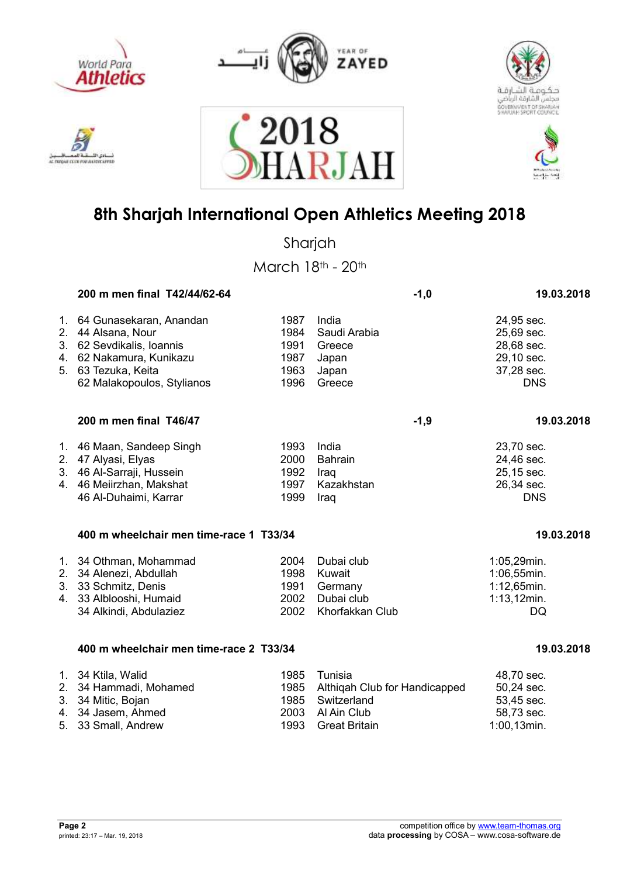# 8th Sharjah International Open Athletics Meeting 2018

Sharjah

March 18th - 20th

### 200 m men final T42/44/62-64 — -1,0 — 19.03.2018

| Rank | Name | Year | Country | Result |
|---|---|---|---|---|
| 1. | 64 Gunasekaran, Anandan | 1987 | India | 24,95 sec. |
| 2. | 44 Alsana, Nour | 1984 | Saudi Arabia | 25,69 sec. |
| 3. | 62 Sevdikalis, Ioannis | 1991 | Greece | 28,68 sec. |
| 4. | 62 Nakamura, Kunikazu | 1987 | Japan | 29,10 sec. |
| 5. | 63 Tezuka, Keita | 1963 | Japan | 37,28 sec. |
| | 62 Malakopoulos, Stylianos | 1996 | Greece | DNS |

### 200 m men final T46/47 — -1,9 — 19.03.2018

| Rank | Name | Year | Country | Result |
|---|---|---|---|---|
| 1. | 46 Maan, Sandeep Singh | 1993 | India | 23,70 sec. |
| 2. | 47 Alyasi, Elyas | 2000 | Bahrain | 24,46 sec. |
| 3. | 46 Al-Sarraji, Hussein | 1992 | Iraq | 25,15 sec. |
| 4. | 46 Meiirzhan, Makshat | 1997 | Kazakhstan | 26,34 sec. |
| | 46 Al-Duhaimi, Karrar | 1999 | Iraq | DNS |

### 400 m wheelchair men time-race 1 T33/34 — 19.03.2018

| Rank | Name | Year | Country | Result |
|---|---|---|---|---|
| 1. | 34 Othman, Mohammad | 2004 | Dubai club | 1:05,29min. |
| 2. | 34 Alenezi, Abdullah | 1998 | Kuwait | 1:06,55min. |
| 3. | 33 Schmitz, Denis | 1991 | Germany | 1:12,65min. |
| 4. | 33 Alblooshi, Humaid | 2002 | Dubai club | 1:13,12min. |
| | 34 Alkindi, Abdulaziez | 2002 | Khorfakkan Club | DQ |

### 400 m wheelchair men time-race 2 T33/34 — 19.03.2018

| Rank | Name | Year | Country | Result |
|---|---|---|---|---|
| 1. | 34 Ktila, Walid | 1985 | Tunisia | 48,70 sec. |
| 2. | 34 Hammadi, Mohamed | 1985 | Althiqah Club for Handicapped | 50,24 sec. |
| 3. | 34 Mitic, Bojan | 1985 | Switzerland | 53,45 sec. |
| 4. | 34 Jasem, Ahmed | 2003 | Al Ain Club | 58,73 sec. |
| 5. | 33 Small, Andrew | 1993 | Great Britain | 1:00,13min. |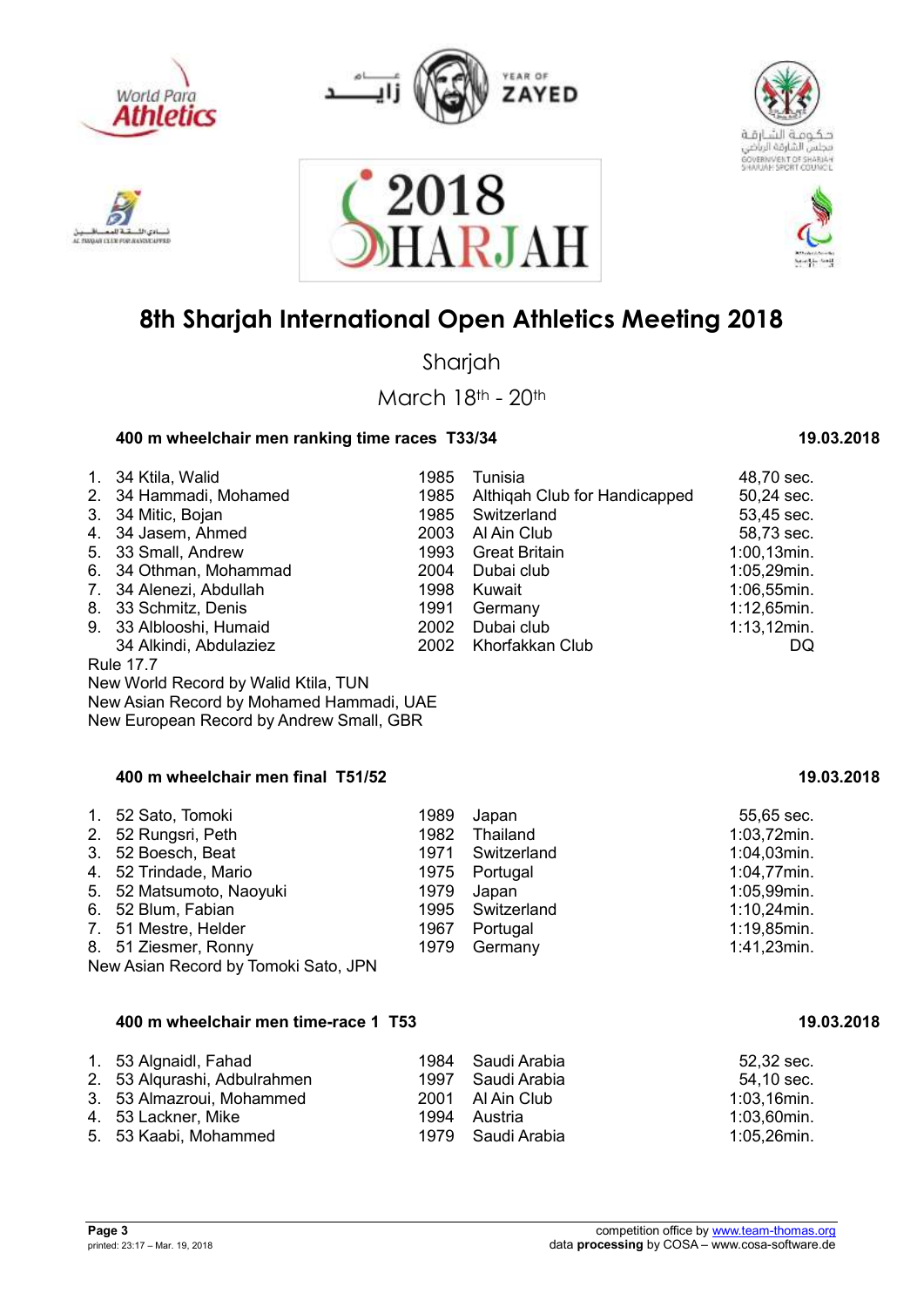# 8th Sharjah International Open Athletics Meeting 2018

Sharjah

March 18th - 20th

### 400 m wheelchair men ranking time races T33/34 — 19.03.2018

| | | | | |
|---|---|---|---|---|
| 1. | 34 Ktila, Walid | 1985 | Tunisia | 48,70 sec. |
| 2. | 34 Hammadi, Mohamed | 1985 | Althiqah Club for Handicapped | 50,24 sec. |
| 3. | 34 Mitic, Bojan | 1985 | Switzerland | 53,45 sec. |
| 4. | 34 Jasem, Ahmed | 2003 | Al Ain Club | 58,73 sec. |
| 5. | 33 Small, Andrew | 1993 | Great Britain | 1:00,13min. |
| 6. | 34 Othman, Mohammad | 2004 | Dubai club | 1:05,29min. |
| 7. | 34 Alenezi, Abdullah | 1998 | Kuwait | 1:06,55min. |
| 8. | 33 Schmitz, Denis | 1991 | Germany | 1:12,65min. |
| 9. | 33 Alblooshi, Humaid | 2002 | Dubai club | 1:13,12min. |
| | 34 Alkindi, Abdulaziez | 2002 | Khorfakkan Club | DQ |

Rule 17.7

New World Record by Walid Ktila, TUN

New Asian Record by Mohamed Hammadi, UAE

New European Record by Andrew Small, GBR

### 400 m wheelchair men final T51/52 — 19.03.2018

| | | | | |
|---|---|---|---|---|
| 1. | 52 Sato, Tomoki | 1989 | Japan | 55,65 sec. |
| 2. | 52 Rungsri, Peth | 1982 | Thailand | 1:03,72min. |
| 3. | 52 Boesch, Beat | 1971 | Switzerland | 1:04,03min. |
| 4. | 52 Trindade, Mario | 1975 | Portugal | 1:04,77min. |
| 5. | 52 Matsumoto, Naoyuki | 1979 | Japan | 1:05,99min. |
| 6. | 52 Blum, Fabian | 1995 | Switzerland | 1:10,24min. |
| 7. | 51 Mestre, Helder | 1967 | Portugal | 1:19,85min. |
| 8. | 51 Ziesmer, Ronny | 1979 | Germany | 1:41,23min. |

New Asian Record by Tomoki Sato, JPN

### 400 m wheelchair men time-race 1 T53 — 19.03.2018

| | | | | |
|---|---|---|---|---|
| 1. | 53 Algnaidl, Fahad | 1984 | Saudi Arabia | 52,32 sec. |
| 2. | 53 Alqurashi, Adbulrahmen | 1997 | Saudi Arabia | 54,10 sec. |
| 3. | 53 Almazroui, Mohammed | 2001 | Al Ain Club | 1:03,16min. |
| 4. | 53 Lackner, Mike | 1994 | Austria | 1:03,60min. |
| 5. | 53 Kaabi, Mohammed | 1979 | Saudi Arabia | 1:05,26min. |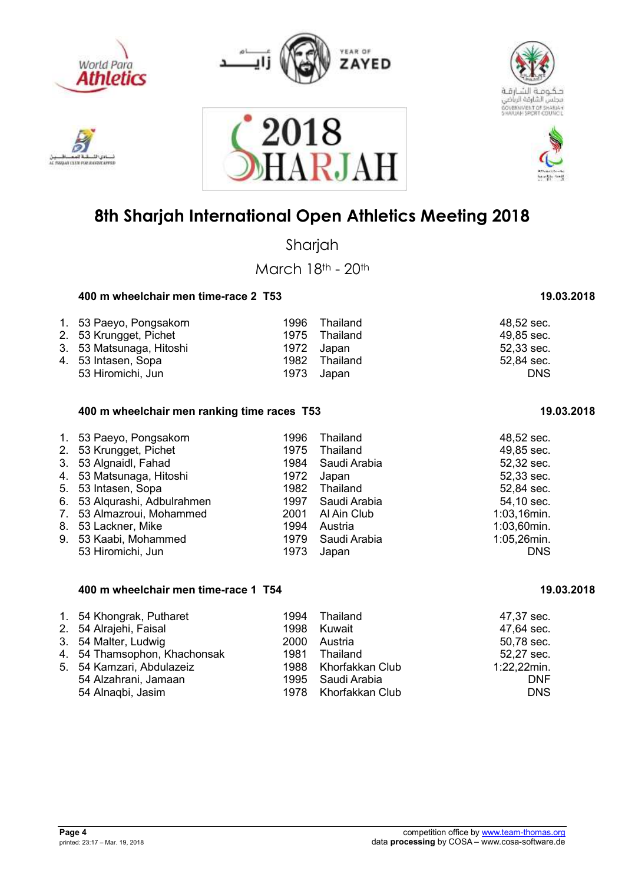# 8th Sharjah International Open Athletics Meeting 2018

Sharjah

March 18th - 20th

### 400 m wheelchair men time-race 2 T53 — 19.03.2018

| Rank | Name | Year | Country | Result |
|---|---|---|---|---|
| 1. | 53 Paeyo, Pongsakorn | 1996 | Thailand | 48,52 sec. |
| 2. | 53 Krungget, Pichet | 1975 | Thailand | 49,85 sec. |
| 3. | 53 Matsunaga, Hitoshi | 1972 | Japan | 52,33 sec. |
| 4. | 53 Intasen, Sopa | 1982 | Thailand | 52,84 sec. |
| | 53 Hiromichi, Jun | 1973 | Japan | DNS |

### 400 m wheelchair men ranking time races T53 — 19.03.2018

| Rank | Name | Year | Country | Result |
|---|---|---|---|---|
| 1. | 53 Paeyo, Pongsakorn | 1996 | Thailand | 48,52 sec. |
| 2. | 53 Krungget, Pichet | 1975 | Thailand | 49,85 sec. |
| 3. | 53 Algnaidl, Fahad | 1984 | Saudi Arabia | 52,32 sec. |
| 4. | 53 Matsunaga, Hitoshi | 1972 | Japan | 52,33 sec. |
| 5. | 53 Intasen, Sopa | 1982 | Thailand | 52,84 sec. |
| 6. | 53 Alqurashi, Adbulrahmen | 1997 | Saudi Arabia | 54,10 sec. |
| 7. | 53 Almazroui, Mohammed | 2001 | Al Ain Club | 1:03,16min. |
| 8. | 53 Lackner, Mike | 1994 | Austria | 1:03,60min. |
| 9. | 53 Kaabi, Mohammed | 1979 | Saudi Arabia | 1:05,26min. |
| | 53 Hiromichi, Jun | 1973 | Japan | DNS |

### 400 m wheelchair men time-race 1 T54 — 19.03.2018

| Rank | Name | Year | Country | Result |
|---|---|---|---|---|
| 1. | 54 Khongrak, Putharet | 1994 | Thailand | 47,37 sec. |
| 2. | 54 Alrajehi, Faisal | 1998 | Kuwait | 47,64 sec. |
| 3. | 54 Malter, Ludwig | 2000 | Austria | 50,78 sec. |
| 4. | 54 Thamsophon, Khachonsak | 1981 | Thailand | 52,27 sec. |
| 5. | 54 Kamzari, Abdulazeiz | 1988 | Khorfakkan Club | 1:22,22min. |
| | 54 Alzahrani, Jamaan | 1995 | Saudi Arabia | DNF |
| | 54 Alnaqbi, Jasim | 1978 | Khorfakkan Club | DNS |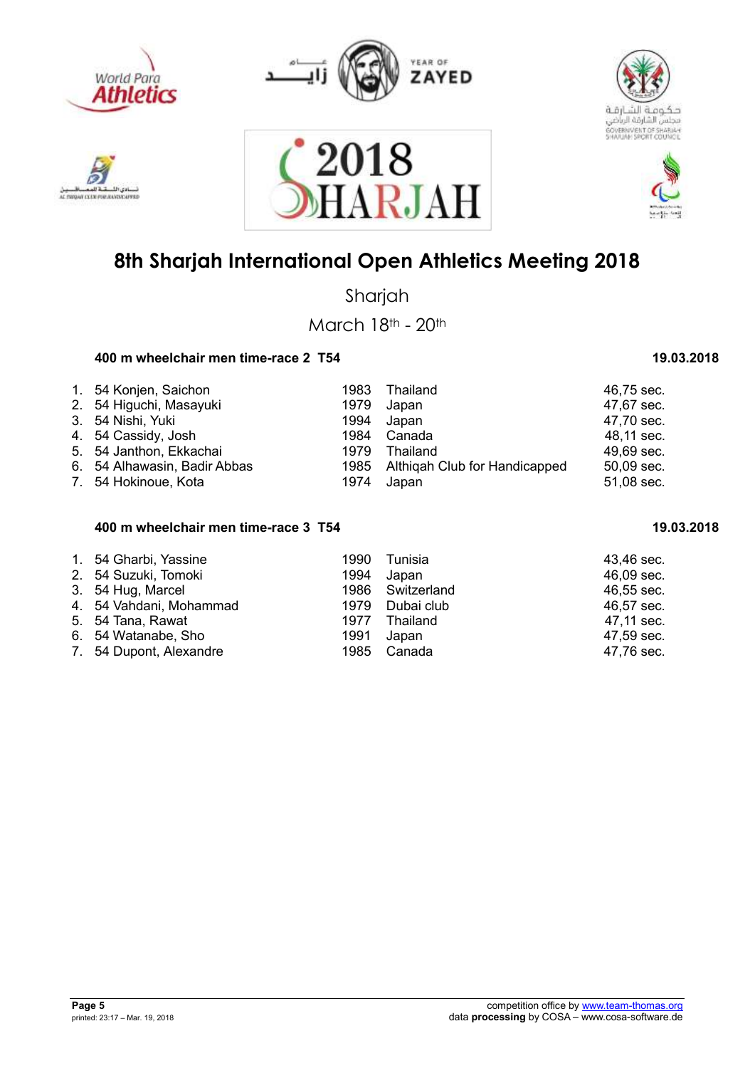# 8th Sharjah International Open Athletics Meeting 2018

Sharjah

March 18th - 20th

### 400 m wheelchair men time-race 2 T54 — 19.03.2018

| | Class | Name | Year | Country | Result |
|---|---|---|---|---|---|
| 1. | 54 | Konjen, Saichon | 1983 | Thailand | 46,75 sec. |
| 2. | 54 | Higuchi, Masayuki | 1979 | Japan | 47,67 sec. |
| 3. | 54 | Nishi, Yuki | 1994 | Japan | 47,70 sec. |
| 4. | 54 | Cassidy, Josh | 1984 | Canada | 48,11 sec. |
| 5. | 54 | Janthon, Ekkachai | 1979 | Thailand | 49,69 sec. |
| 6. | 54 | Alhawasin, Badir Abbas | 1985 | Althiqah Club for Handicapped | 50,09 sec. |
| 7. | 54 | Hokinoue, Kota | 1974 | Japan | 51,08 sec. |

### 400 m wheelchair men time-race 3 T54 — 19.03.2018

| | Class | Name | Year | Country | Result |
|---|---|---|---|---|---|
| 1. | 54 | Gharbi, Yassine | 1990 | Tunisia | 43,46 sec. |
| 2. | 54 | Suzuki, Tomoki | 1994 | Japan | 46,09 sec. |
| 3. | 54 | Hug, Marcel | 1986 | Switzerland | 46,55 sec. |
| 4. | 54 | Vahdani, Mohammad | 1979 | Dubai club | 46,57 sec. |
| 5. | 54 | Tana, Rawat | 1977 | Thailand | 47,11 sec. |
| 6. | 54 | Watanabe, Sho | 1991 | Japan | 47,59 sec. |
| 7. | 54 | Dupont, Alexandre | 1985 | Canada | 47,76 sec. |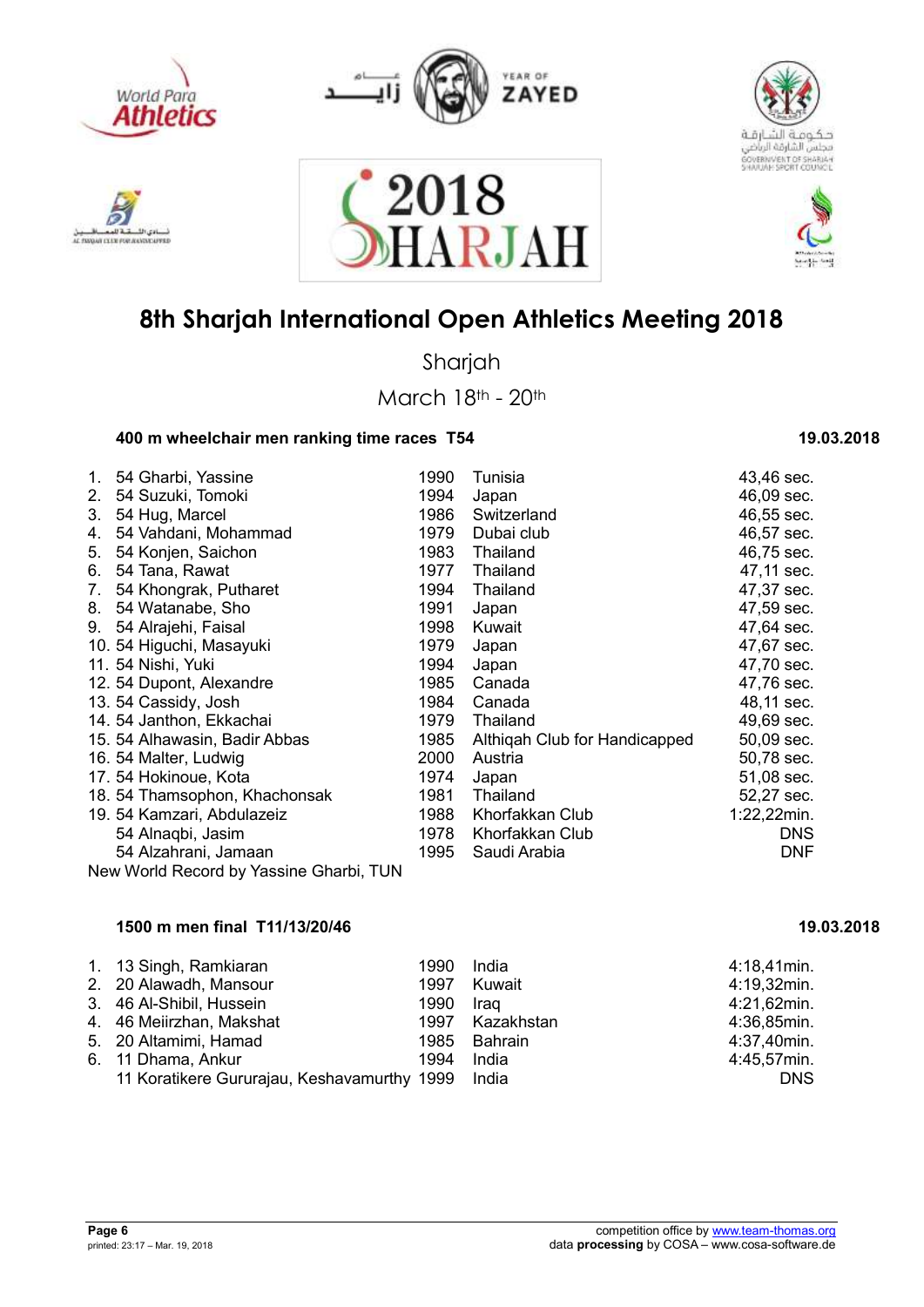# 8th Sharjah International Open Athletics Meeting 2018

Sharjah

March 18th - 20th

### 400 m wheelchair men ranking time races T54 — 19.03.2018

| Rank | Class | Name | Year | Country/Club | Result |
|---|---|---|---|---|---|
| 1. | 54 | Gharbi, Yassine | 1990 | Tunisia | 43,46 sec. |
| 2. | 54 | Suzuki, Tomoki | 1994 | Japan | 46,09 sec. |
| 3. | 54 | Hug, Marcel | 1986 | Switzerland | 46,55 sec. |
| 4. | 54 | Vahdani, Mohammad | 1979 | Dubai club | 46,57 sec. |
| 5. | 54 | Konjen, Saichon | 1983 | Thailand | 46,75 sec. |
| 6. | 54 | Tana, Rawat | 1977 | Thailand | 47,11 sec. |
| 7. | 54 | Khongrak, Putharet | 1994 | Thailand | 47,37 sec. |
| 8. | 54 | Watanabe, Sho | 1991 | Japan | 47,59 sec. |
| 9. | 54 | Alrajehi, Faisal | 1998 | Kuwait | 47,64 sec. |
| 10. | 54 | Higuchi, Masayuki | 1979 | Japan | 47,67 sec. |
| 11. | 54 | Nishi, Yuki | 1994 | Japan | 47,70 sec. |
| 12. | 54 | Dupont, Alexandre | 1985 | Canada | 47,76 sec. |
| 13. | 54 | Cassidy, Josh | 1984 | Canada | 48,11 sec. |
| 14. | 54 | Janthon, Ekkachai | 1979 | Thailand | 49,69 sec. |
| 15. | 54 | Alhawasin, Badir Abbas | 1985 | Althiqah Club for Handicapped | 50,09 sec. |
| 16. | 54 | Malter, Ludwig | 2000 | Austria | 50,78 sec. |
| 17. | 54 | Hokinoue, Kota | 1974 | Japan | 51,08 sec. |
| 18. | 54 | Thamsophon, Khachonsak | 1981 | Thailand | 52,27 sec. |
| 19. | 54 | Kamzari, Abdulazeiz | 1988 | Khorfakkan Club | 1:22,22min. |
| | 54 | Alnaqbi, Jasim | 1978 | Khorfakkan Club | DNS |
| | 54 | Alzahrani, Jamaan | 1995 | Saudi Arabia | DNF |

New World Record by Yassine Gharbi, TUN

### 1500 m men final T11/13/20/46 — 19.03.2018

| Rank | Class | Name | Year | Country/Club | Result |
|---|---|---|---|---|---|
| 1. | 13 | Singh, Ramkiaran | 1990 | India | 4:18,41min. |
| 2. | 20 | Alawadh, Mansour | 1997 | Kuwait | 4:19,32min. |
| 3. | 46 | Al-Shibil, Hussein | 1990 | Iraq | 4:21,62min. |
| 4. | 46 | Meiirzhan, Makshat | 1997 | Kazakhstan | 4:36,85min. |
| 5. | 20 | Altamimi, Hamad | 1985 | Bahrain | 4:37,40min. |
| 6. | 11 | Dhama, Ankur | 1994 | India | 4:45,57min. |
| | 11 | Koratikere Gururajau, Keshavamurthy | 1999 | India | DNS |

competition office by www.team-thomas.org
data **processing** by COSA – www.cosa-software.de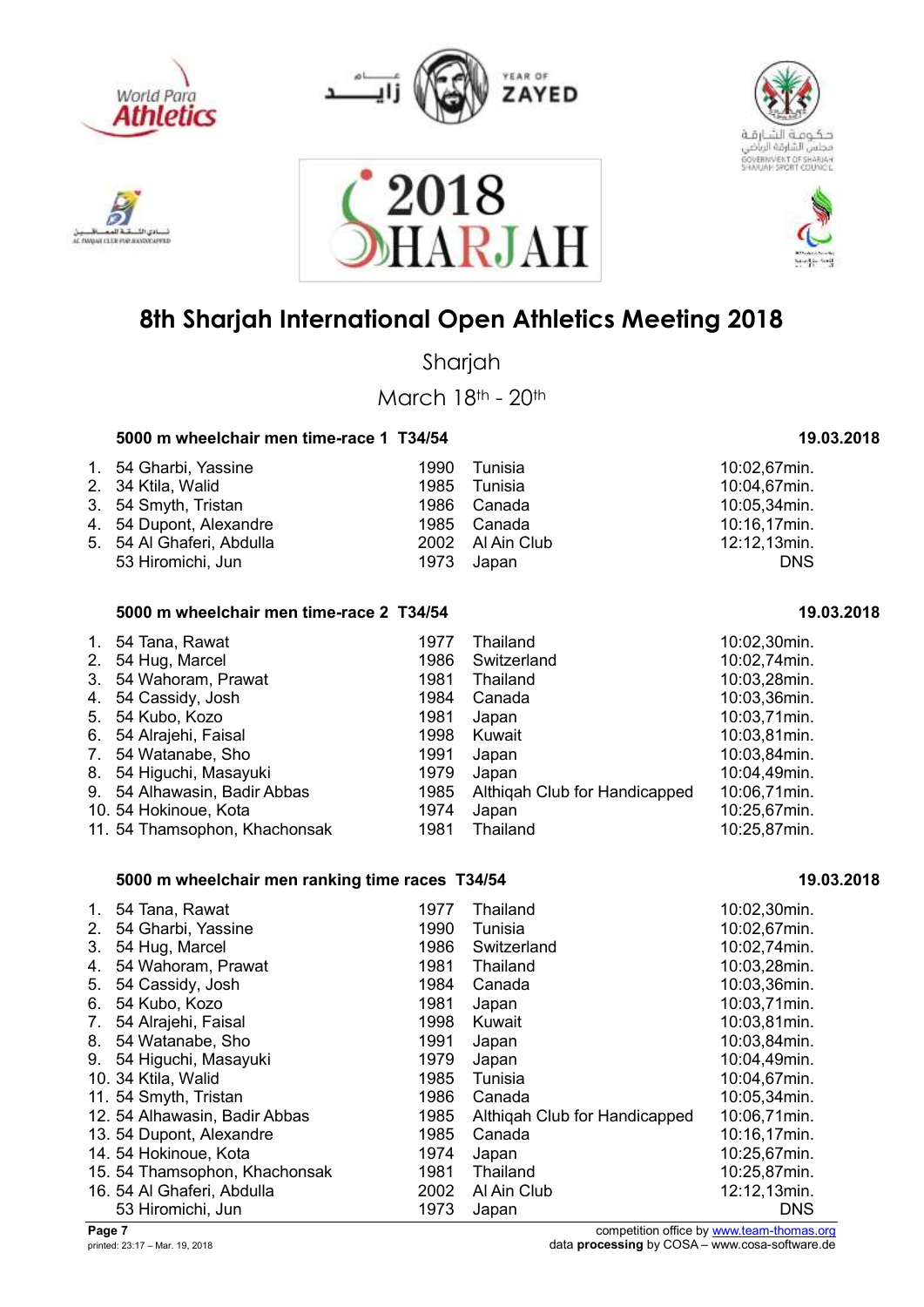# 8th Sharjah International Open Athletics Meeting 2018

Sharjah

March 18th - 20th

### 5000 m wheelchair men time-race 1 T34/54 — 19.03.2018

| Rank | Class | Name | Year | Country | Result |
|---|---|---|---|---|---|
| 1. | 54 | Gharbi, Yassine | 1990 | Tunisia | 10:02,67min. |
| 2. | 34 | Ktila, Walid | 1985 | Tunisia | 10:04,67min. |
| 3. | 54 | Smyth, Tristan | 1986 | Canada | 10:05,34min. |
| 4. | 54 | Dupont, Alexandre | 1985 | Canada | 10:16,17min. |
| 5. | 54 | Al Ghaferi, Abdulla | 2002 | Al Ain Club | 12:12,13min. |
| | 53 | Hiromichi, Jun | 1973 | Japan | DNS |

### 5000 m wheelchair men time-race 2 T34/54 — 19.03.2018

| Rank | Class | Name | Year | Country | Result |
|---|---|---|---|---|---|
| 1. | 54 | Tana, Rawat | 1977 | Thailand | 10:02,30min. |
| 2. | 54 | Hug, Marcel | 1986 | Switzerland | 10:02,74min. |
| 3. | 54 | Wahoram, Prawat | 1981 | Thailand | 10:03,28min. |
| 4. | 54 | Cassidy, Josh | 1984 | Canada | 10:03,36min. |
| 5. | 54 | Kubo, Kozo | 1981 | Japan | 10:03,71min. |
| 6. | 54 | Alrajehi, Faisal | 1998 | Kuwait | 10:03,81min. |
| 7. | 54 | Watanabe, Sho | 1991 | Japan | 10:03,84min. |
| 8. | 54 | Higuchi, Masayuki | 1979 | Japan | 10:04,49min. |
| 9. | 54 | Alhawasin, Badir Abbas | 1985 | Althiqah Club for Handicapped | 10:06,71min. |
| 10. | 54 | Hokinoue, Kota | 1974 | Japan | 10:25,67min. |
| 11. | 54 | Thamsophon, Khachonsak | 1981 | Thailand | 10:25,87min. |

### 5000 m wheelchair men ranking time races T34/54 — 19.03.2018

| Rank | Class | Name | Year | Country | Result |
|---|---|---|---|---|---|
| 1. | 54 | Tana, Rawat | 1977 | Thailand | 10:02,30min. |
| 2. | 54 | Gharbi, Yassine | 1990 | Tunisia | 10:02,67min. |
| 3. | 54 | Hug, Marcel | 1986 | Switzerland | 10:02,74min. |
| 4. | 54 | Wahoram, Prawat | 1981 | Thailand | 10:03,28min. |
| 5. | 54 | Cassidy, Josh | 1984 | Canada | 10:03,36min. |
| 6. | 54 | Kubo, Kozo | 1981 | Japan | 10:03,71min. |
| 7. | 54 | Alrajehi, Faisal | 1998 | Kuwait | 10:03,81min. |
| 8. | 54 | Watanabe, Sho | 1991 | Japan | 10:03,84min. |
| 9. | 54 | Higuchi, Masayuki | 1979 | Japan | 10:04,49min. |
| 10. | 34 | Ktila, Walid | 1985 | Tunisia | 10:04,67min. |
| 11. | 54 | Smyth, Tristan | 1986 | Canada | 10:05,34min. |
| 12. | 54 | Alhawasin, Badir Abbas | 1985 | Althiqah Club for Handicapped | 10:06,71min. |
| 13. | 54 | Dupont, Alexandre | 1985 | Canada | 10:16,17min. |
| 14. | 54 | Hokinoue, Kota | 1974 | Japan | 10:25,67min. |
| 15. | 54 | Thamsophon, Khachonsak | 1981 | Thailand | 10:25,87min. |
| 16. | 54 | Al Ghaferi, Abdulla | 2002 | Al Ain Club | 12:12,13min. |
| | 53 | Hiromichi, Jun | 1973 | Japan | DNS |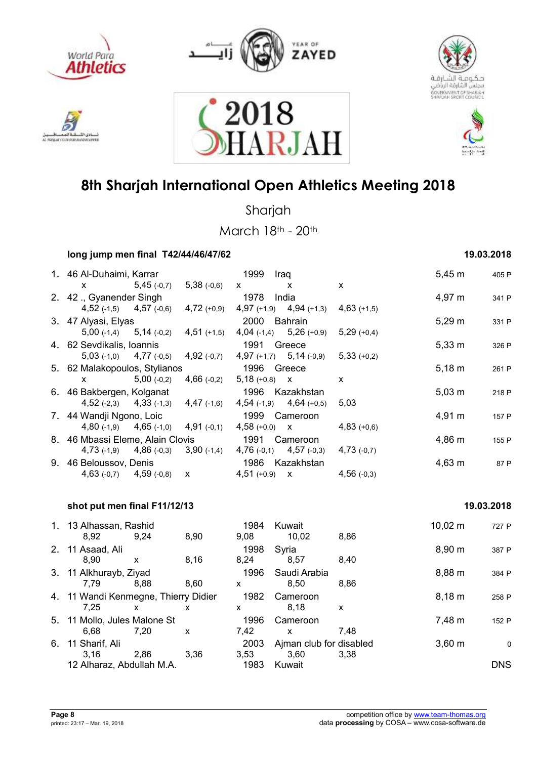# 8th Sharjah International Open Athletics Meeting 2018

Sharjah

March 18th - 20th

## long jump men final T42/44/46/47/62

19.03.2018

| Rank | Class / Name | Year | Nation | | | | | | Result | Points |
|---|---|---|---|---|---|---|---|---|---|---|
| 1. | 46 Al-Duhaimi, Karrar | 1999 | Iraq | | | | | | 5,45 m | 405 P |
| | | | x | 5,45 (-0,7) | 5,38 (-0,6) | x | x | x | | |
| 2. | 42 ., Gyanender Singh | 1978 | India | | | | | | 4,97 m | 341 P |
| | | | 4,52 (-1,5) | 4,57 (-0,6) | 4,72 (+0,9) | 4,97 (+1,9) | 4,94 (+1,3) | 4,63 (+1,5) | | |
| 3. | 47 Alyasi, Elyas | 2000 | Bahrain | | | | | | 5,29 m | 331 P |
| | | | 5,00 (-1,4) | 5,14 (-0,2) | 4,51 (+1,5) | 4,04 (-1,4) | 5,26 (+0,9) | 5,29 (+0,4) | | |
| 4. | 62 Sevdikalis, Ioannis | 1991 | Greece | | | | | | 5,33 m | 326 P |
| | | | 5,03 (-1,0) | 4,77 (-0,5) | 4,92 (-0,7) | 4,97 (+1,7) | 5,14 (-0,9) | 5,33 (+0,2) | | |
| 5. | 62 Malakopoulos, Stylianos | 1996 | Greece | | | | | | 5,18 m | 261 P |
| | | | x | 5,00 (-0,2) | 4,66 (-0,2) | 5,18 (+0,8) | x | x | | |
| 6. | 46 Bakbergen, Kolganat | 1996 | Kazakhstan | | | | | | 5,03 m | 218 P |
| | | | 4,52 (-2,3) | 4,33 (-1,3) | 4,47 (-1,6) | 4,54 (-1,9) | 4,64 (+0,5) | 5,03 | | |
| 7. | 44 Wandji Ngono, Loic | 1999 | Cameroon | | | | | | 4,91 m | 157 P |
| | | | 4,80 (-1,9) | 4,65 (-1,0) | 4,91 (-0,1) | 4,58 (+0,0) | x | 4,83 (+0,6) | | |
| 8. | 46 Mbassi Eleme, Alain Clovis | 1991 | Cameroon | | | | | | 4,86 m | 155 P |
| | | | 4,73 (-1,9) | 4,86 (-0,3) | 3,90 (-1,4) | 4,76 (-0,1) | 4,57 (-0,3) | 4,73 (-0,7) | | |
| 9. | 46 Beloussov, Denis | 1986 | Kazakhstan | | | | | | 4,63 m | 87 P |
| | | | 4,63 (-0,7) | 4,59 (-0,8) | x | 4,51 (+0,9) | x | 4,56 (-0,3) | | |

## shot put men final F11/12/13

19.03.2018

| Rank | Class / Name | Year | Nation | | | | | | Result | Points |
|---|---|---|---|---|---|---|---|---|---|---|
| 1. | 13 Alhassan, Rashid | 1984 | Kuwait | | | | | | 10,02 m | 727 P |
| | | | 8,92 | 9,24 | 8,90 | 9,08 | 10,02 | 8,86 | | |
| 2. | 11 Asaad, Ali | 1998 | Syria | | | | | | 8,90 m | 387 P |
| | | | 8,90 | x | 8,16 | 8,24 | 8,57 | 8,40 | | |
| 3. | 11 Alkhurayb, Ziyad | 1996 | Saudi Arabia | | | | | | 8,88 m | 384 P |
| | | | 7,79 | 8,88 | 8,60 | x | 8,50 | 8,86 | | |
| 4. | 11 Wandi Kenmegne, Thierry Didier | 1982 | Cameroon | | | | | | 8,18 m | 258 P |
| | | | 7,25 | x | x | x | 8,18 | x | | |
| 5. | 11 Mollo, Jules Malone St | 1996 | Cameroon | | | | | | 7,48 m | 152 P |
| | | | 6,68 | 7,20 | x | 7,42 | x | 7,48 | | |
| 6. | 11 Sharif, Ali | 2003 | Ajman club for disabled | | | | | | 3,60 m | 0 |
| | | | 3,16 | 2,86 | 3,36 | 3,53 | 3,60 | 3,38 | | |
| | 12 Alharaz, Abdullah M.A. | 1983 | Kuwait | | | | | | DNS | |

printed: 23:17 – Mar. 19, 2018

competition office by www.team-thomas.org
data **processing** by COSA – www.cosa-software.de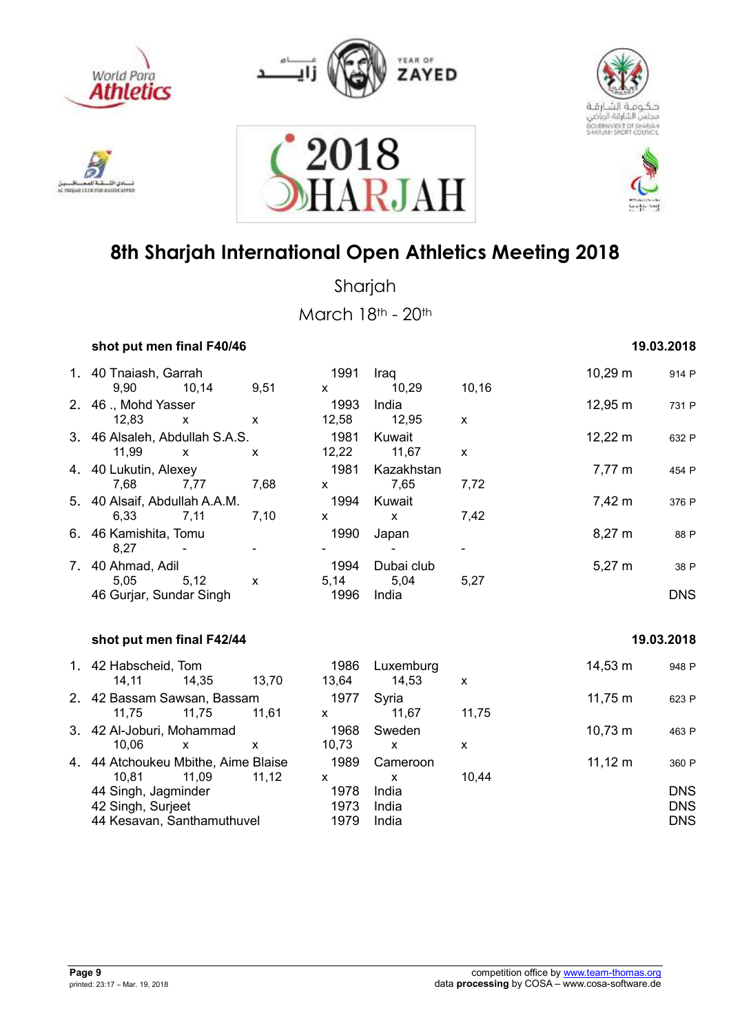# 8th Sharjah International Open Athletics Meeting 2018

Sharjah

March 18th - 20th

## shot put men final F40/46

19.03.2018

| Rank | Class | Name | Year | Country | Result | Points |
|---|---|---|---|---|---|---|
| 1. | 40 | Tnaiash, Garrah | 1991 | Iraq | 10,29 m | 914 P |
| | | 9,90 / 10,14 / 9,51 / x / 10,29 / 10,16 | | | | |
| 2. | 46 | ., Mohd Yasser | 1993 | India | 12,95 m | 731 P |
| | | 12,83 / x / x / 12,58 / 12,95 / x | | | | |
| 3. | 46 | Alsaleh, Abdullah S.A.S. | 1981 | Kuwait | 12,22 m | 632 P |
| | | 11,99 / x / x / 12,22 / 11,67 / x | | | | |
| 4. | 40 | Lukutin, Alexey | 1981 | Kazakhstan | 7,77 m | 454 P |
| | | 7,68 / 7,77 / 7,68 / x / 7,65 / 7,72 | | | | |
| 5. | 40 | Alsaif, Abdullah A.A.M. | 1994 | Kuwait | 7,42 m | 376 P |
| | | 6,33 / 7,11 / 7,10 / x / x / 7,42 | | | | |
| 6. | 46 | Kamishita, Tomu | 1990 | Japan | 8,27 m | 88 P |
| | | 8,27 / - / - / - / - / - | | | | |
| 7. | 40 | Ahmad, Adil | 1994 | Dubai club | 5,27 m | 38 P |
| | | 5,05 / 5,12 / x / 5,14 / 5,04 / 5,27 | | | | |
| | 46 | Gurjar, Sundar Singh | 1996 | India | DNS | |

## shot put men final F42/44

19.03.2018

| Rank | Class | Name | Year | Country | Result | Points |
|---|---|---|---|---|---|---|
| 1. | 42 | Habscheid, Tom | 1986 | Luxemburg | 14,53 m | 948 P |
| | | 14,11 / 14,35 / 13,70 / 13,64 / 14,53 / x | | | | |
| 2. | 42 | Bassam Sawsan, Bassam | 1977 | Syria | 11,75 m | 623 P |
| | | 11,75 / 11,75 / 11,61 / x / 11,67 / 11,75 | | | | |
| 3. | 42 | Al-Joburi, Mohammad | 1968 | Sweden | 10,73 m | 463 P |
| | | 10,06 / x / x / 10,73 / x / x | | | | |
| 4. | 44 | Atchoukeu Mbithe, Aime Blaise | 1989 | Cameroon | 11,12 m | 360 P |
| | | 10,81 / 11,09 / 11,12 / x / x / 10,44 | | | | |
| | 44 | Singh, Jagminder | 1978 | India | DNS | |
| | 42 | Singh, Surjeet | 1973 | India | DNS | |
| | 44 | Kesavan, Santhamuthuvel | 1979 | India | DNS | |

competition office by www.team-thomas.org
data **processing** by COSA – www.cosa-software.de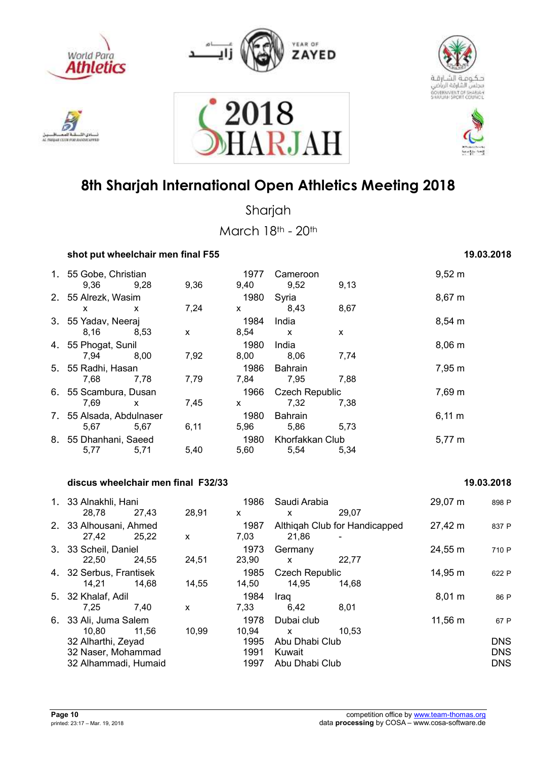# 8th Sharjah International Open Athletics Meeting 2018

Sharjah

March 18th - 20th

### shot put wheelchair men final F55 — 19.03.2018

| Rank | Class | Name | Year | Country | Result |
|---|---|---|---|---|---|
| 1. | 55 | Gobe, Christian | 1977 | Cameroon | 9,52 m |
| | | 9,36 / 9,28 / 9,36 / 9,40 / 9,52 / 9,13 | | | |
| 2. | 55 | Alrezk, Wasim | 1980 | Syria | 8,67 m |
| | | x / x / 7,24 / x / 8,43 / 8,67 | | | |
| 3. | 55 | Yadav, Neeraj | 1984 | India | 8,54 m |
| | | 8,16 / 8,53 / x / 8,54 / x / x | | | |
| 4. | 55 | Phogat, Sunil | 1980 | India | 8,06 m |
| | | 7,94 / 8,00 / 7,92 / 8,00 / 8,06 / 7,74 | | | |
| 5. | 55 | Radhi, Hasan | 1986 | Bahrain | 7,95 m |
| | | 7,68 / 7,78 / 7,79 / 7,84 / 7,95 / 7,88 | | | |
| 6. | 55 | Scambura, Dusan | 1966 | Czech Republic | 7,69 m |
| | | 7,69 / x / 7,45 / x / 7,32 / 7,38 | | | |
| 7. | 55 | Alsada, Abdulnaser | 1980 | Bahrain | 6,11 m |
| | | 5,67 / 5,67 / 6,11 / 5,96 / 5,86 / 5,73 | | | |
| 8. | 55 | Dhanhani, Saeed | 1980 | Khorfakkan Club | 5,77 m |
| | | 5,77 / 5,71 / 5,40 / 5,60 / 5,54 / 5,34 | | | |

### discus wheelchair men final F32/33 — 19.03.2018

| Rank | Class | Name | Year | Country | Result | Points |
|---|---|---|---|---|---|---|
| 1. | 33 | Alnakhli, Hani | 1986 | Saudi Arabia | 29,07 m | 898 P |
| | | 28,78 / 27,43 / 28,91 / x / x / 29,07 | | | | |
| 2. | 33 | Alhousani, Ahmed | 1987 | Althiqah Club for Handicapped | 27,42 m | 837 P |
| | | 27,42 / 25,22 / x / 7,03 / 21,86 / - | | | | |
| 3. | 33 | Scheil, Daniel | 1973 | Germany | 24,55 m | 710 P |
| | | 22,50 / 24,55 / 24,51 / 23,90 / x / 22,77 | | | | |
| 4. | 32 | Serbus, Frantisek | 1985 | Czech Republic | 14,95 m | 622 P |
| | | 14,21 / 14,68 / 14,55 / 14,50 / 14,95 / 14,68 | | | | |
| 5. | 32 | Khalaf, Adil | 1984 | Iraq | 8,01 m | 86 P |
| | | 7,25 / 7,40 / x / 7,33 / 6,42 / 8,01 | | | | |
| 6. | 33 | Ali, Juma Salem | 1978 | Dubai club | 11,56 m | 67 P |
| | | 10,80 / 11,56 / 10,99 / 10,94 / x / 10,53 | | | | |
| | 32 | Alharthi, Zeyad | 1995 | Abu Dhabi Club | DNS | |
| | 32 | Naser, Mohammad | 1991 | Kuwait | DNS | |
| | 32 | Alhammadi, Humaid | 1997 | Abu Dhabi Club | DNS | |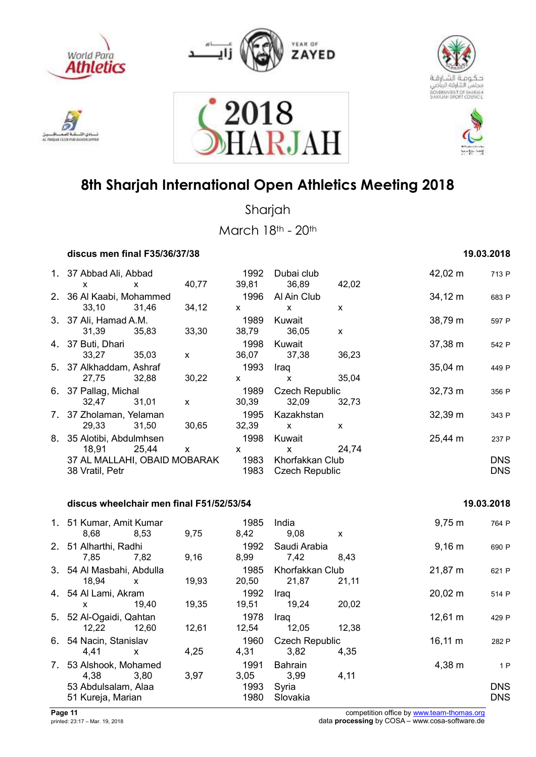# 8th Sharjah International Open Athletics Meeting 2018

Sharjah

March 18th - 20th

### discus men final F35/36/37/38 — 19.03.2018

| Rank | Class | Name | Year | Club/Country | Result | Points |
|---|---|---|---|---|---|---|
| 1. | 37 | Abbad Ali, Abbad | 1992 | Dubai club | 42,02 m | 713 P |
| | | x / x / 40,77 / 39,81 / 36,89 / 42,02 | | | | |
| 2. | 36 | Al Kaabi, Mohammed | 1996 | Al Ain Club | 34,12 m | 683 P |
| | | 33,10 / 31,46 / 34,12 / x / x / x | | | | |
| 3. | 37 | Ali, Hamad A.M. | 1989 | Kuwait | 38,79 m | 597 P |
| | | 31,39 / 35,83 / 33,30 / 38,79 / 36,05 / x | | | | |
| 4. | 37 | Buti, Dhari | 1998 | Kuwait | 37,38 m | 542 P |
| | | 33,27 / 35,03 / x / 36,07 / 37,38 / 36,23 | | | | |
| 5. | 37 | Alkhaddam, Ashraf | 1993 | Iraq | 35,04 m | 449 P |
| | | 27,75 / 32,88 / 30,22 / x / x / 35,04 | | | | |
| 6. | 37 | Pallag, Michal | 1989 | Czech Republic | 32,73 m | 356 P |
| | | 32,47 / 31,01 / x / 30,39 / 32,09 / 32,73 | | | | |
| 7. | 37 | Zholaman, Yelaman | 1995 | Kazakhstan | 32,39 m | 343 P |
| | | 29,33 / 31,50 / 30,65 / 32,39 / x / x | | | | |
| 8. | 35 | Alotibi, Abdulmhsen | 1998 | Kuwait | 25,44 m | 237 P |
| | | 18,91 / 25,44 / x / x / x / 24,74 | | | | |
| | 37 | AL MALLAHI, OBAID MOBARAK | 1983 | Khorfakkan Club | | DNS |
| | 38 | Vratil, Petr | 1983 | Czech Republic | | DNS |

### discus wheelchair men final F51/52/53/54 — 19.03.2018

| Rank | Class | Name | Year | Club/Country | Result | Points |
|---|---|---|---|---|---|---|
| 1. | 51 | Kumar, Amit Kumar | 1985 | India | 9,75 m | 764 P |
| | | 8,68 / 8,53 / 9,75 / 8,42 / 9,08 / x | | | | |
| 2. | 51 | Alharthi, Radhi | 1992 | Saudi Arabia | 9,16 m | 690 P |
| | | 7,85 / 7,82 / 9,16 / 8,99 / 7,42 / 8,43 | | | | |
| 3. | 54 | Al Masbahi, Abdulla | 1985 | Khorfakkan Club | 21,87 m | 621 P |
| | | 18,94 / x / 19,93 / 20,50 / 21,87 / 21,11 | | | | |
| 4. | 54 | Al Lami, Akram | 1992 | Iraq | 20,02 m | 514 P |
| | | x / 19,40 / 19,35 / 19,51 / 19,24 / 20,02 | | | | |
| 5. | 52 | Al-Ogaidi, Qahtan | 1978 | Iraq | 12,61 m | 429 P |
| | | 12,22 / 12,60 / 12,61 / 12,54 / 12,05 / 12,38 | | | | |
| 6. | 54 | Nacin, Stanislav | 1960 | Czech Republic | 16,11 m | 282 P |
| | | 4,41 / x / 4,25 / 4,31 / 3,82 / 4,35 | | | | |
| 7. | 53 | Alshook, Mohamed | 1991 | Bahrain | 4,38 m | 1 P |
| | | 4,38 / 3,80 / 3,97 / 3,05 / 3,99 / 4,11 | | | | |
| | 53 | Abdulsalam, Alaa | 1993 | Syria | | DNS |
| | 51 | Kureja, Marian | 1980 | Slovakia | | DNS |

printed: 23:17 – Mar. 19, 2018

competition office by www.team-thomas.org
data **processing** by COSA – www.cosa-software.de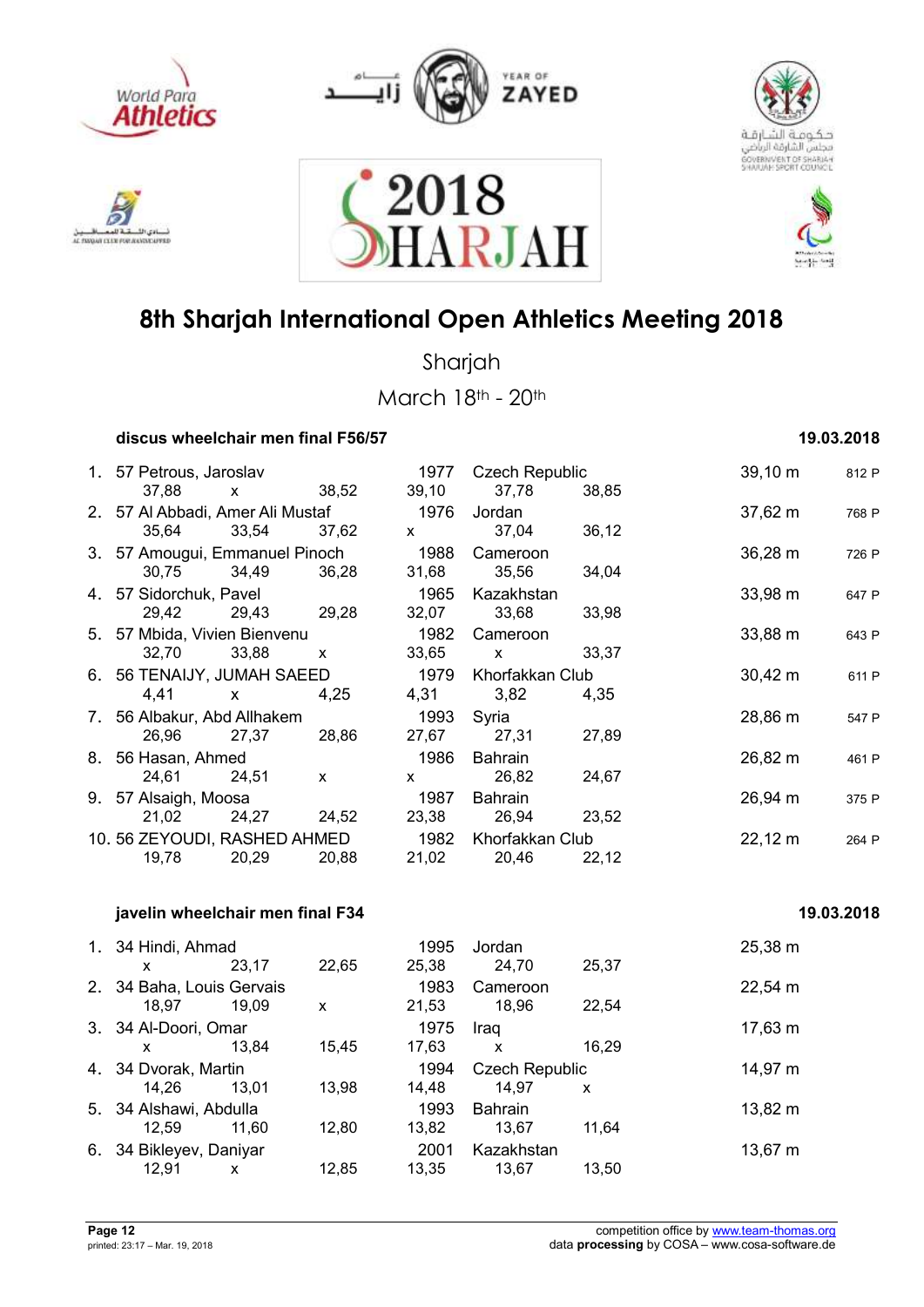# 8th Sharjah International Open Athletics Meeting 2018

Sharjah

March 18th - 20th

### discus wheelchair men final F56/57 — 19.03.2018

| Rank | Class | Name | Year | Country | Result | Points |
|---|---|---|---|---|---|---|
| 1. | 57 | Petrous, Jaroslav | 1977 | Czech Republic | 39,10 m | 812 P |
| | | 37,88 x 38,52 | 39,10 | 37,78 38,85 | | |
| 2. | 57 | Al Abbadi, Amer Ali Mustaf | 1976 | Jordan | 37,62 m | 768 P |
| | | 35,64 33,54 37,62 | x | 37,04 36,12 | | |
| 3. | 57 | Amougui, Emmanuel Pinoch | 1988 | Cameroon | 36,28 m | 726 P |
| | | 30,75 34,49 36,28 | 31,68 | 35,56 34,04 | | |
| 4. | 57 | Sidorchuk, Pavel | 1965 | Kazakhstan | 33,98 m | 647 P |
| | | 29,42 29,43 29,28 | 32,07 | 33,68 33,98 | | |
| 5. | 57 | Mbida, Vivien Bienvenu | 1982 | Cameroon | 33,88 m | 643 P |
| | | 32,70 33,88 x | 33,65 | x 33,37 | | |
| 6. | 56 | TENAIJY, JUMAH SAEED | 1979 | Khorfakkan Club | 30,42 m | 611 P |
| | | 4,41 x 4,25 | 4,31 | 3,82 4,35 | | |
| 7. | 56 | Albakur, Abd Allhakem | 1993 | Syria | 28,86 m | 547 P |
| | | 26,96 27,37 28,86 | 27,67 | 27,31 27,89 | | |
| 8. | 56 | Hasan, Ahmed | 1986 | Bahrain | 26,82 m | 461 P |
| | | 24,61 24,51 x | x | 26,82 24,67 | | |
| 9. | 57 | Alsaigh, Moosa | 1987 | Bahrain | 26,94 m | 375 P |
| | | 21,02 24,27 24,52 | 23,38 | 26,94 23,52 | | |
| 10. | 56 | ZEYOUDI, RASHED AHMED | 1982 | Khorfakkan Club | 22,12 m | 264 P |
| | | 19,78 20,29 20,88 | 21,02 | 20,46 22,12 | | |

### javelin wheelchair men final F34 — 19.03.2018

| Rank | Class | Name | Year | Country | Result |
|---|---|---|---|---|---|
| 1. | 34 | Hindi, Ahmad | 1995 | Jordan | 25,38 m |
| | | x 23,17 22,65 | 25,38 | 24,70 25,37 | |
| 2. | 34 | Baha, Louis Gervais | 1983 | Cameroon | 22,54 m |
| | | 18,97 19,09 x | 21,53 | 18,96 22,54 | |
| 3. | 34 | Al-Doori, Omar | 1975 | Iraq | 17,63 m |
| | | x 13,84 15,45 | 17,63 | x 16,29 | |
| 4. | 34 | Dvorak, Martin | 1994 | Czech Republic | 14,97 m |
| | | 14,26 13,01 13,98 | 14,48 | 14,97 x | |
| 5. | 34 | Alshawi, Abdulla | 1993 | Bahrain | 13,82 m |
| | | 12,59 11,60 12,80 | 13,82 | 13,67 11,64 | |
| 6. | 34 | Bikleyev, Daniyar | 2001 | Kazakhstan | 13,67 m |
| | | 12,91 x 12,85 | 13,35 | 13,67 13,50 | |

competition office by www.team-thomas.org
data **processing** by COSA – www.cosa-software.de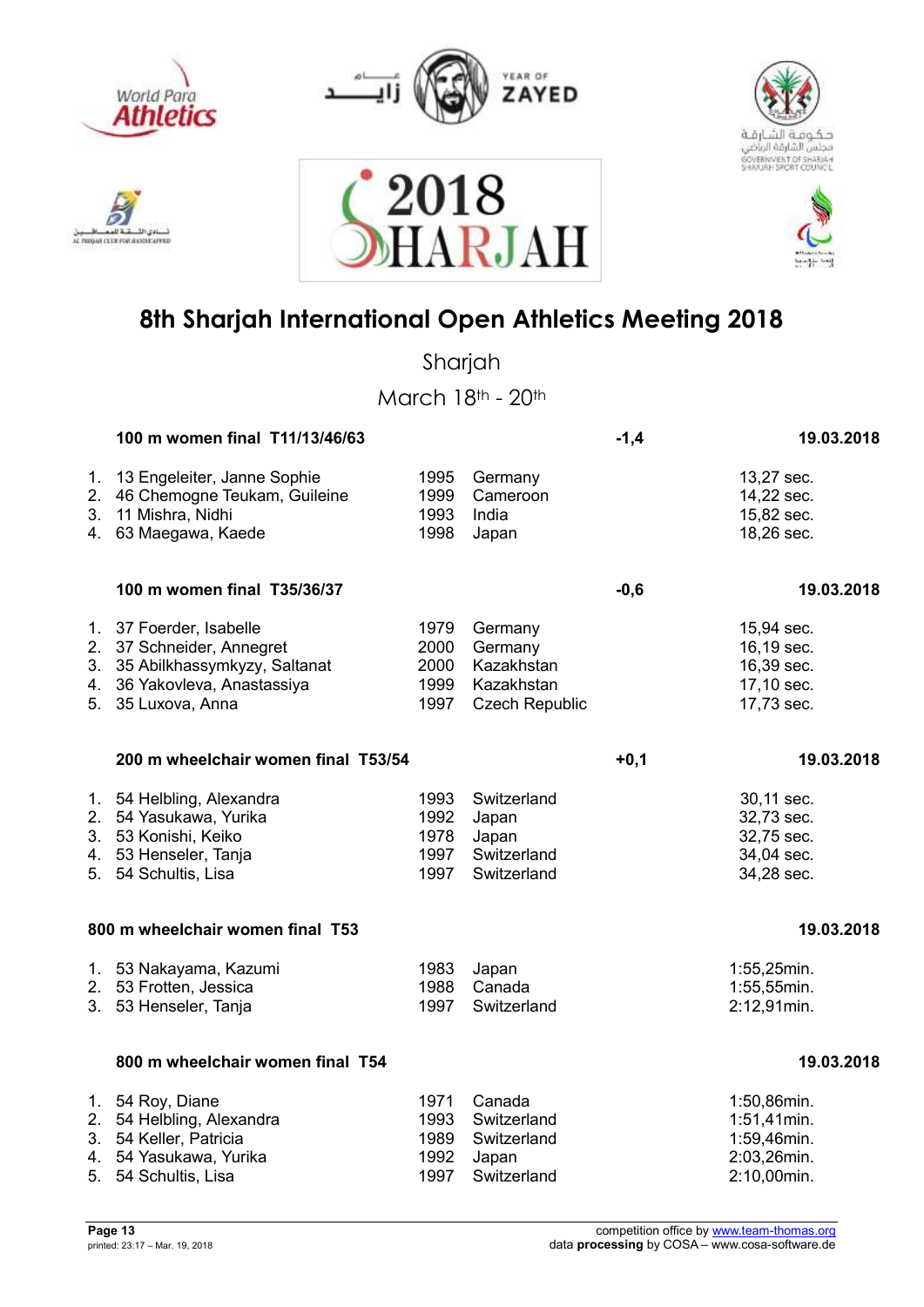# 8th Sharjah International Open Athletics Meeting 2018

Sharjah

March 18th - 20th

### 100 m women final T11/13/46/63 — -1,4 — 19.03.2018

| Pl. | Class | Name | Year | Country | Result |
|---|---|---|---|---|---|
| 1. | 13 | Engeleiter, Janne Sophie | 1995 | Germany | 13,27 sec. |
| 2. | 46 | Chemogne Teukam, Guileine | 1999 | Cameroon | 14,22 sec. |
| 3. | 11 | Mishra, Nidhi | 1993 | India | 15,82 sec. |
| 4. | 63 | Maegawa, Kaede | 1998 | Japan | 18,26 sec. |

### 100 m women final T35/36/37 — -0,6 — 19.03.2018

| Pl. | Class | Name | Year | Country | Result |
|---|---|---|---|---|---|
| 1. | 37 | Foerder, Isabelle | 1979 | Germany | 15,94 sec. |
| 2. | 37 | Schneider, Annegret | 2000 | Germany | 16,19 sec. |
| 3. | 35 | Abilkhassymkyzy, Saltanat | 2000 | Kazakhstan | 16,39 sec. |
| 4. | 36 | Yakovleva, Anastassiya | 1999 | Kazakhstan | 17,10 sec. |
| 5. | 35 | Luxova, Anna | 1997 | Czech Republic | 17,73 sec. |

### 200 m wheelchair women final T53/54 — +0,1 — 19.03.2018

| Pl. | Class | Name | Year | Country | Result |
|---|---|---|---|---|---|
| 1. | 54 | Helbling, Alexandra | 1993 | Switzerland | 30,11 sec. |
| 2. | 54 | Yasukawa, Yurika | 1992 | Japan | 32,73 sec. |
| 3. | 53 | Konishi, Keiko | 1978 | Japan | 32,75 sec. |
| 4. | 53 | Henseler, Tanja | 1997 | Switzerland | 34,04 sec. |
| 5. | 54 | Schultis, Lisa | 1997 | Switzerland | 34,28 sec. |

### 800 m wheelchair women final T53 — 19.03.2018

| Pl. | Class | Name | Year | Country | Result |
|---|---|---|---|---|---|
| 1. | 53 | Nakayama, Kazumi | 1983 | Japan | 1:55,25min. |
| 2. | 53 | Frotten, Jessica | 1988 | Canada | 1:55,55min. |
| 3. | 53 | Henseler, Tanja | 1997 | Switzerland | 2:12,91min. |

### 800 m wheelchair women final T54 — 19.03.2018

| Pl. | Class | Name | Year | Country | Result |
|---|---|---|---|---|---|
| 1. | 54 | Roy, Diane | 1971 | Canada | 1:50,86min. |
| 2. | 54 | Helbling, Alexandra | 1993 | Switzerland | 1:51,41min. |
| 3. | 54 | Keller, Patricia | 1989 | Switzerland | 1:59,46min. |
| 4. | 54 | Yasukawa, Yurika | 1992 | Japan | 2:03,26min. |
| 5. | 54 | Schultis, Lisa | 1997 | Switzerland | 2:10,00min. |

printed: 23:17 – Mar. 19, 2018

competition office by www.team-thomas.org
data **processing** by COSA – www.cosa-software.de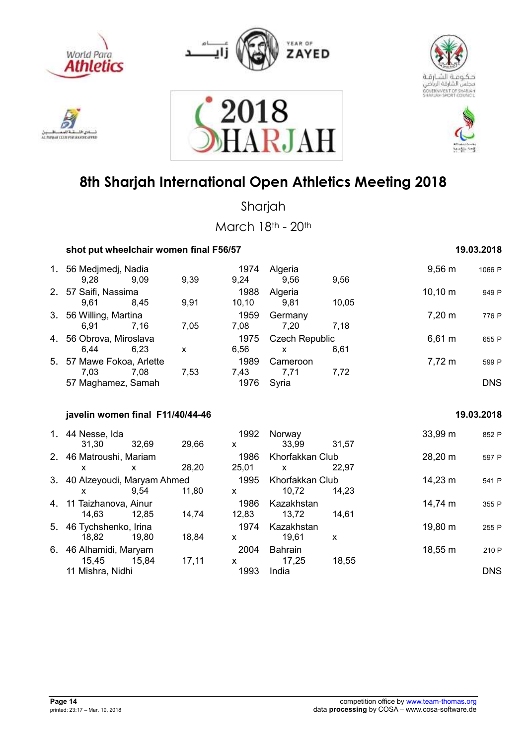# 8th Sharjah International Open Athletics Meeting 2018

Sharjah

March 18th - 20th

### shot put wheelchair women final F56/57

19.03.2018

| Rank | Class | Name | Year | Nation | Result | Points |
|---|---|---|---|---|---|---|
| 1. | 56 | Medjmedj, Nadia | 1974 | Algeria | 9,56 m | 1066 P |
| | | 9,28 / 9,09 / 9,39 / 9,24 / 9,56 / 9,56 | | | | |
| 2. | 57 | Saifi, Nassima | 1988 | Algeria | 10,10 m | 949 P |
| | | 9,61 / 8,45 / 9,91 / 10,10 / 9,81 / 10,05 | | | | |
| 3. | 56 | Willing, Martina | 1959 | Germany | 7,20 m | 776 P |
| | | 6,91 / 7,16 / 7,05 / 7,08 / 7,20 / 7,18 | | | | |
| 4. | 56 | Obrova, Miroslava | 1975 | Czech Republic | 6,61 m | 655 P |
| | | 6,44 / 6,23 / x / 6,56 / x / 6,61 | | | | |
| 5. | 57 | Mawe Fokoa, Arlette | 1989 | Cameroon | 7,72 m | 599 P |
| | | 7,03 / 7,08 / 7,53 / 7,43 / 7,71 / 7,72 | | | | |
| | 57 | Maghamez, Samah | 1976 | Syria | DNS | |

### javelin women final F11/40/44-46

19.03.2018

| Rank | Class | Name | Year | Nation | Result | Points |
|---|---|---|---|---|---|---|
| 1. | 44 | Nesse, Ida | 1992 | Norway | 33,99 m | 852 P |
| | | 31,30 / 32,69 / 29,66 / x / 33,99 / 31,57 | | | | |
| 2. | 46 | Matroushi, Mariam | 1986 | Khorfakkan Club | 28,20 m | 597 P |
| | | x / x / 28,20 / 25,01 / x / 22,97 | | | | |
| 3. | 40 | Alzeyoudi, Maryam Ahmed | 1995 | Khorfakkan Club | 14,23 m | 541 P |
| | | x / 9,54 / 11,80 / x / 10,72 / 14,23 | | | | |
| 4. | 11 | Taizhanova, Ainur | 1986 | Kazakhstan | 14,74 m | 355 P |
| | | 14,63 / 12,85 / 14,74 / 12,83 / 13,72 / 14,61 | | | | |
| 5. | 46 | Tychshenko, Irina | 1974 | Kazakhstan | 19,80 m | 255 P |
| | | 18,82 / 19,80 / 18,84 / x / 19,61 / x | | | | |
| 6. | 46 | Alhamidi, Maryam | 2004 | Bahrain | 18,55 m | 210 P |
| | | 15,45 / 15,84 / 17,11 / x / 17,25 / 18,55 | | | | |
| | 11 | Mishra, Nidhi | 1993 | India | DNS | |

competition office by www.team-thomas.org
data **processing** by COSA – www.cosa-software.de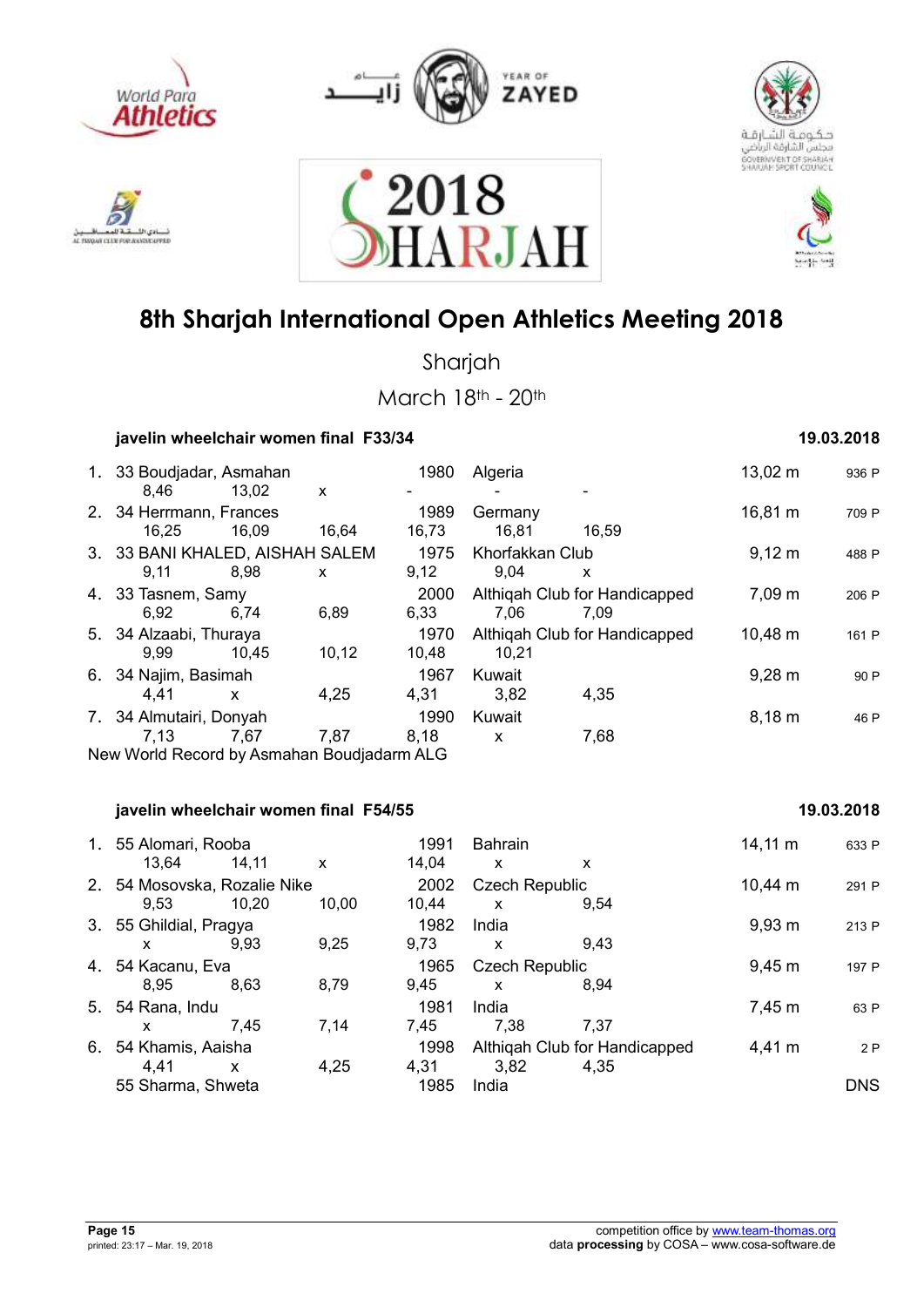# 8th Sharjah International Open Athletics Meeting 2018

Sharjah

March 18th - 20th

### javelin wheelchair women final F33/34 — 19.03.2018

| Rank | Class | Name | Year | Nation/Club | Result | Points |
|---|---|---|---|---|---|---|
| 1. | 33 | Boudjadar, Asmahan | 1980 | Algeria | 13,02 m | 936 P |
| | | 8,46 / 13,02 / x / - / - / - | | | | |
| 2. | 34 | Herrmann, Frances | 1989 | Germany | 16,81 m | 709 P |
| | | 16,25 / 16,09 / 16,64 / 16,73 / 16,81 / 16,59 | | | | |
| 3. | 33 | BANI KHALED, AISHAH SALEM | 1975 | Khorfakkan Club | 9,12 m | 488 P |
| | | 9,11 / 8,98 / x / 9,12 / 9,04 / x | | | | |
| 4. | 33 | Tasnem, Samy | 2000 | Althiqah Club for Handicapped | 7,09 m | 206 P |
| | | 6,92 / 6,74 / 6,89 / 6,33 / 7,06 / 7,09 | | | | |
| 5. | 34 | Alzaabi, Thuraya | 1970 | Althiqah Club for Handicapped | 10,48 m | 161 P |
| | | 9,99 / 10,45 / 10,12 / 10,48 / 10,21 | | | | |
| 6. | 34 | Najim, Basimah | 1967 | Kuwait | 9,28 m | 90 P |
| | | 4,41 / x / 4,25 / 4,31 / 3,82 / 4,35 | | | | |
| 7. | 34 | Almutairi, Donyah | 1990 | Kuwait | 8,18 m | 46 P |
| | | 7,13 / 7,67 / 7,87 / 8,18 / x / 7,68 | | | | |

New World Record by Asmahan Boudjadarm ALG

### javelin wheelchair women final F54/55 — 19.03.2018

| Rank | Class | Name | Year | Nation/Club | Result | Points |
|---|---|---|---|---|---|---|
| 1. | 55 | Alomari, Rooba | 1991 | Bahrain | 14,11 m | 633 P |
| | | 13,64 / 14,11 / x / 14,04 / x / x | | | | |
| 2. | 54 | Mosovska, Rozalie Nike | 2002 | Czech Republic | 10,44 m | 291 P |
| | | 9,53 / 10,20 / 10,00 / 10,44 / x / 9,54 | | | | |
| 3. | 55 | Ghildial, Pragya | 1982 | India | 9,93 m | 213 P |
| | | x / 9,93 / 9,25 / 9,73 / x / 9,43 | | | | |
| 4. | 54 | Kacanu, Eva | 1965 | Czech Republic | 9,45 m | 197 P |
| | | 8,95 / 8,63 / 8,79 / 9,45 / x / 8,94 | | | | |
| 5. | 54 | Rana, Indu | 1981 | India | 7,45 m | 63 P |
| | | x / 7,45 / 7,14 / 7,45 / 7,38 / 7,37 | | | | |
| 6. | 54 | Khamis, Aaisha | 1998 | Althiqah Club for Handicapped | 4,41 m | 2 P |
| | | 4,41 / x / 4,25 / 4,31 / 3,82 / 4,35 | | | | |
| | 55 | Sharma, Shweta | 1985 | India | DNS | |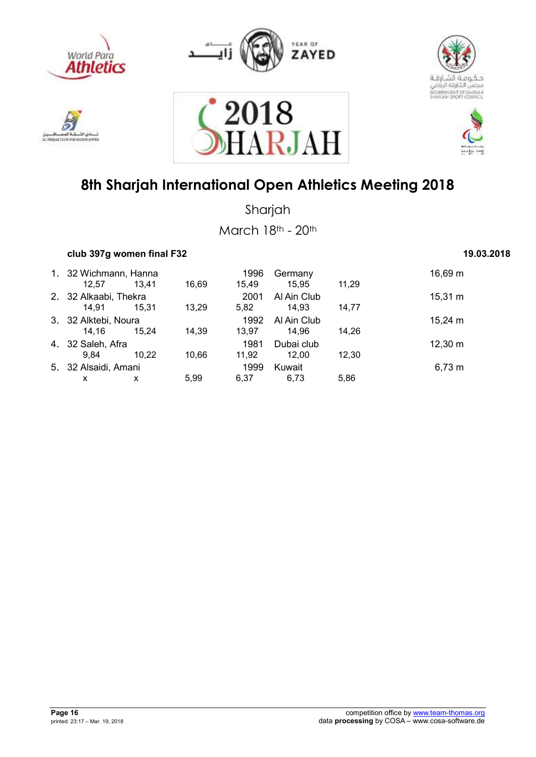# 8th Sharjah International Open Athletics Meeting 2018

Sharjah

March 18th - 20th

**club 397g women final F32** **19.03.2018**

| Rank | Class | Name | Year | Club/Country | Result |
|---|---|---|---|---|---|
| 1. | 32 | Wichmann, Hanna | 1996 | Germany | 16,69 m |
| | | 12,57 · 13,41 · 16,69 · 15,49 · 15,95 · 11,29 | | | |
| 2. | 32 | Alkaabi, Thekra | 2001 | Al Ain Club | 15,31 m |
| | | 14,91 · 15,31 · 13,29 · 5,82 · 14,93 · 14,77 | | | |
| 3. | 32 | Alktebi, Noura | 1992 | Al Ain Club | 15,24 m |
| | | 14,16 · 15,24 · 14,39 · 13,97 · 14,96 · 14,26 | | | |
| 4. | 32 | Saleh, Afra | 1981 | Dubai club | 12,30 m |
| | | 9,84 · 10,22 · 10,66 · 11,92 · 12,00 · 12,30 | | | |
| 5. | 32 | Alsaidi, Amani | 1999 | Kuwait | 6,73 m |
| | | x · x · 5,99 · 6,37 · 6,73 · 5,86 | | | |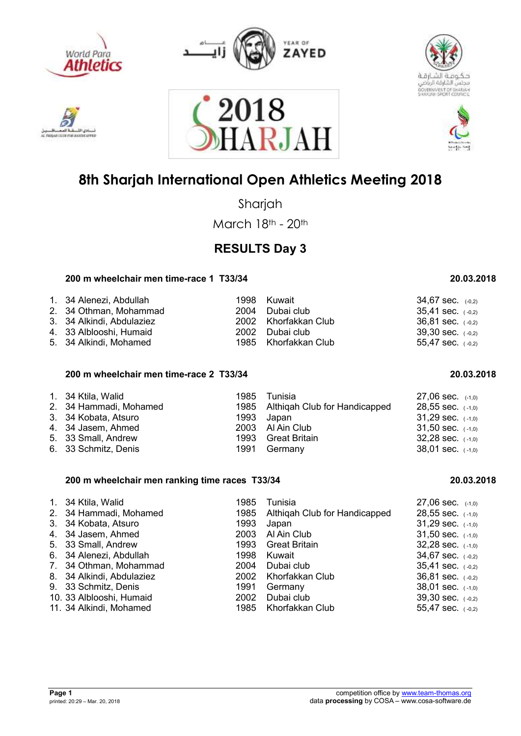# 8th Sharjah International Open Athletics Meeting 2018

Sharjah

March 18th - 20th

## RESULTS Day 3

### 200 m wheelchair men time-race 1 T33/34 — 20.03.2018

| | | | | |
|---|---|---|---|---|
| 1. | 34 Alenezi, Abdullah | 1998 | Kuwait | 34,67 sec. (-0,2) |
| 2. | 34 Othman, Mohammad | 2004 | Dubai club | 35,41 sec. (-0,2) |
| 3. | 34 Alkindi, Abdulaziez | 2002 | Khorfakkan Club | 36,81 sec. (-0,2) |
| 4. | 33 Alblooshi, Humaid | 2002 | Dubai club | 39,30 sec. (-0,2) |
| 5. | 34 Alkindi, Mohamed | 1985 | Khorfakkan Club | 55,47 sec. (-0,2) |

### 200 m wheelchair men time-race 2 T33/34 — 20.03.2018

| | | | | |
|---|---|---|---|---|
| 1. | 34 Ktila, Walid | 1985 | Tunisia | 27,06 sec. (-1,0) |
| 2. | 34 Hammadi, Mohamed | 1985 | Althiqah Club for Handicapped | 28,55 sec. (-1,0) |
| 3. | 34 Kobata, Atsuro | 1993 | Japan | 31,29 sec. (-1,0) |
| 4. | 34 Jasem, Ahmed | 2003 | Al Ain Club | 31,50 sec. (-1,0) |
| 5. | 33 Small, Andrew | 1993 | Great Britain | 32,28 sec. (-1,0) |
| 6. | 33 Schmitz, Denis | 1991 | Germany | 38,01 sec. (-1,0) |

### 200 m wheelchair men ranking time races T33/34 — 20.03.2018

| | | | | |
|---|---|---|---|---|
| 1. | 34 Ktila, Walid | 1985 | Tunisia | 27,06 sec. (-1,0) |
| 2. | 34 Hammadi, Mohamed | 1985 | Althiqah Club for Handicapped | 28,55 sec. (-1,0) |
| 3. | 34 Kobata, Atsuro | 1993 | Japan | 31,29 sec. (-1,0) |
| 4. | 34 Jasem, Ahmed | 2003 | Al Ain Club | 31,50 sec. (-1,0) |
| 5. | 33 Small, Andrew | 1993 | Great Britain | 32,28 sec. (-1,0) |
| 6. | 34 Alenezi, Abdullah | 1998 | Kuwait | 34,67 sec. (-0,2) |
| 7. | 34 Othman, Mohammad | 2004 | Dubai club | 35,41 sec. (-0,2) |
| 8. | 34 Alkindi, Abdulaziez | 2002 | Khorfakkan Club | 36,81 sec. (-0,2) |
| 9. | 33 Schmitz, Denis | 1991 | Germany | 38,01 sec. (-1,0) |
| 10. | 33 Alblooshi, Humaid | 2002 | Dubai club | 39,30 sec. (-0,2) |
| 11. | 34 Alkindi, Mohamed | 1985 | Khorfakkan Club | 55,47 sec. (-0,2) |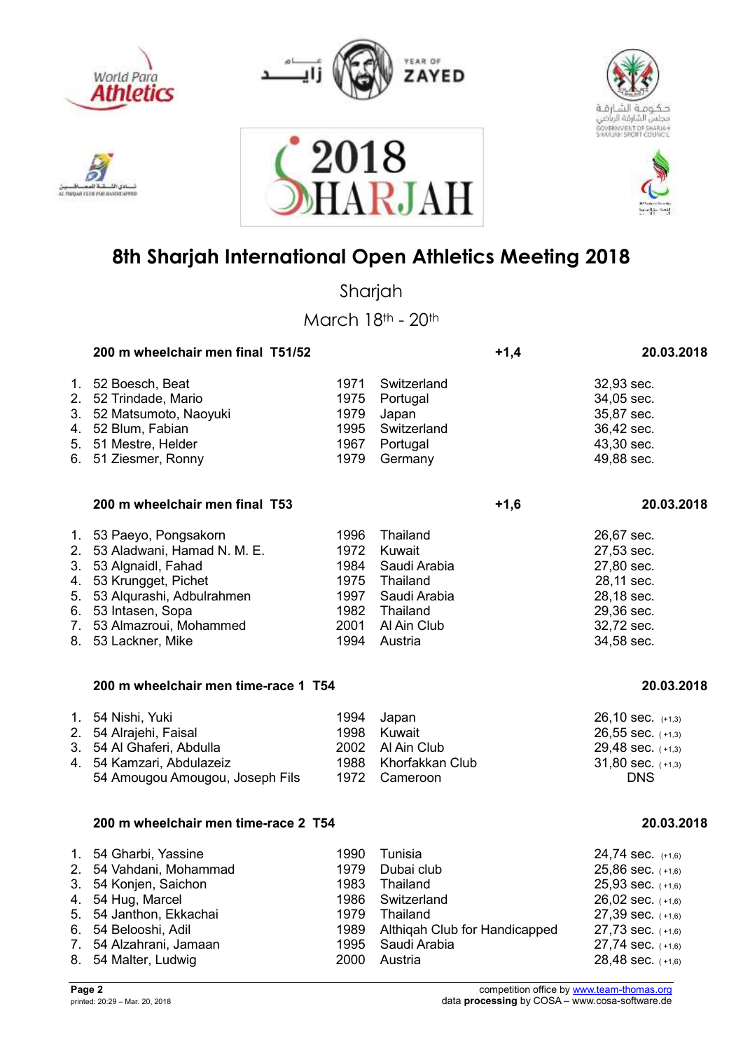# 8th Sharjah International Open Athletics Meeting 2018

Sharjah

March 18th - 20th

### 200 m wheelchair men final T51/52 — +1,4 — 20.03.2018

| Pl. | Name | Year | Country | Result |
|---|---|---|---|---|
| 1. | 52 Boesch, Beat | 1971 | Switzerland | 32,93 sec. |
| 2. | 52 Trindade, Mario | 1975 | Portugal | 34,05 sec. |
| 3. | 52 Matsumoto, Naoyuki | 1979 | Japan | 35,87 sec. |
| 4. | 52 Blum, Fabian | 1995 | Switzerland | 36,42 sec. |
| 5. | 51 Mestre, Helder | 1967 | Portugal | 43,30 sec. |
| 6. | 51 Ziesmer, Ronny | 1979 | Germany | 49,88 sec. |

### 200 m wheelchair men final T53 — +1,6 — 20.03.2018

| Pl. | Name | Year | Country | Result |
|---|---|---|---|---|
| 1. | 53 Paeyo, Pongsakorn | 1996 | Thailand | 26,67 sec. |
| 2. | 53 Aladwani, Hamad N. M. E. | 1972 | Kuwait | 27,53 sec. |
| 3. | 53 Algnaidl, Fahad | 1984 | Saudi Arabia | 27,80 sec. |
| 4. | 53 Krungget, Pichet | 1975 | Thailand | 28,11 sec. |
| 5. | 53 Alqurashi, Adbulrahmen | 1997 | Saudi Arabia | 28,18 sec. |
| 6. | 53 Intasen, Sopa | 1982 | Thailand | 29,36 sec. |
| 7. | 53 Almazroui, Mohammed | 2001 | Al Ain Club | 32,72 sec. |
| 8. | 53 Lackner, Mike | 1994 | Austria | 34,58 sec. |

### 200 m wheelchair men time-race 1 T54 — 20.03.2018

| Pl. | Name | Year | Country | Result |
|---|---|---|---|---|
| 1. | 54 Nishi, Yuki | 1994 | Japan | 26,10 sec. (+1,3) |
| 2. | 54 Alrajehi, Faisal | 1998 | Kuwait | 26,55 sec. (+1,3) |
| 3. | 54 Al Ghaferi, Abdulla | 2002 | Al Ain Club | 29,48 sec. (+1,3) |
| 4. | 54 Kamzari, Abdulazeiz | 1988 | Khorfakkan Club | 31,80 sec. (+1,3) |
| | 54 Amougou Amougou, Joseph Fils | 1972 | Cameroon | DNS |

### 200 m wheelchair men time-race 2 T54 — 20.03.2018

| Pl. | Name | Year | Country | Result |
|---|---|---|---|---|
| 1. | 54 Gharbi, Yassine | 1990 | Tunisia | 24,74 sec. (+1,6) |
| 2. | 54 Vahdani, Mohammad | 1979 | Dubai club | 25,86 sec. (+1,6) |
| 3. | 54 Konjen, Saichon | 1983 | Thailand | 25,93 sec. (+1,6) |
| 4. | 54 Hug, Marcel | 1986 | Switzerland | 26,02 sec. (+1,6) |
| 5. | 54 Janthon, Ekkachai | 1979 | Thailand | 27,39 sec. (+1,6) |
| 6. | 54 Belooshi, Adil | 1989 | Althiqah Club for Handicapped | 27,73 sec. (+1,6) |
| 7. | 54 Alzahrani, Jamaan | 1995 | Saudi Arabia | 27,74 sec. (+1,6) |
| 8. | 54 Malter, Ludwig | 2000 | Austria | 28,48 sec. (+1,6) |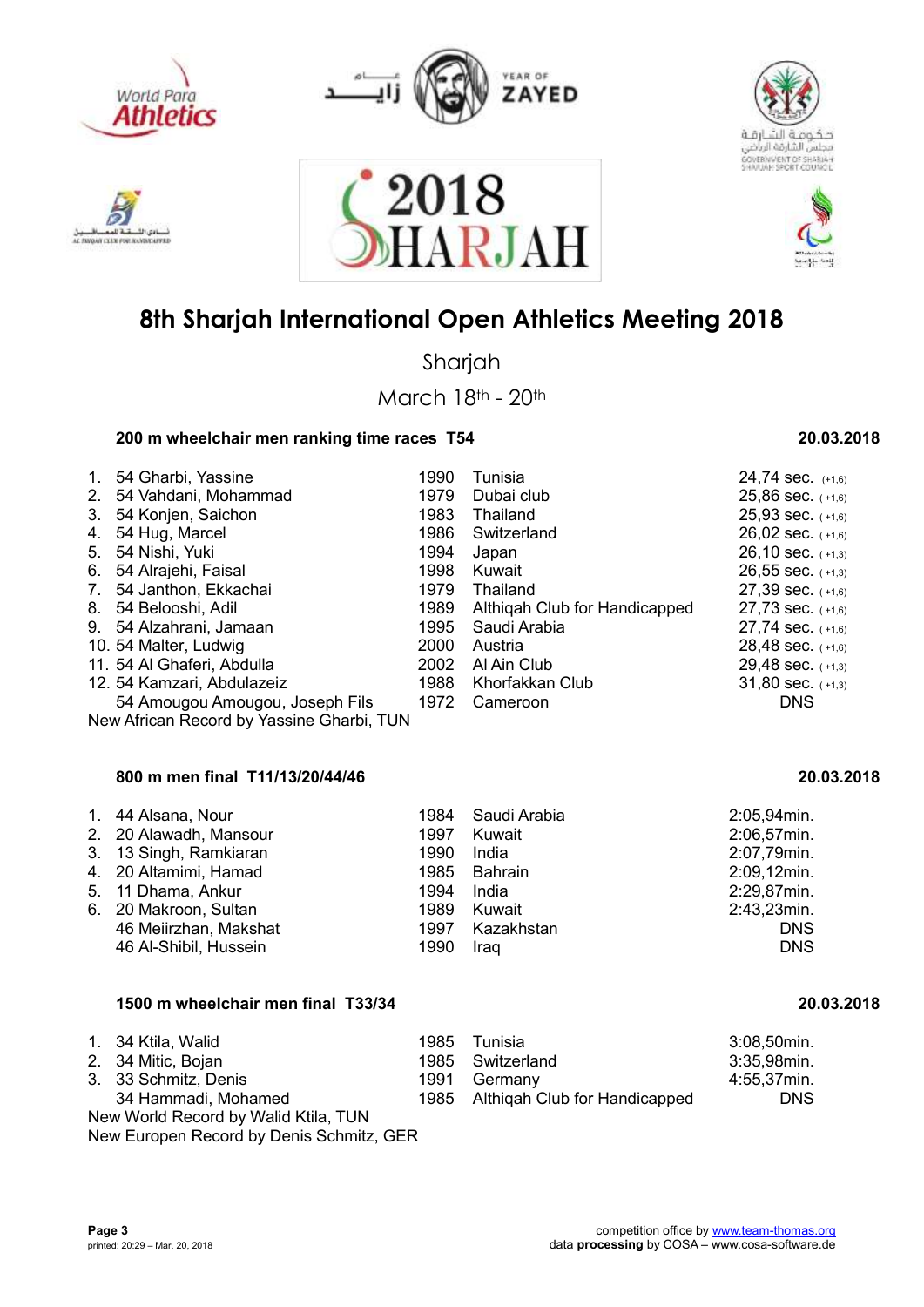# 8th Sharjah International Open Athletics Meeting 2018

Sharjah

March 18th - 20th

### 200 m wheelchair men ranking time races T54 — 20.03.2018

| | Class | Name | Year | Country | Result |
|---|---|---|---|---|---|
| 1. | 54 | Gharbi, Yassine | 1990 | Tunisia | 24,74 sec. (+1,6) |
| 2. | 54 | Vahdani, Mohammad | 1979 | Dubai club | 25,86 sec. (+1,6) |
| 3. | 54 | Konjen, Saichon | 1983 | Thailand | 25,93 sec. (+1,6) |
| 4. | 54 | Hug, Marcel | 1986 | Switzerland | 26,02 sec. (+1,6) |
| 5. | 54 | Nishi, Yuki | 1994 | Japan | 26,10 sec. (+1,3) |
| 6. | 54 | Alrajehi, Faisal | 1998 | Kuwait | 26,55 sec. (+1,3) |
| 7. | 54 | Janthon, Ekkachai | 1979 | Thailand | 27,39 sec. (+1,6) |
| 8. | 54 | Belooshi, Adil | 1989 | Althiqah Club for Handicapped | 27,73 sec. (+1,6) |
| 9. | 54 | Alzahrani, Jamaan | 1995 | Saudi Arabia | 27,74 sec. (+1,6) |
| 10. | 54 | Malter, Ludwig | 2000 | Austria | 28,48 sec. (+1,6) |
| 11. | 54 | Al Ghaferi, Abdulla | 2002 | Al Ain Club | 29,48 sec. (+1,3) |
| 12. | 54 | Kamzari, Abdulazeiz | 1988 | Khorfakkan Club | 31,80 sec. (+1,3) |
| | 54 | Amougou Amougou, Joseph Fils | 1972 | Cameroon | DNS |

New African Record by Yassine Gharbi, TUN

### 800 m men final T11/13/20/44/46 — 20.03.2018

| | Class | Name | Year | Country | Result |
|---|---|---|---|---|---|
| 1. | 44 | Alsana, Nour | 1984 | Saudi Arabia | 2:05,94min. |
| 2. | 20 | Alawadh, Mansour | 1997 | Kuwait | 2:06,57min. |
| 3. | 13 | Singh, Ramkiaran | 1990 | India | 2:07,79min. |
| 4. | 20 | Altamimi, Hamad | 1985 | Bahrain | 2:09,12min. |
| 5. | 11 | Dhama, Ankur | 1994 | India | 2:29,87min. |
| 6. | 20 | Makroon, Sultan | 1989 | Kuwait | 2:43,23min. |
| | 46 | Meiirzhan, Makshat | 1997 | Kazakhstan | DNS |
| | 46 | Al-Shibil, Hussein | 1990 | Iraq | DNS |

### 1500 m wheelchair men final T33/34 — 20.03.2018

| | Class | Name | Year | Country | Result |
|---|---|---|---|---|---|
| 1. | 34 | Ktila, Walid | 1985 | Tunisia | 3:08,50min. |
| 2. | 34 | Mitic, Bojan | 1985 | Switzerland | 3:35,98min. |
| 3. | 33 | Schmitz, Denis | 1991 | Germany | 4:55,37min. |
| | 34 | Hammadi, Mohamed | 1985 | Althiqah Club for Handicapped | DNS |

New World Record by Walid Ktila, TUN

New Europen Record by Denis Schmitz, GER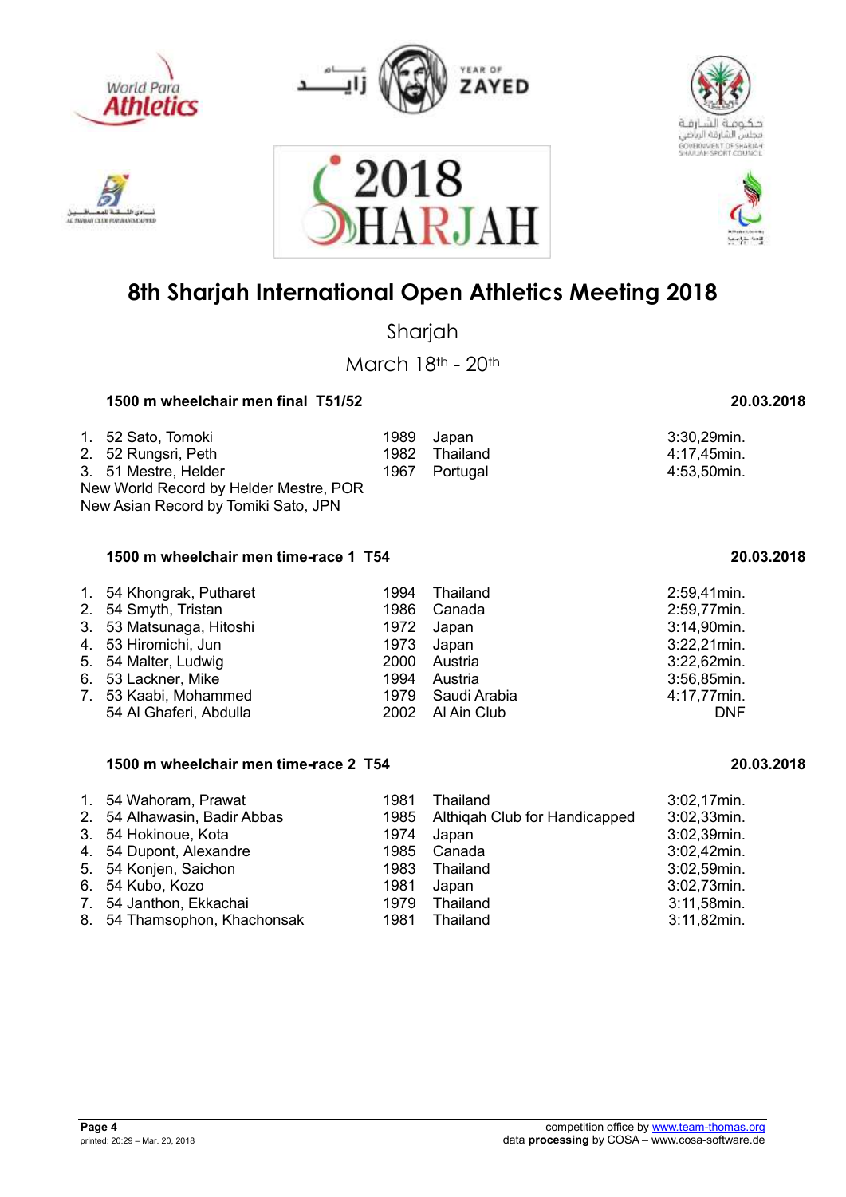# 8th Sharjah International Open Athletics Meeting 2018

Sharjah

March 18th - 20th

### 1500 m wheelchair men final T51/52 — 20.03.2018

| Rank | Class | Name | Year | Country | Result |
|---|---|---|---|---|---|
| 1. | 52 | Sato, Tomoki | 1989 | Japan | 3:30,29min. |
| 2. | 52 | Rungsri, Peth | 1982 | Thailand | 4:17,45min. |
| 3. | 51 | Mestre, Helder | 1967 | Portugal | 4:53,50min. |

New World Record by Helder Mestre, POR
New Asian Record by Tomiki Sato, JPN

### 1500 m wheelchair men time-race 1 T54 — 20.03.2018

| Rank | Class | Name | Year | Country | Result |
|---|---|---|---|---|---|
| 1. | 54 | Khongrak, Putharet | 1994 | Thailand | 2:59,41min. |
| 2. | 54 | Smyth, Tristan | 1986 | Canada | 2:59,77min. |
| 3. | 53 | Matsunaga, Hitoshi | 1972 | Japan | 3:14,90min. |
| 4. | 53 | Hiromichi, Jun | 1973 | Japan | 3:22,21min. |
| 5. | 54 | Malter, Ludwig | 2000 | Austria | 3:22,62min. |
| 6. | 53 | Lackner, Mike | 1994 | Austria | 3:56,85min. |
| 7. | 53 | Kaabi, Mohammed | 1979 | Saudi Arabia | 4:17,77min. |
| | 54 | Al Ghaferi, Abdulla | 2002 | Al Ain Club | DNF |

### 1500 m wheelchair men time-race 2 T54 — 20.03.2018

| Rank | Class | Name | Year | Country | Result |
|---|---|---|---|---|---|
| 1. | 54 | Wahoram, Prawat | 1981 | Thailand | 3:02,17min. |
| 2. | 54 | Alhawasin, Badir Abbas | 1985 | Althiqah Club for Handicapped | 3:02,33min. |
| 3. | 54 | Hokinoue, Kota | 1974 | Japan | 3:02,39min. |
| 4. | 54 | Dupont, Alexandre | 1985 | Canada | 3:02,42min. |
| 5. | 54 | Konjen, Saichon | 1983 | Thailand | 3:02,59min. |
| 6. | 54 | Kubo, Kozo | 1981 | Japan | 3:02,73min. |
| 7. | 54 | Janthon, Ekkachai | 1979 | Thailand | 3:11,58min. |
| 8. | 54 | Thamsophon, Khachonsak | 1981 | Thailand | 3:11,82min. |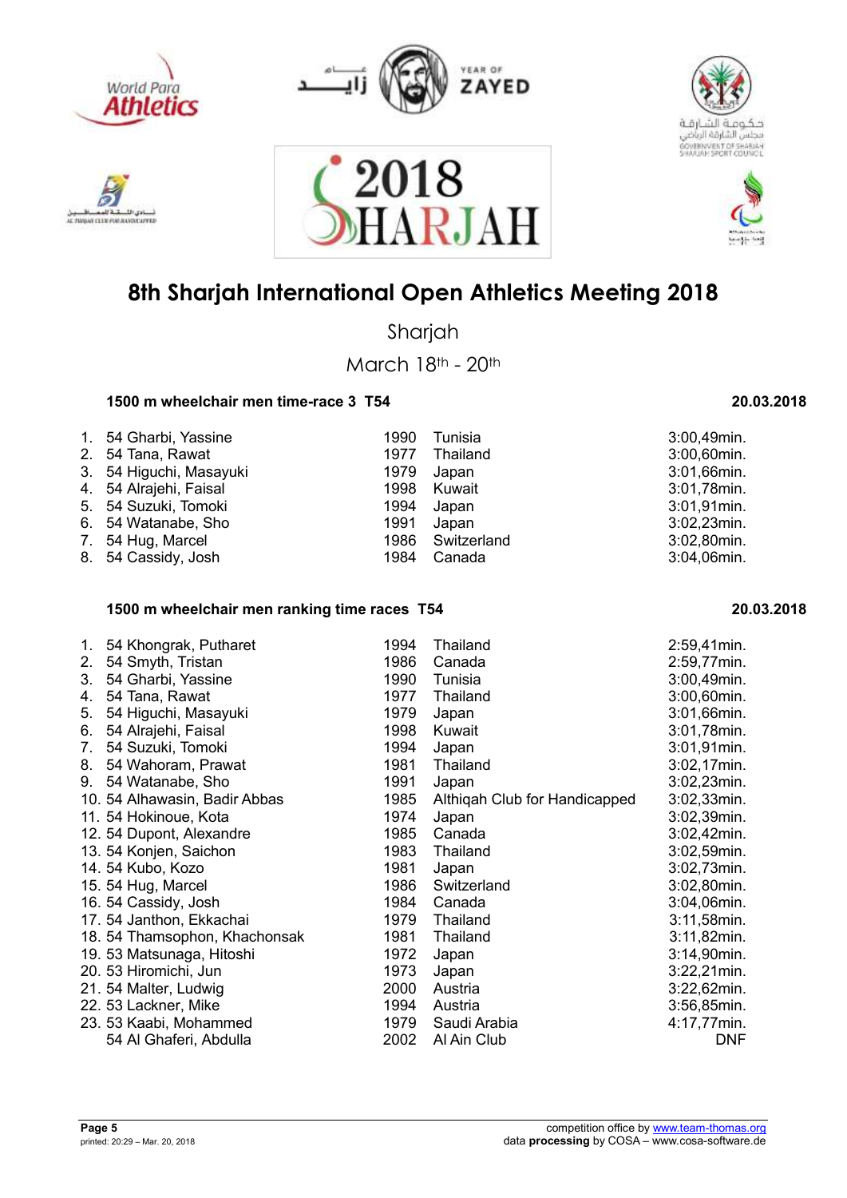# 8th Sharjah International Open Athletics Meeting 2018

Sharjah

March 18th - 20th

### 1500 m wheelchair men time-race 3 T54 — 20.03.2018

| Rank | Class | Name | Year | Country | Time |
|---|---|---|---|---|---|
| 1. | 54 | Gharbi, Yassine | 1990 | Tunisia | 3:00,49min. |
| 2. | 54 | Tana, Rawat | 1977 | Thailand | 3:00,60min. |
| 3. | 54 | Higuchi, Masayuki | 1979 | Japan | 3:01,66min. |
| 4. | 54 | Alrajehi, Faisal | 1998 | Kuwait | 3:01,78min. |
| 5. | 54 | Suzuki, Tomoki | 1994 | Japan | 3:01,91min. |
| 6. | 54 | Watanabe, Sho | 1991 | Japan | 3:02,23min. |
| 7. | 54 | Hug, Marcel | 1986 | Switzerland | 3:02,80min. |
| 8. | 54 | Cassidy, Josh | 1984 | Canada | 3:04,06min. |

### 1500 m wheelchair men ranking time races T54 — 20.03.2018

| Rank | Class | Name | Year | Country | Time |
|---|---|---|---|---|---|
| 1. | 54 | Khongrak, Putharet | 1994 | Thailand | 2:59,41min. |
| 2. | 54 | Smyth, Tristan | 1986 | Canada | 2:59,77min. |
| 3. | 54 | Gharbi, Yassine | 1990 | Tunisia | 3:00,49min. |
| 4. | 54 | Tana, Rawat | 1977 | Thailand | 3:00,60min. |
| 5. | 54 | Higuchi, Masayuki | 1979 | Japan | 3:01,66min. |
| 6. | 54 | Alrajehi, Faisal | 1998 | Kuwait | 3:01,78min. |
| 7. | 54 | Suzuki, Tomoki | 1994 | Japan | 3:01,91min. |
| 8. | 54 | Wahoram, Prawat | 1981 | Thailand | 3:02,17min. |
| 9. | 54 | Watanabe, Sho | 1991 | Japan | 3:02,23min. |
| 10. | 54 | Alhawasin, Badir Abbas | 1985 | Althiqah Club for Handicapped | 3:02,33min. |
| 11. | 54 | Hokinoue, Kota | 1974 | Japan | 3:02,39min. |
| 12. | 54 | Dupont, Alexandre | 1985 | Canada | 3:02,42min. |
| 13. | 54 | Konjen, Saichon | 1983 | Thailand | 3:02,59min. |
| 14. | 54 | Kubo, Kozo | 1981 | Japan | 3:02,73min. |
| 15. | 54 | Hug, Marcel | 1986 | Switzerland | 3:02,80min. |
| 16. | 54 | Cassidy, Josh | 1984 | Canada | 3:04,06min. |
| 17. | 54 | Janthon, Ekkachai | 1979 | Thailand | 3:11,58min. |
| 18. | 54 | Thamsophon, Khachonsak | 1981 | Thailand | 3:11,82min. |
| 19. | 53 | Matsunaga, Hitoshi | 1972 | Japan | 3:14,90min. |
| 20. | 53 | Hiromichi, Jun | 1973 | Japan | 3:22,21min. |
| 21. | 54 | Malter, Ludwig | 2000 | Austria | 3:22,62min. |
| 22. | 53 | Lackner, Mike | 1994 | Austria | 3:56,85min. |
| 23. | 53 | Kaabi, Mohammed | 1979 | Saudi Arabia | 4:17,77min. |
| | 54 | Al Ghaferi, Abdulla | 2002 | Al Ain Club | DNF |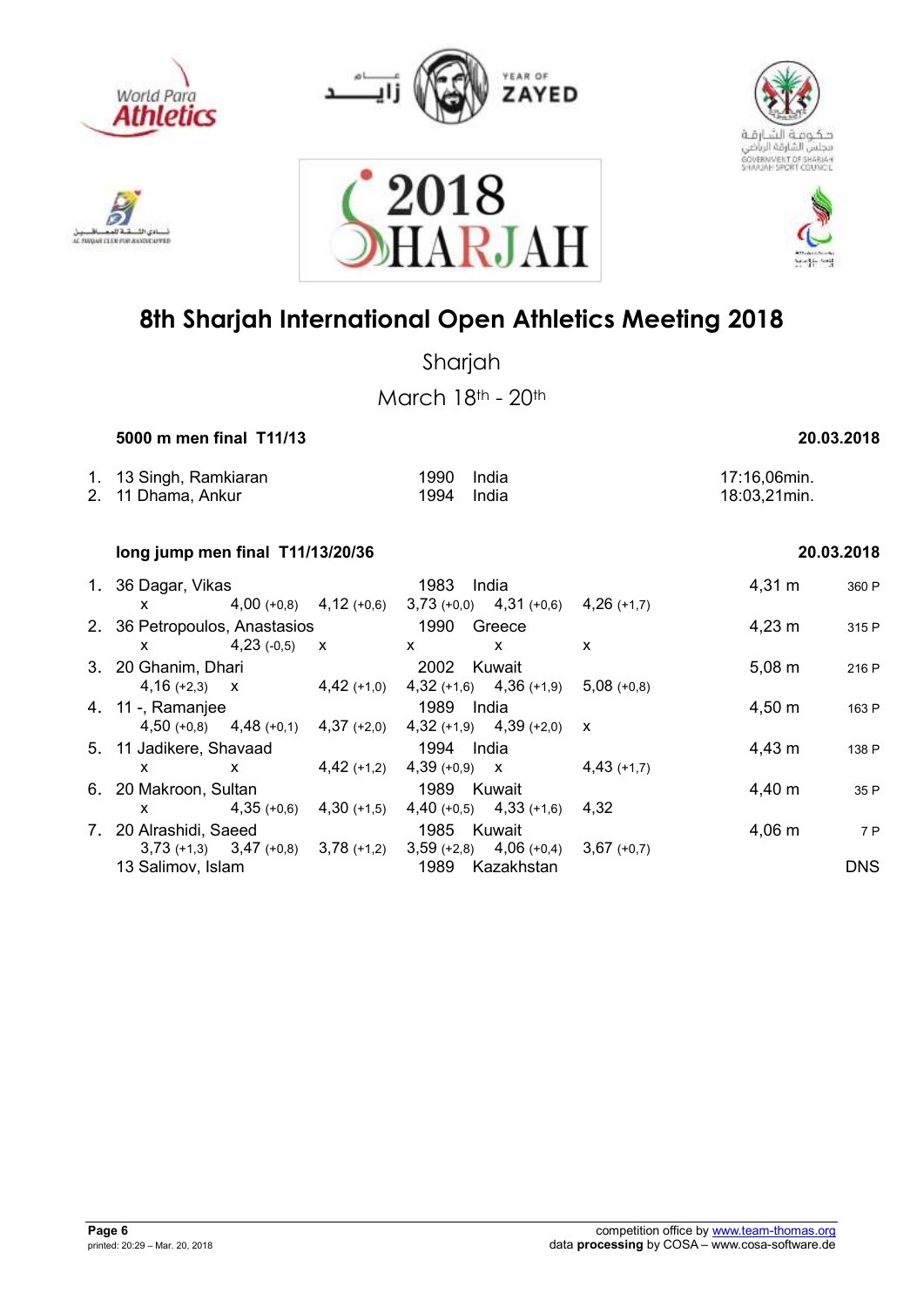# 8th Sharjah International Open Athletics Meeting 2018

Sharjah

March 18th - 20th

### 5000 m men final T11/13 — 20.03.2018

| Rank | Name | Year | Country | Result |
|---|---|---|---|---|
| 1. | 13 Singh, Ramkiaran | 1990 | India | 17:16,06min. |
| 2. | 11 Dhama, Ankur | 1994 | India | 18:03,21min. |

### long jump men final T11/13/20/36 — 20.03.2018

| Rank | Name | Year | Country | Result | Points |
|---|---|---|---|---|---|
| 1. | 36 Dagar, Vikas | 1983 | India | 4,31 m | 360 P |
| | x · 4,00 (+0,8) · 4,12 (+0,6) · 3,73 (+0,0) · 4,31 (+0,6) · 4,26 (+1,7) | | | | |
| 2. | 36 Petropoulos, Anastasios | 1990 | Greece | 4,23 m | 315 P |
| | x · 4,23 (-0,5) · x · x · x · x | | | | |
| 3. | 20 Ghanim, Dhari | 2002 | Kuwait | 5,08 m | 216 P |
| | 4,16 (+2,3) · x · 4,42 (+1,0) · 4,32 (+1,6) · 4,36 (+1,9) · 5,08 (+0,8) | | | | |
| 4. | 11 -, Ramanjee | 1989 | India | 4,50 m | 163 P |
| | 4,50 (+0,8) · 4,48 (+0,1) · 4,37 (+2,0) · 4,32 (+1,9) · 4,39 (+2,0) · x | | | | |
| 5. | 11 Jadikere, Shavaad | 1994 | India | 4,43 m | 138 P |
| | x · x · 4,42 (+1,2) · 4,39 (+0,9) · x · 4,43 (+1,7) | | | | |
| 6. | 20 Makroon, Sultan | 1989 | Kuwait | 4,40 m | 35 P |
| | x · 4,35 (+0,6) · 4,30 (+1,5) · 4,40 (+0,5) · 4,33 (+1,6) · 4,32 | | | | |
| 7. | 20 Alrashidi, Saeed | 1985 | Kuwait | 4,06 m | 7 P |
| | 3,73 (+1,3) · 3,47 (+0,8) · 3,78 (+1,2) · 3,59 (+2,8) · 4,06 (+0,4) · 3,67 (+0,7) | | | | |
| | 13 Salimov, Islam | 1989 | Kazakhstan | DNS | |

printed: 20:29 – Mar. 20, 2018

competition office by www.team-thomas.org
data **processing** by COSA – www.cosa-software.de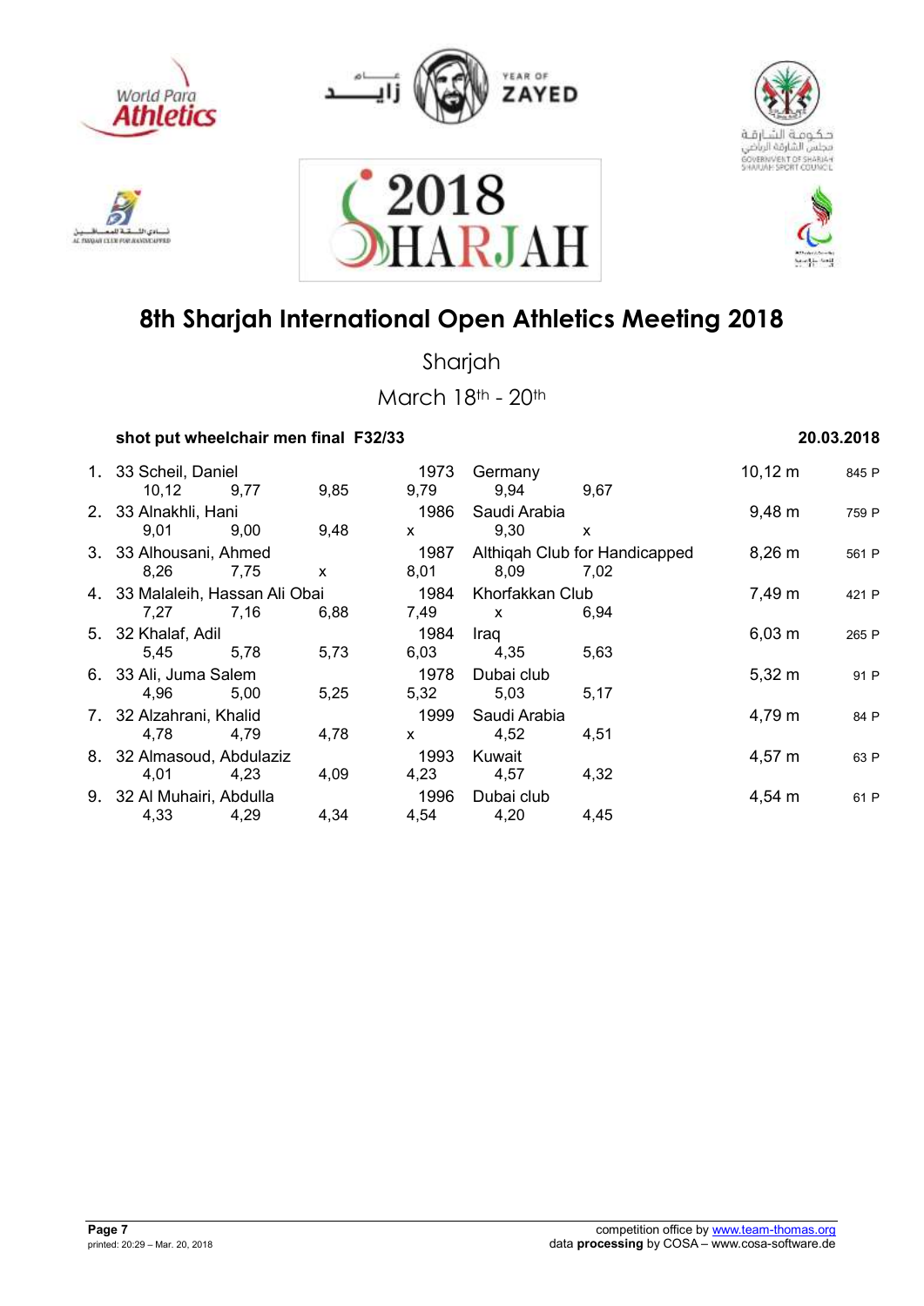# 8th Sharjah International Open Athletics Meeting 2018

Sharjah

March 18th - 20th

**shot put wheelchair men final F32/33** **20.03.2018**

| Rank | Class | Name | Year | Club/Country | Result | Points |
|---|---|---|---|---|---|---|
| 1. | 33 | Scheil, Daniel | 1973 | Germany | 10,12 m | 845 P |
| | | 10,12 · 9,77 · 9,85 · 9,79 · 9,94 · 9,67 | | | | |
| 2. | 33 | Alnakhli, Hani | 1986 | Saudi Arabia | 9,48 m | 759 P |
| | | 9,01 · 9,00 · 9,48 · x · 9,30 · x | | | | |
| 3. | 33 | Alhousani, Ahmed | 1987 | Althiqah Club for Handicapped | 8,26 m | 561 P |
| | | 8,26 · 7,75 · x · 8,01 · 8,09 · 7,02 | | | | |
| 4. | 33 | Malaleih, Hassan Ali Obai | 1984 | Khorfakkan Club | 7,49 m | 421 P |
| | | 7,27 · 7,16 · 6,88 · 7,49 · x · 6,94 | | | | |
| 5. | 32 | Khalaf, Adil | 1984 | Iraq | 6,03 m | 265 P |
| | | 5,45 · 5,78 · 5,73 · 6,03 · 4,35 · 5,63 | | | | |
| 6. | 33 | Ali, Juma Salem | 1978 | Dubai club | 5,32 m | 91 P |
| | | 4,96 · 5,00 · 5,25 · 5,32 · 5,03 · 5,17 | | | | |
| 7. | 32 | Alzahrani, Khalid | 1999 | Saudi Arabia | 4,79 m | 84 P |
| | | 4,78 · 4,79 · 4,78 · x · 4,52 · 4,51 | | | | |
| 8. | 32 | Almasoud, Abdulaziz | 1993 | Kuwait | 4,57 m | 63 P |
| | | 4,01 · 4,23 · 4,09 · 4,23 · 4,57 · 4,32 | | | | |
| 9. | 32 | Al Muhairi, Abdulla | 1996 | Dubai club | 4,54 m | 61 P |
| | | 4,33 · 4,29 · 4,34 · 4,54 · 4,20 · 4,45 | | | | |

printed: 20:29 – Mar. 20, 2018

competition office by www.team-thomas.org
data **processing** by COSA – www.cosa-software.de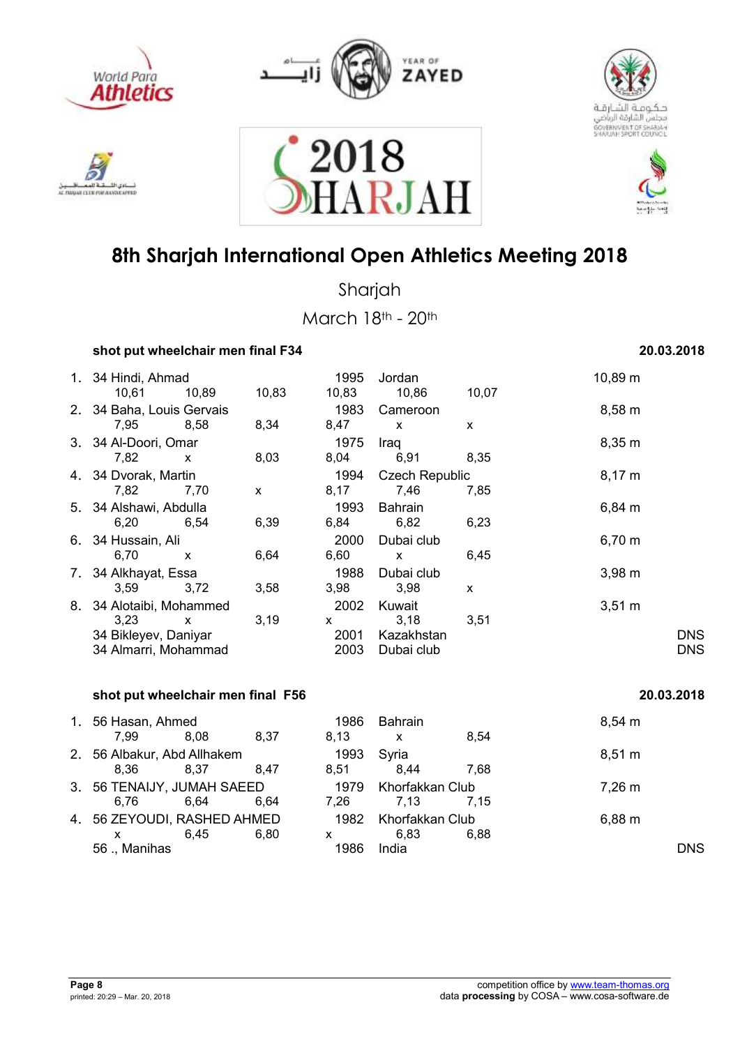# 8th Sharjah International Open Athletics Meeting 2018

Sharjah

March 18th - 20th

## shot put wheelchair men final F34 — 20.03.2018

| Rank | Class | Name | Year | Country | Result |
|---|---|---|---|---|---|
| 1. | 34 | Hindi, Ahmad | 1995 | Jordan | 10,89 m |
| | | 10,61 / 10,89 / 10,83 / 10,83 / 10,86 / 10,07 | | | |
| 2. | 34 | Baha, Louis Gervais | 1983 | Cameroon | 8,58 m |
| | | 7,95 / 8,58 / 8,34 / 8,47 / x / x | | | |
| 3. | 34 | Al-Doori, Omar | 1975 | Iraq | 8,35 m |
| | | 7,82 / x / 8,03 / 8,04 / 6,91 / 8,35 | | | |
| 4. | 34 | Dvorak, Martin | 1994 | Czech Republic | 8,17 m |
| | | 7,82 / 7,70 / x / 8,17 / 7,46 / 7,85 | | | |
| 5. | 34 | Alshawi, Abdulla | 1993 | Bahrain | 6,84 m |
| | | 6,20 / 6,54 / 6,39 / 6,84 / 6,82 / 6,23 | | | |
| 6. | 34 | Hussain, Ali | 2000 | Dubai club | 6,70 m |
| | | 6,70 / x / 6,64 / 6,60 / x / 6,45 | | | |
| 7. | 34 | Alkhayat, Essa | 1988 | Dubai club | 3,98 m |
| | | 3,59 / 3,72 / 3,58 / 3,98 / 3,98 / x | | | |
| 8. | 34 | Alotaibi, Mohammed | 2002 | Kuwait | 3,51 m |
| | | 3,23 / x / 3,19 / x / 3,18 / 3,51 | | | |
| | 34 | Bikleyev, Daniyar | 2001 | Kazakhstan | DNS |
| | 34 | Almarri, Mohammad | 2003 | Dubai club | DNS |

## shot put wheelchair men final F56 — 20.03.2018

| Rank | Class | Name | Year | Country | Result |
|---|---|---|---|---|---|
| 1. | 56 | Hasan, Ahmed | 1986 | Bahrain | 8,54 m |
| | | 7,99 / 8,08 / 8,37 / 8,13 / x / 8,54 | | | |
| 2. | 56 | Albakur, Abd Allhakem | 1993 | Syria | 8,51 m |
| | | 8,36 / 8,37 / 8,47 / 8,51 / 8,44 / 7,68 | | | |
| 3. | 56 | TENAIJY, JUMAH SAEED | 1979 | Khorfakkan Club | 7,26 m |
| | | 6,76 / 6,64 / 6,64 / 7,26 / 7,13 / 7,15 | | | |
| 4. | 56 | ZEYOUDI, RASHED AHMED | 1982 | Khorfakkan Club | 6,88 m |
| | | x / 6,45 / 6,80 / x / 6,83 / 6,88 | | | |
| | 56 | ., Manihas | 1986 | India | DNS |

competition office by www.team-thomas.org
data **processing** by COSA – www.cosa-software.de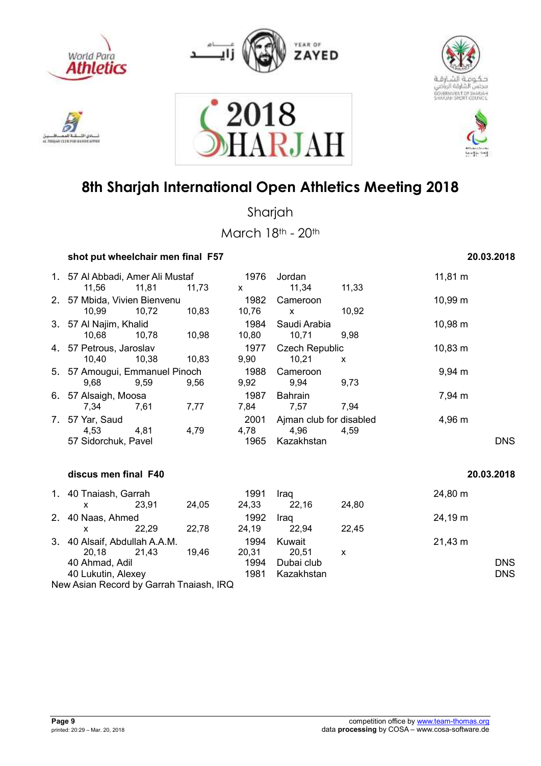# 8th Sharjah International Open Athletics Meeting 2018

Sharjah

March 18th - 20th

### shot put wheelchair men final F57 — 20.03.2018

| Rank | Class | Name | Year | Country/Club | Result |
|---|---|---|---|---|---|
| 1. | 57 | Al Abbadi, Amer Ali Mustaf | 1976 | Jordan | 11,81 m |
| | | 11,56 · 11,81 · 11,73 · x · 11,34 · 11,33 | | | |
| 2. | 57 | Mbida, Vivien Bienvenu | 1982 | Cameroon | 10,99 m |
| | | 10,99 · 10,72 · 10,83 · 10,76 · x · 10,92 | | | |
| 3. | 57 | Al Najim, Khalid | 1984 | Saudi Arabia | 10,98 m |
| | | 10,68 · 10,78 · 10,98 · 10,80 · 10,71 · 9,98 | | | |
| 4. | 57 | Petrous, Jaroslav | 1977 | Czech Republic | 10,83 m |
| | | 10,40 · 10,38 · 10,83 · 9,90 · 10,21 · x | | | |
| 5. | 57 | Amougui, Emmanuel Pinoch | 1988 | Cameroon | 9,94 m |
| | | 9,68 · 9,59 · 9,56 · 9,92 · 9,94 · 9,73 | | | |
| 6. | 57 | Alsaigh, Moosa | 1987 | Bahrain | 7,94 m |
| | | 7,34 · 7,61 · 7,77 · 7,84 · 7,57 · 7,94 | | | |
| 7. | 57 | Yar, Saud | 2001 | Ajman club for disabled | 4,96 m |
| | | 4,53 · 4,81 · 4,79 · 4,78 · 4,96 · 4,59 | | | |
| | 57 | Sidorchuk, Pavel | 1965 | Kazakhstan | DNS |

### discus men final F40 — 20.03.2018

| Rank | Class | Name | Year | Country/Club | Result |
|---|---|---|---|---|---|
| 1. | 40 | Tnaiash, Garrah | 1991 | Iraq | 24,80 m |
| | | x · 23,91 · 24,05 · 24,33 · 22,16 · 24,80 | | | |
| 2. | 40 | Naas, Ahmed | 1992 | Iraq | 24,19 m |
| | | x · 22,29 · 22,78 · 24,19 · 22,94 · 22,45 | | | |
| 3. | 40 | Alsaif, Abdullah A.A.M. | 1994 | Kuwait | 21,43 m |
| | | 20,18 · 21,43 · 19,46 · 20,31 · 20,51 · x | | | |
| | 40 | Ahmad, Adil | 1994 | Dubai club | DNS |
| | 40 | Lukutin, Alexey | 1981 | Kazakhstan | DNS |

New Asian Record by Garrah Tnaiash, IRQ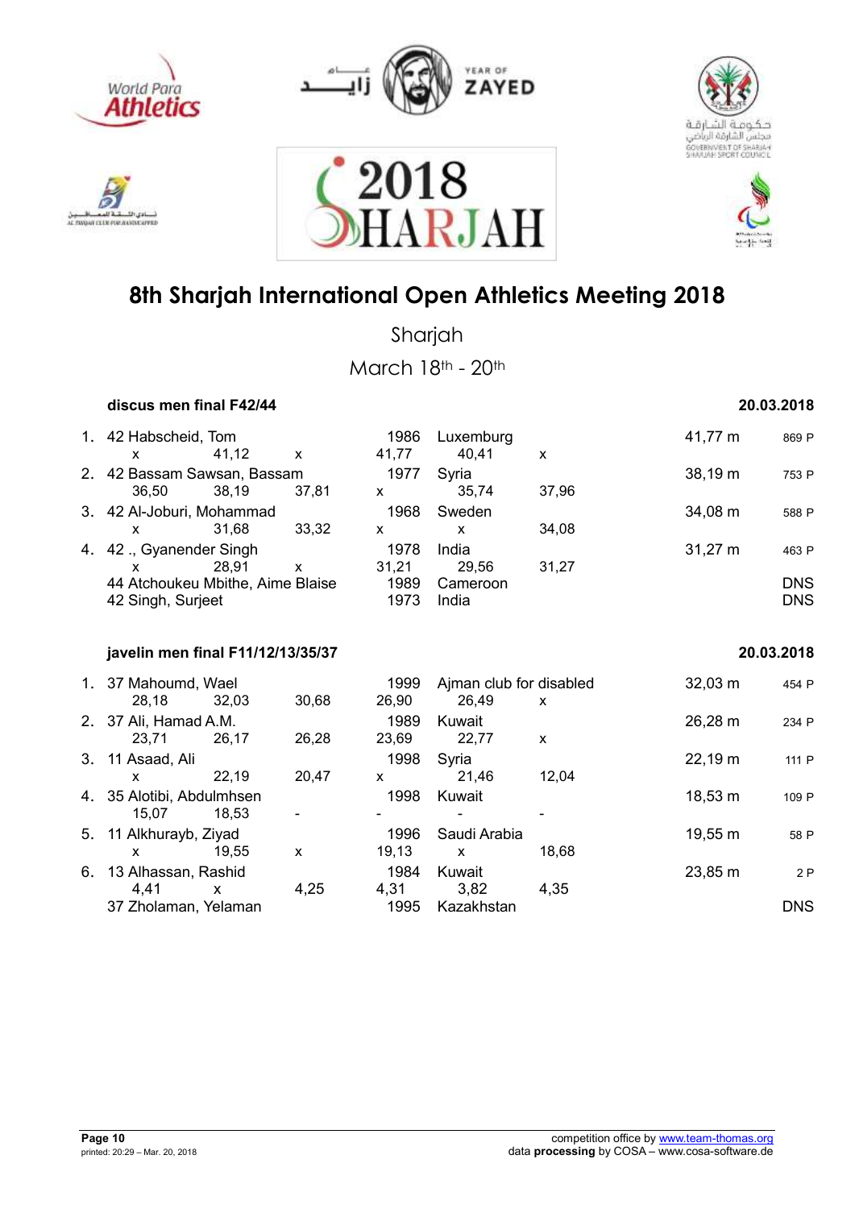# 8th Sharjah International Open Athletics Meeting 2018

Sharjah

March 18th - 20th

### discus men final F42/44 — 20.03.2018

| Rank | Name | Year | Country | Result | Points |
|---|---|---|---|---|---|
| 1. | 42 Habscheid, Tom | 1986 | Luxemburg | 41,77 m | 869 P |
| | x · 41,12 · x · 41,77 · 40,41 · x | | | | |
| 2. | 42 Bassam Sawsan, Bassam | 1977 | Syria | 38,19 m | 753 P |
| | 36,50 · 38,19 · 37,81 · x · 35,74 · 37,96 | | | | |
| 3. | 42 Al-Joburi, Mohammad | 1968 | Sweden | 34,08 m | 588 P |
| | x · 31,68 · 33,32 · x · x · 34,08 | | | | |
| 4. | 42 ., Gyanender Singh | 1978 | India | 31,27 m | 463 P |
| | x · 28,91 · x · 31,21 · 29,56 · 31,27 | | | | |
| | 44 Atchoukeu Mbithe, Aime Blaise | 1989 | Cameroon | | DNS |
| | 42 Singh, Surjeet | 1973 | India | | DNS |

### javelin men final F11/12/13/35/37 — 20.03.2018

| Rank | Name | Year | Country | Result | Points |
|---|---|---|---|---|---|
| 1. | 37 Mahoumd, Wael | 1999 | Ajman club for disabled | 32,03 m | 454 P |
| | 28,18 · 32,03 · 30,68 · 26,90 · 26,49 · x | | | | |
| 2. | 37 Ali, Hamad A.M. | 1989 | Kuwait | 26,28 m | 234 P |
| | 23,71 · 26,17 · 26,28 · 23,69 · 22,77 · x | | | | |
| 3. | 11 Asaad, Ali | 1998 | Syria | 22,19 m | 111 P |
| | x · 22,19 · 20,47 · x · 21,46 · 12,04 | | | | |
| 4. | 35 Alotibi, Abdulmhsen | 1998 | Kuwait | 18,53 m | 109 P |
| | 15,07 · 18,53 · - · - · - · - | | | | |
| 5. | 11 Alkhurayb, Ziyad | 1996 | Saudi Arabia | 19,55 m | 58 P |
| | x · 19,55 · x · 19,13 · x · 18,68 | | | | |
| 6. | 13 Alhassan, Rashid | 1984 | Kuwait | 23,85 m | 2 P |
| | 4,41 · x · 4,25 · 4,31 · 3,82 · 4,35 | | | | |
| | 37 Zholaman, Yelaman | 1995 | Kazakhstan | | DNS |

printed: 20:29 – Mar. 20, 2018

competition office by www.team-thomas.org
data **processing** by COSA – www.cosa-software.de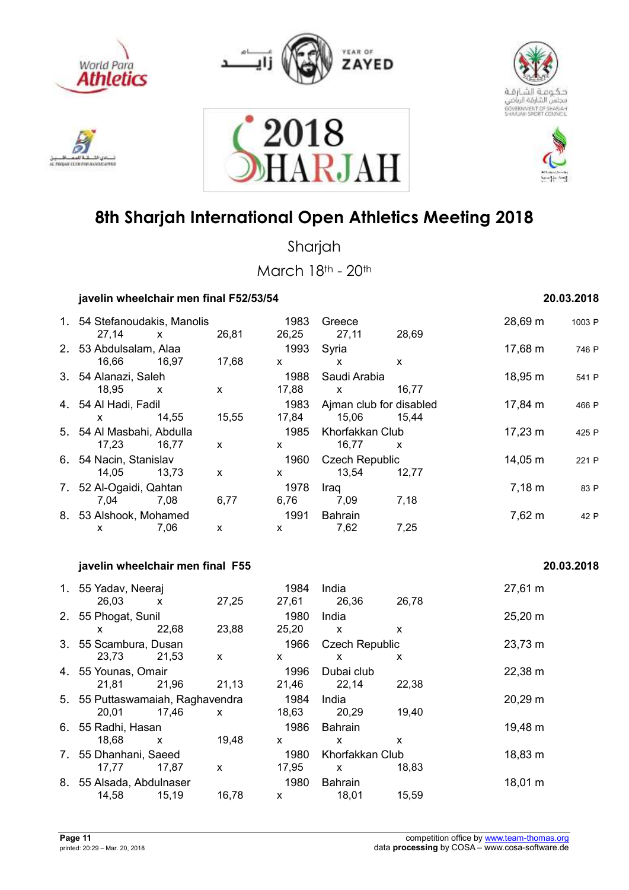# 8th Sharjah International Open Athletics Meeting 2018

Sharjah

March 18th - 20th

### javelin wheelchair men final F52/53/54 — 20.03.2018

| Rank | Class | Name | Year | Club/Country | Result | Points |
|---|---|---|---|---|---|---|
| 1. | 54 | Stefanoudakis, Manolis | 1983 | Greece | 28,69 m | 1003 P |
| | | 27,14 x 26,81 26,25 27,11 28,69 | | | | |
| 2. | 53 | Abdulsalam, Alaa | 1993 | Syria | 17,68 m | 746 P |
| | | 16,66 16,97 17,68 x x x | | | | |
| 3. | 54 | Alanazi, Saleh | 1988 | Saudi Arabia | 18,95 m | 541 P |
| | | 18,95 x x 17,88 x 16,77 | | | | |
| 4. | 54 | Al Hadi, Fadil | 1983 | Ajman club for disabled | 17,84 m | 466 P |
| | | x 14,55 15,55 17,84 15,06 15,44 | | | | |
| 5. | 54 | Al Masbahi, Abdulla | 1985 | Khorfakkan Club | 17,23 m | 425 P |
| | | 17,23 16,77 x x 16,77 x | | | | |
| 6. | 54 | Nacin, Stanislav | 1960 | Czech Republic | 14,05 m | 221 P |
| | | 14,05 13,73 x x 13,54 12,77 | | | | |
| 7. | 52 | Al-Ogaidi, Qahtan | 1978 | Iraq | 7,18 m | 83 P |
| | | 7,04 7,08 6,77 6,76 7,09 7,18 | | | | |
| 8. | 53 | Alshook, Mohamed | 1991 | Bahrain | 7,62 m | 42 P |
| | | x 7,06 x x 7,62 7,25 | | | | |

### javelin wheelchair men final F55 — 20.03.2018

| Rank | Class | Name | Year | Club/Country | Result |
|---|---|---|---|---|---|
| 1. | 55 | Yadav, Neeraj | 1984 | India | 27,61 m |
| | | 26,03 x 27,25 27,61 26,36 26,78 | | | |
| 2. | 55 | Phogat, Sunil | 1980 | India | 25,20 m |
| | | x 22,68 23,88 25,20 x x | | | |
| 3. | 55 | Scambura, Dusan | 1966 | Czech Republic | 23,73 m |
| | | 23,73 21,53 x x x x | | | |
| 4. | 55 | Younas, Omair | 1996 | Dubai club | 22,38 m |
| | | 21,81 21,96 21,13 21,46 22,14 22,38 | | | |
| 5. | 55 | Puttaswamaiah, Raghavendra | 1984 | India | 20,29 m |
| | | 20,01 17,46 x 18,63 20,29 19,40 | | | |
| 6. | 55 | Radhi, Hasan | 1986 | Bahrain | 19,48 m |
| | | 18,68 x 19,48 x x x | | | |
| 7. | 55 | Dhanhani, Saeed | 1980 | Khorfakkan Club | 18,83 m |
| | | 17,77 17,87 x 17,95 x 18,83 | | | |
| 8. | 55 | Alsada, Abdulnaser | 1980 | Bahrain | 18,01 m |
| | | 14,58 15,19 16,78 x 18,01 15,59 | | | |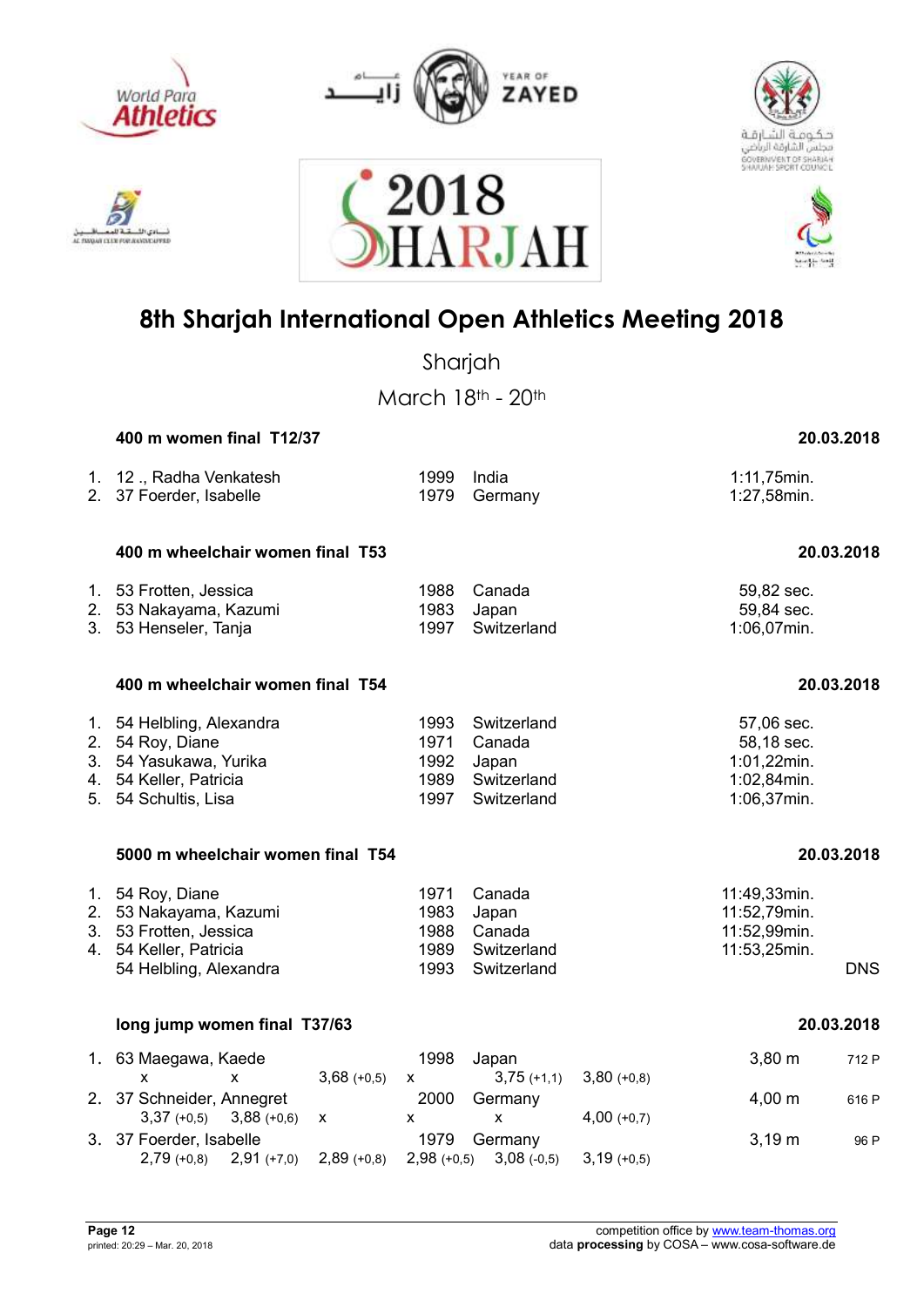# 8th Sharjah International Open Athletics Meeting 2018

Sharjah

March 18th - 20th

### 400 m women final T12/37 — 20.03.2018

| | | | | |
|---|---|---|---|---|
| 1. | 12 ., Radha Venkatesh | 1999 | India | 1:11,75min. |
| 2. | 37 Foerder, Isabelle | 1979 | Germany | 1:27,58min. |

### 400 m wheelchair women final T53 — 20.03.2018

| | | | | |
|---|---|---|---|---|
| 1. | 53 Frotten, Jessica | 1988 | Canada | 59,82 sec. |
| 2. | 53 Nakayama, Kazumi | 1983 | Japan | 59,84 sec. |
| 3. | 53 Henseler, Tanja | 1997 | Switzerland | 1:06,07min. |

### 400 m wheelchair women final T54 — 20.03.2018

| | | | | |
|---|---|---|---|---|
| 1. | 54 Helbling, Alexandra | 1993 | Switzerland | 57,06 sec. |
| 2. | 54 Roy, Diane | 1971 | Canada | 58,18 sec. |
| 3. | 54 Yasukawa, Yurika | 1992 | Japan | 1:01,22min. |
| 4. | 54 Keller, Patricia | 1989 | Switzerland | 1:02,84min. |
| 5. | 54 Schultis, Lisa | 1997 | Switzerland | 1:06,37min. |

### 5000 m wheelchair women final T54 — 20.03.2018

| | | | | |
|---|---|---|---|---|
| 1. | 54 Roy, Diane | 1971 | Canada | 11:49,33min. |
| 2. | 53 Nakayama, Kazumi | 1983 | Japan | 11:52,79min. |
| 3. | 53 Frotten, Jessica | 1988 | Canada | 11:52,99min. |
| 4. | 54 Keller, Patricia | 1989 | Switzerland | 11:53,25min. |
| | 54 Helbling, Alexandra | 1993 | Switzerland | DNS |

### long jump women final T37/63 — 20.03.2018

| | | | | | |
|---|---|---|---|---|---|
| 1. | 63 Maegawa, Kaede | 1998 | Japan | 3,80 m | 712 P |
| | x / x / 3,68 (+0,5) / x / 3,75 (+1,1) / 3,80 (+0,8) | | | | |
| 2. | 37 Schneider, Annegret | 2000 | Germany | 4,00 m | 616 P |
| | 3,37 (+0,5) / 3,88 (+0,6) / x / x / x / 4,00 (+0,7) | | | | |
| 3. | 37 Foerder, Isabelle | 1979 | Germany | 3,19 m | 96 P |
| | 2,79 (+0,8) / 2,91 (+7,0) / 2,89 (+0,8) / 2,98 (+0,5) / 3,08 (-0,5) / 3,19 (+0,5) | | | | |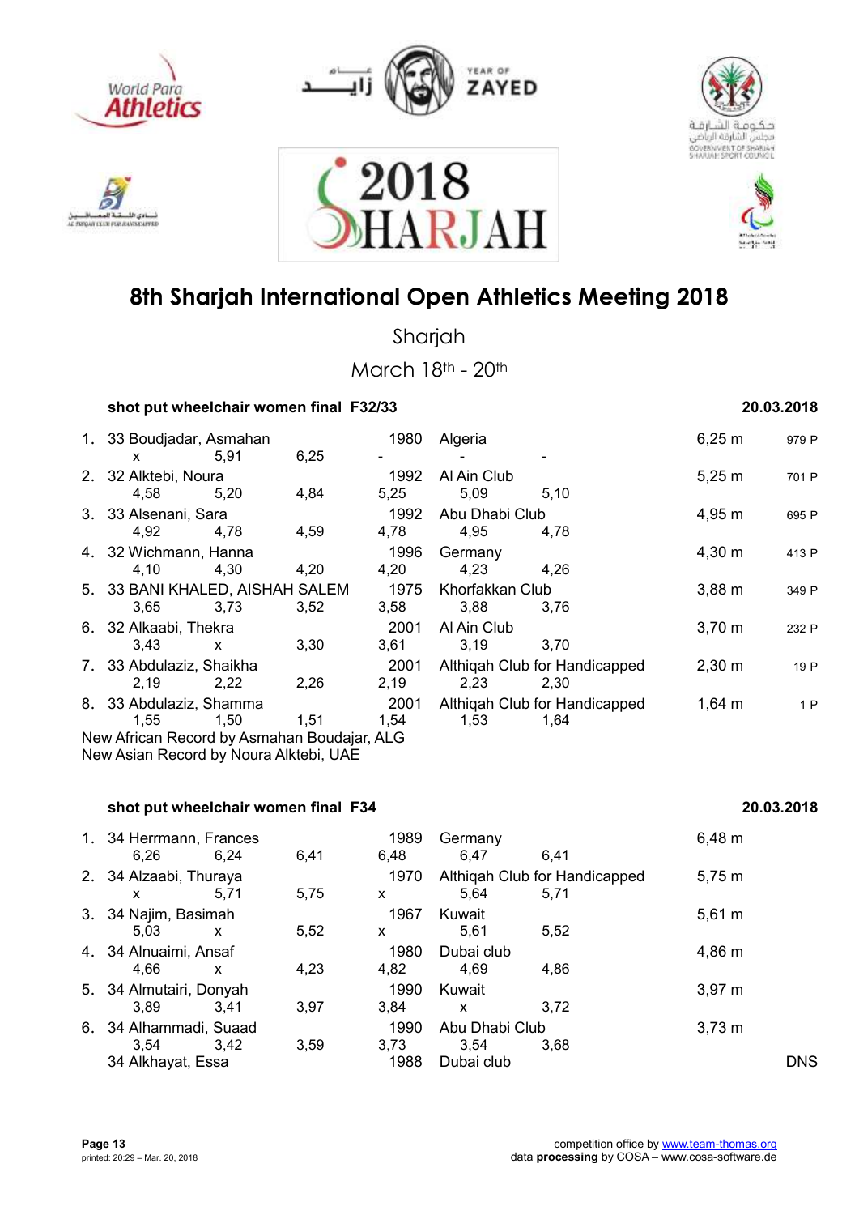# 8th Sharjah International Open Athletics Meeting 2018

Sharjah

March 18th - 20th

### shot put wheelchair women final F32/33 — 20.03.2018

| Rank | Class | Name | Year | Club/Country | Result | Points |
|---|---|---|---|---|---|---|
| 1. | 33 | Boudjadar, Asmahan | 1980 | Algeria | 6,25 m | 979 P |
| | | x / 5,91 / 6,25 / - / - / - | | | | |
| 2. | 32 | Alktebi, Noura | 1992 | Al Ain Club | 5,25 m | 701 P |
| | | 4,58 / 5,20 / 4,84 / 5,25 / 5,09 / 5,10 | | | | |
| 3. | 33 | Alsenani, Sara | 1992 | Abu Dhabi Club | 4,95 m | 695 P |
| | | 4,92 / 4,78 / 4,59 / 4,78 / 4,95 / 4,78 | | | | |
| 4. | 32 | Wichmann, Hanna | 1996 | Germany | 4,30 m | 413 P |
| | | 4,10 / 4,30 / 4,20 / 4,20 / 4,23 / 4,26 | | | | |
| 5. | 33 | BANI KHALED, AISHAH SALEM | 1975 | Khorfakkan Club | 3,88 m | 349 P |
| | | 3,65 / 3,73 / 3,52 / 3,58 / 3,88 / 3,76 | | | | |
| 6. | 32 | Alkaabi, Thekra | 2001 | Al Ain Club | 3,70 m | 232 P |
| | | 3,43 / x / 3,30 / 3,61 / 3,19 / 3,70 | | | | |
| 7. | 33 | Abdulaziz, Shaikha | 2001 | Althiqah Club for Handicapped | 2,30 m | 19 P |
| | | 2,19 / 2,22 / 2,26 / 2,19 / 2,23 / 2,30 | | | | |
| 8. | 33 | Abdulaziz, Shamma | 2001 | Althiqah Club for Handicapped | 1,64 m | 1 P |
| | | 1,55 / 1,50 / 1,51 / 1,54 / 1,53 / 1,64 | | | | |

New African Record by Asmahan Boudajar, ALG
New Asian Record by Noura Alktebi, UAE

### shot put wheelchair women final F34 — 20.03.2018

| Rank | Class | Name | Year | Club/Country | Result |
|---|---|---|---|---|---|
| 1. | 34 | Herrmann, Frances | 1989 | Germany | 6,48 m |
| | | 6,26 / 6,24 / 6,41 / 6,48 / 6,47 / 6,41 | | | |
| 2. | 34 | Alzaabi, Thuraya | 1970 | Althiqah Club for Handicapped | 5,75 m |
| | | x / 5,71 / 5,75 / x / 5,64 / 5,71 | | | |
| 3. | 34 | Najim, Basimah | 1967 | Kuwait | 5,61 m |
| | | 5,03 / x / 5,52 / x / 5,61 / 5,52 | | | |
| 4. | 34 | Alnuaimi, Ansaf | 1980 | Dubai club | 4,86 m |
| | | 4,66 / x / 4,23 / 4,82 / 4,69 / 4,86 | | | |
| 5. | 34 | Almutairi, Donyah | 1990 | Kuwait | 3,97 m |
| | | 3,89 / 3,41 / 3,97 / 3,84 / x / 3,72 | | | |
| 6. | 34 | Alhammadi, Suaad | 1990 | Abu Dhabi Club | 3,73 m |
| | | 3,54 / 3,42 / 3,59 / 3,73 / 3,54 / 3,68 | | | |
| | 34 | Alkhayat, Essa | 1988 | Dubai club | DNS |

printed: 20:29 – Mar. 20, 2018

competition office by www.team-thomas.org
data **processing** by COSA – www.cosa-software.de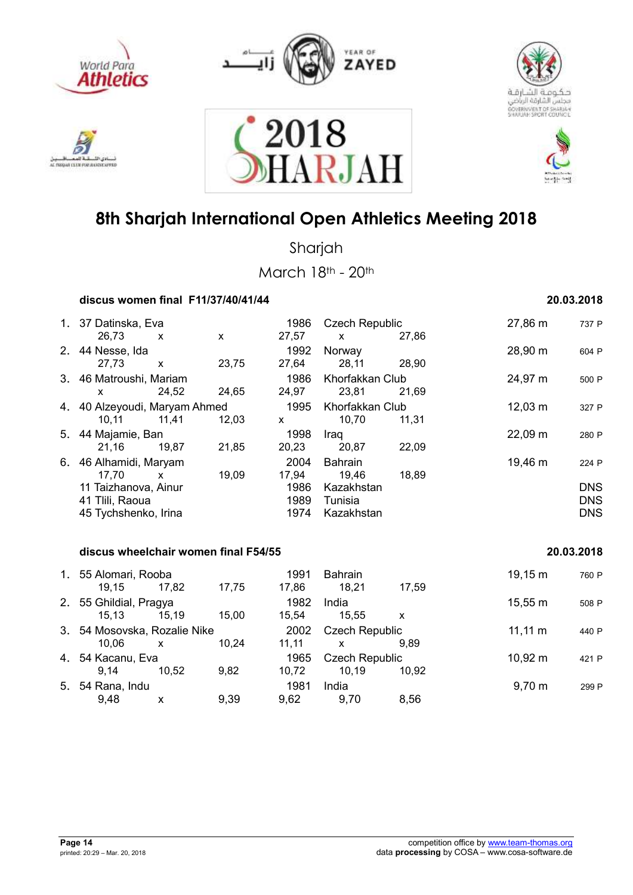# 8th Sharjah International Open Athletics Meeting 2018

Sharjah

March 18th - 20th

### discus women final F11/37/40/41/44 — 20.03.2018

| Rank | Class, Name | | | Year | Country | | Result | Points |
|---|---|---|---|---|---|---|---|---|
| 1. | 37 Datinska, Eva | | | 1986 | Czech Republic | | 27,86 m | 737 P |
| | 26,73 | x | x | 27,57 | x | 27,86 | | |
| 2. | 44 Nesse, Ida | | | 1992 | Norway | | 28,90 m | 604 P |
| | 27,73 | x | 23,75 | 27,64 | 28,11 | 28,90 | | |
| 3. | 46 Matroushi, Mariam | | | 1986 | Khorfakkan Club | | 24,97 m | 500 P |
| | x | 24,52 | 24,65 | 24,97 | 23,81 | 21,69 | | |
| 4. | 40 Alzeyoudi, Maryam Ahmed | | | 1995 | Khorfakkan Club | | 12,03 m | 327 P |
| | 10,11 | 11,41 | 12,03 | x | 10,70 | 11,31 | | |
| 5. | 44 Majamie, Ban | | | 1998 | Iraq | | 22,09 m | 280 P |
| | 21,16 | 19,87 | 21,85 | 20,23 | 20,87 | 22,09 | | |
| 6. | 46 Alhamidi, Maryam | | | 2004 | Bahrain | | 19,46 m | 224 P |
| | 17,70 | x | 19,09 | 17,94 | 19,46 | 18,89 | | |
| | 11 Taizhanova, Ainur | | | 1986 | Kazakhstan | | | DNS |
| | 41 Tlili, Raoua | | | 1989 | Tunisia | | | DNS |
| | 45 Tychshenko, Irina | | | 1974 | Kazakhstan | | | DNS |

### discus wheelchair women final F54/55 — 20.03.2018

| Rank | Class, Name | | | Year | Country | | Result | Points |
|---|---|---|---|---|---|---|---|---|
| 1. | 55 Alomari, Rooba | | | 1991 | Bahrain | | 19,15 m | 760 P |
| | 19,15 | 17,82 | 17,75 | 17,86 | 18,21 | 17,59 | | |
| 2. | 55 Ghildial, Pragya | | | 1982 | India | | 15,55 m | 508 P |
| | 15,13 | 15,19 | 15,00 | 15,54 | 15,55 | x | | |
| 3. | 54 Mosovska, Rozalie Nike | | | 2002 | Czech Republic | | 11,11 m | 440 P |
| | 10,06 | x | 10,24 | 11,11 | x | 9,89 | | |
| 4. | 54 Kacanu, Eva | | | 1965 | Czech Republic | | 10,92 m | 421 P |
| | 9,14 | 10,52 | 9,82 | 10,72 | 10,19 | 10,92 | | |
| 5. | 54 Rana, Indu | | | 1981 | India | | 9,70 m | 299 P |
| | 9,48 | x | 9,39 | 9,62 | 9,70 | 8,56 | | |

printed: 20:29 – Mar. 20, 2018

competition office by www.team-thomas.org
data **processing** by COSA – www.cosa-software.de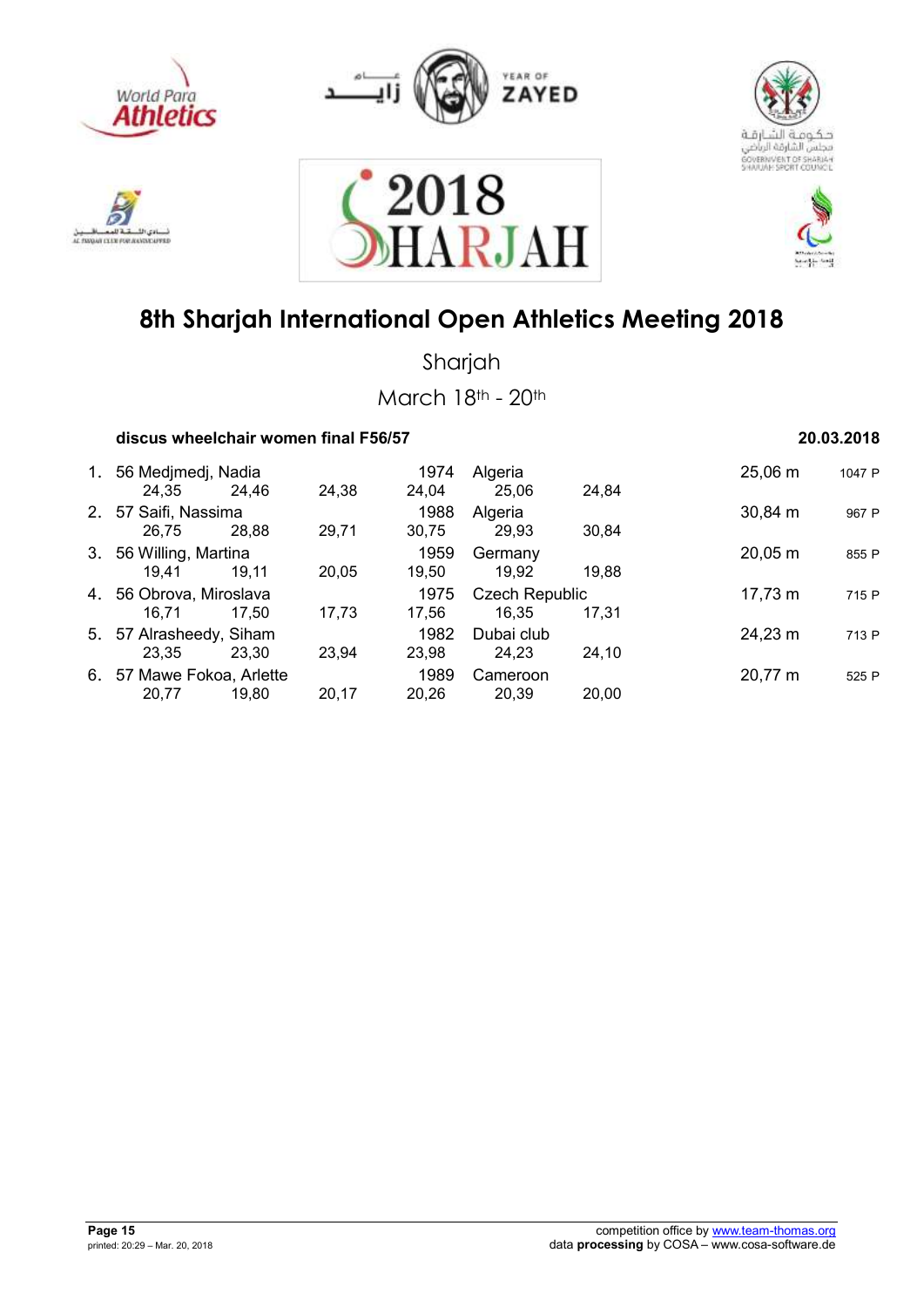# 8th Sharjah International Open Athletics Meeting 2018

Sharjah

March 18th - 20th

**discus wheelchair women final F56/57** **20.03.2018**

| | | | | | | | | |
|---|---|---|---|---|---|---|---|---|
| 1. | 56 Medjmedj, Nadia | | 1974 | Algeria | | | 25,06 m | 1047 P |
| | 24,35 | 24,46 | 24,38 | 24,04 | 25,06 | 24,84 | | |
| 2. | 57 Saifi, Nassima | | 1988 | Algeria | | | 30,84 m | 967 P |
| | 26,75 | 28,88 | 29,71 | 30,75 | 29,93 | 30,84 | | |
| 3. | 56 Willing, Martina | | 1959 | Germany | | | 20,05 m | 855 P |
| | 19,41 | 19,11 | 20,05 | 19,50 | 19,92 | 19,88 | | |
| 4. | 56 Obrova, Miroslava | | 1975 | Czech Republic | | | 17,73 m | 715 P |
| | 16,71 | 17,50 | 17,73 | 17,56 | 16,35 | 17,31 | | |
| 5. | 57 Alrasheedy, Siham | | 1982 | Dubai club | | | 24,23 m | 713 P |
| | 23,35 | 23,30 | 23,94 | 23,98 | 24,23 | 24,10 | | |
| 6. | 57 Mawe Fokoa, Arlette | | 1989 | Cameroon | | | 20,77 m | 525 P |
| | 20,77 | 19,80 | 20,17 | 20,26 | 20,39 | 20,00 | | |

competition office by www.team-thomas.org
data **processing** by COSA – www.cosa-software.de